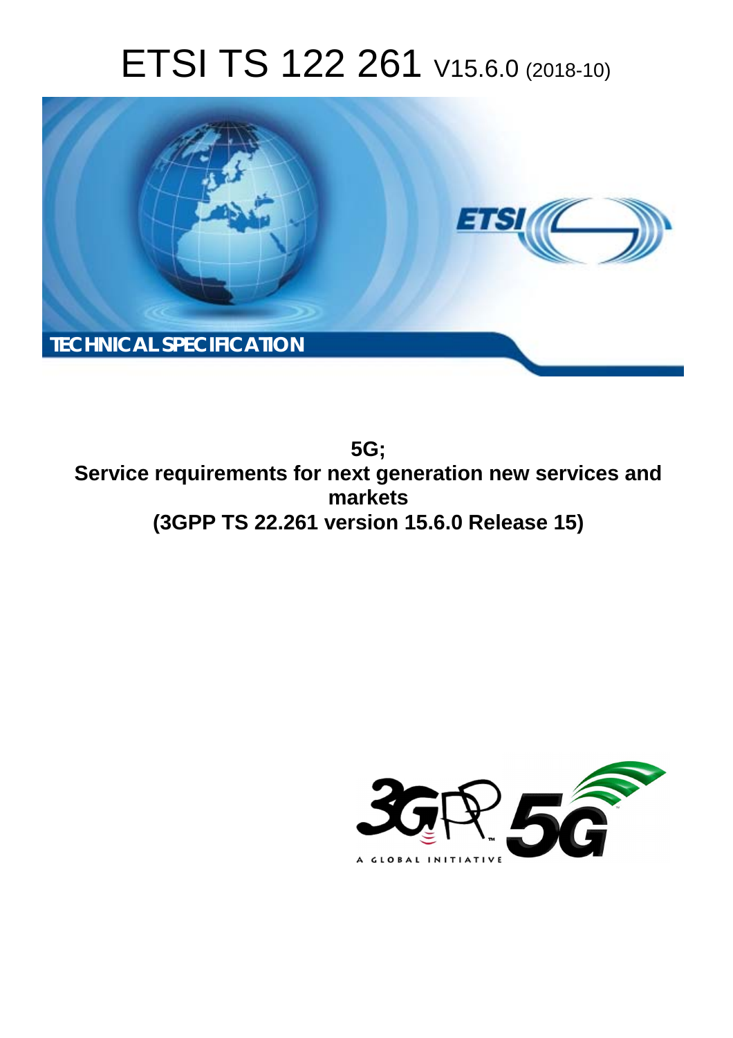# ETSI TS 122 261 V15.6.0 (2018-10)

TECHNICAL SPECIFICATION

**5G;**
**Service requirements for next generation new services and markets**
**(3GPP TS 22.261 version 15.6.0 Release 15)**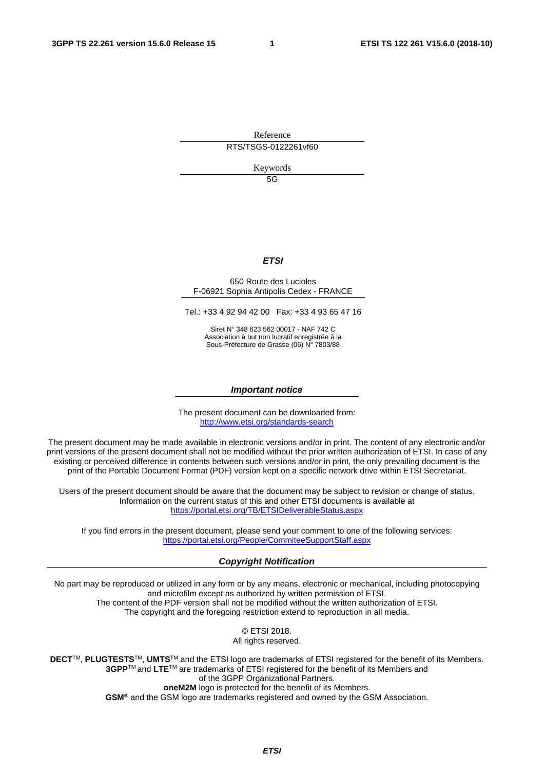Reference

RTS/TSGS-0122261vf60

Keywords

5G

***ETSI***

650 Route des Lucioles
F-06921 Sophia Antipolis Cedex - FRANCE

Tel.: +33 4 92 94 42 00 Fax: +33 4 93 65 47 16

Siret N° 348 623 562 00017 - NAF 742 C
Association à but non lucratif enregistrée à la
Sous-Préfecture de Grasse (06) N° 7803/88

***Important notice***

The present document can be downloaded from:
http://www.etsi.org/standards-search

The present document may be made available in electronic versions and/or in print. The content of any electronic and/or print versions of the present document shall not be modified without the prior written authorization of ETSI. In case of any existing or perceived difference in contents between such versions and/or in print, the only prevailing document is the print of the Portable Document Format (PDF) version kept on a specific network drive within ETSI Secretariat.

Users of the present document should be aware that the document may be subject to revision or change of status. Information on the current status of this and other ETSI documents is available at
https://portal.etsi.org/TB/ETSIDeliverableStatus.aspx

If you find errors in the present document, please send your comment to one of the following services:
https://portal.etsi.org/People/CommiteeSupportStaff.aspx

***Copyright Notification***

No part may be reproduced or utilized in any form or by any means, electronic or mechanical, including photocopying and microfilm except as authorized by written permission of ETSI.
The content of the PDF version shall not be modified without the written authorization of ETSI.
The copyright and the foregoing restriction extend to reproduction in all media.

© ETSI 2018.
All rights reserved.

**DECT**™, **PLUGTESTS**™, **UMTS**™ and the ETSI logo are trademarks of ETSI registered for the benefit of its Members.
**3GPP**™ and **LTE**™ are trademarks of ETSI registered for the benefit of its Members and of the 3GPP Organizational Partners.
**oneM2M** logo is protected for the benefit of its Members.
**GSM**® and the GSM logo are trademarks registered and owned by the GSM Association.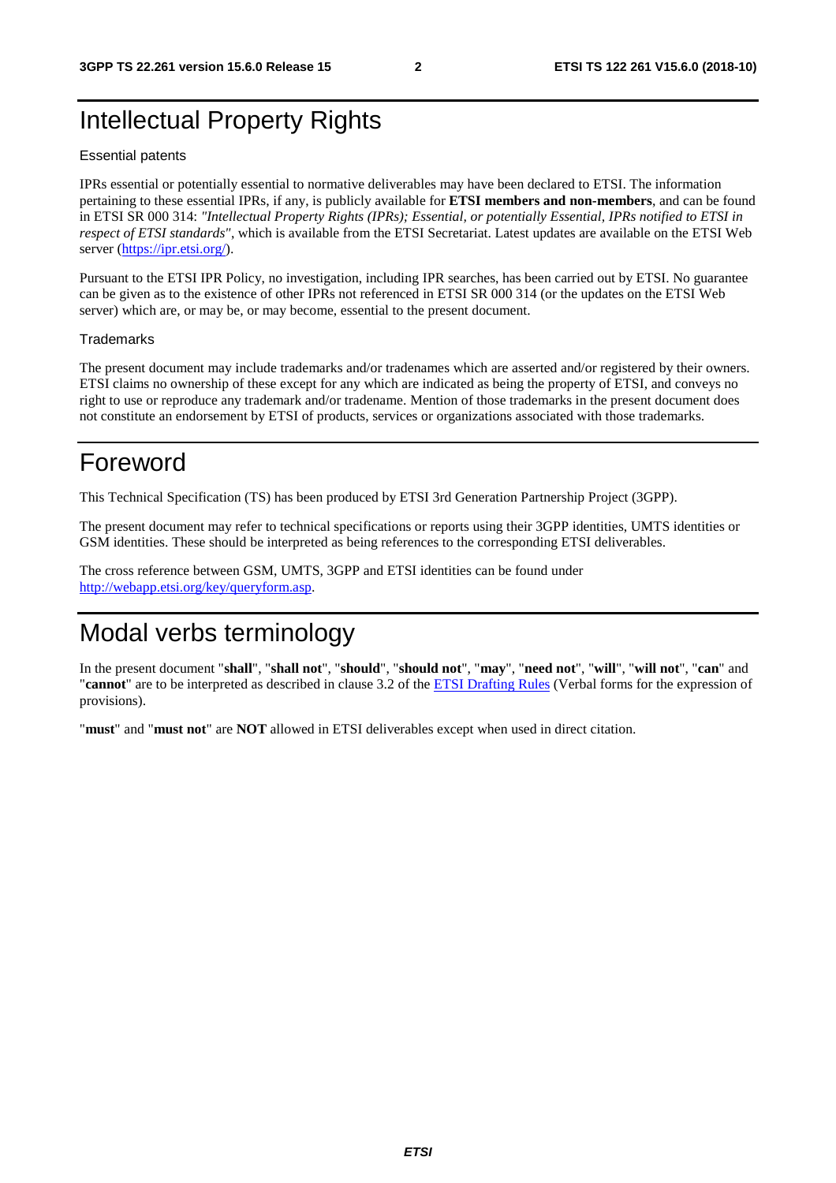# Intellectual Property Rights

Essential patents

IPRs essential or potentially essential to normative deliverables may have been declared to ETSI. The information pertaining to these essential IPRs, if any, is publicly available for **ETSI members and non-members**, and can be found in ETSI SR 000 314: *"Intellectual Property Rights (IPRs); Essential, or potentially Essential, IPRs notified to ETSI in respect of ETSI standards"*, which is available from the ETSI Secretariat. Latest updates are available on the ETSI Web server (https://ipr.etsi.org/).

Pursuant to the ETSI IPR Policy, no investigation, including IPR searches, has been carried out by ETSI. No guarantee can be given as to the existence of other IPRs not referenced in ETSI SR 000 314 (or the updates on the ETSI Web server) which are, or may be, or may become, essential to the present document.

Trademarks

The present document may include trademarks and/or tradenames which are asserted and/or registered by their owners. ETSI claims no ownership of these except for any which are indicated as being the property of ETSI, and conveys no right to use or reproduce any trademark and/or tradename. Mention of those trademarks in the present document does not constitute an endorsement by ETSI of products, services or organizations associated with those trademarks.

# Foreword

This Technical Specification (TS) has been produced by ETSI 3rd Generation Partnership Project (3GPP).

The present document may refer to technical specifications or reports using their 3GPP identities, UMTS identities or GSM identities. These should be interpreted as being references to the corresponding ETSI deliverables.

The cross reference between GSM, UMTS, 3GPP and ETSI identities can be found under http://webapp.etsi.org/key/queryform.asp.

# Modal verbs terminology

In the present document "**shall**", "**shall not**", "**should**", "**should not**", "**may**", "**need not**", "**will**", "**will not**", "**can**" and "**cannot**" are to be interpreted as described in clause 3.2 of the ETSI Drafting Rules (Verbal forms for the expression of provisions).

"**must**" and "**must not**" are **NOT** allowed in ETSI deliverables except when used in direct citation.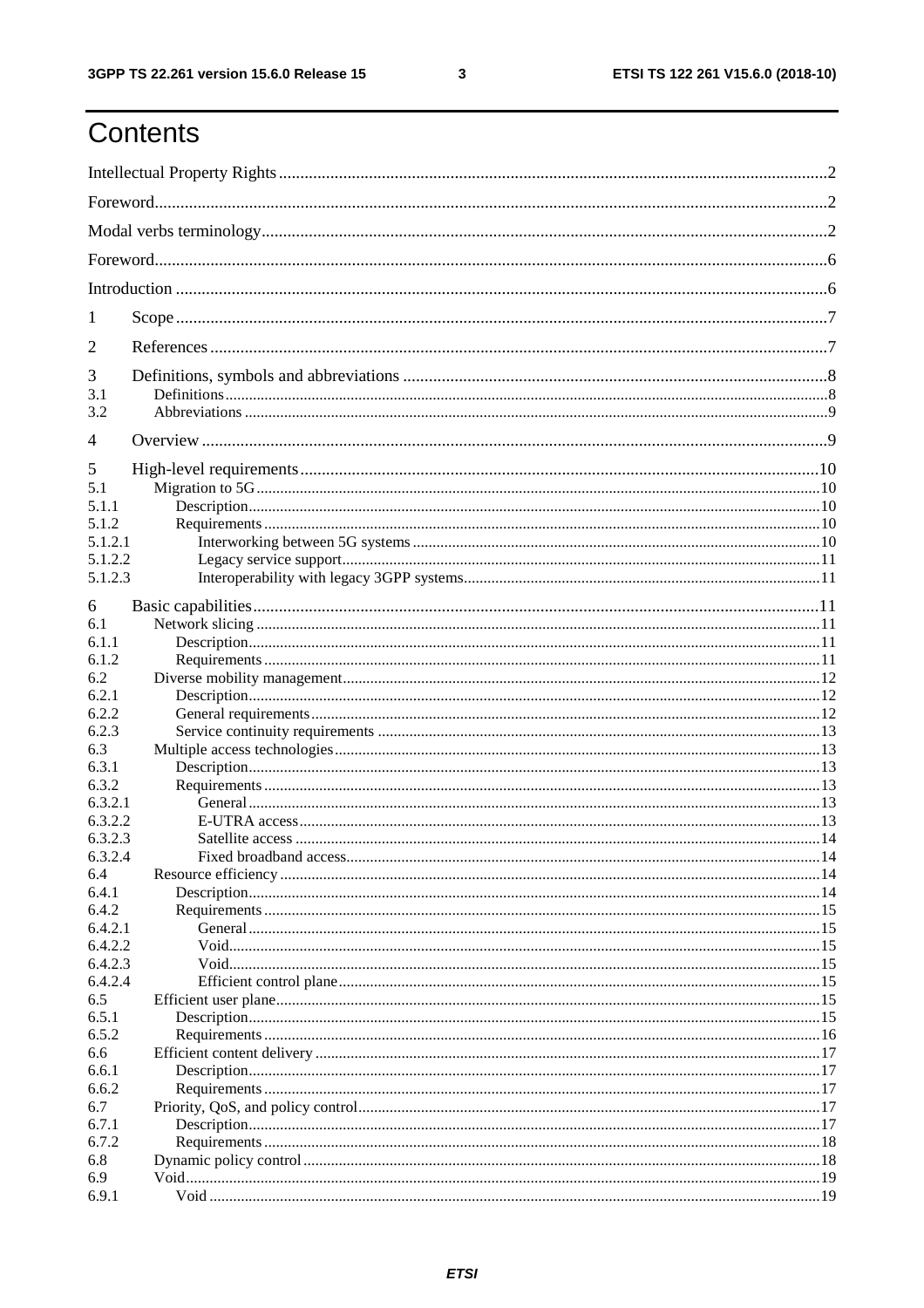# Contents

Intellectual Property Rights ........................................................................................................................2
Foreword.......................................................................................................................................................2
Modal verbs terminology..............................................................................................................................2
Foreword.......................................................................................................................................................6
Introduction ..................................................................................................................................................6

1 Scope ........................................................................................................................................................7

2 References .................................................................................................................................................7

3 Definitions, symbols and abbreviations ....................................................................................................8
3.1 Definitions..................................................................................................................................................8
3.2 Abbreviations .............................................................................................................................................9

4 Overview ...................................................................................................................................................9

5 High-level requirements.........................................................................................................................10
5.1 Migration to 5G.......................................................................................................................................10
5.1.1 Description.............................................................................................................................................10
5.1.2 Requirements .........................................................................................................................................10
5.1.2.1 Interworking between 5G systems .....................................................................................................10
5.1.2.2 Legacy service support.......................................................................................................................11
5.1.2.3 Interoperability with legacy 3GPP systems.........................................................................................11

6 Basic capabilities....................................................................................................................................11
6.1 Network slicing .......................................................................................................................................11
6.1.1 Description.............................................................................................................................................11
6.1.2 Requirements .........................................................................................................................................11
6.2 Diverse mobility management.................................................................................................................12
6.2.1 Description.............................................................................................................................................12
6.2.2 General requirements.............................................................................................................................12
6.2.3 Service continuity requirements ............................................................................................................13
6.3 Multiple access technologies...................................................................................................................13
6.3.1 Description.............................................................................................................................................13
6.3.2 Requirements .........................................................................................................................................13
6.3.2.1 General ...............................................................................................................................................13
6.3.2.2 E-UTRA access..................................................................................................................................13
6.3.2.3 Satellite access ...................................................................................................................................14
6.3.2.4 Fixed broadband access......................................................................................................................14
6.4 Resource efficiency .................................................................................................................................14
6.4.1 Description.............................................................................................................................................14
6.4.2 Requirements .........................................................................................................................................15
6.4.2.1 General ...............................................................................................................................................15
6.4.2.2 Void....................................................................................................................................................15
6.4.2.3 Void....................................................................................................................................................15
6.4.2.4 Efficient control plane........................................................................................................................15
6.5 Efficient user plane..................................................................................................................................15
6.5.1 Description.............................................................................................................................................15
6.5.2 Requirements .........................................................................................................................................16
6.6 Efficient content delivery ........................................................................................................................17
6.6.1 Description.............................................................................................................................................17
6.6.2 Requirements .........................................................................................................................................17
6.7 Priority, QoS, and policy control.............................................................................................................17
6.7.1 Description.............................................................................................................................................17
6.7.2 Requirements .........................................................................................................................................18
6.8 Dynamic policy control ...........................................................................................................................18
6.9 Void.........................................................................................................................................................19
6.9.1 Void .......................................................................................................................................................19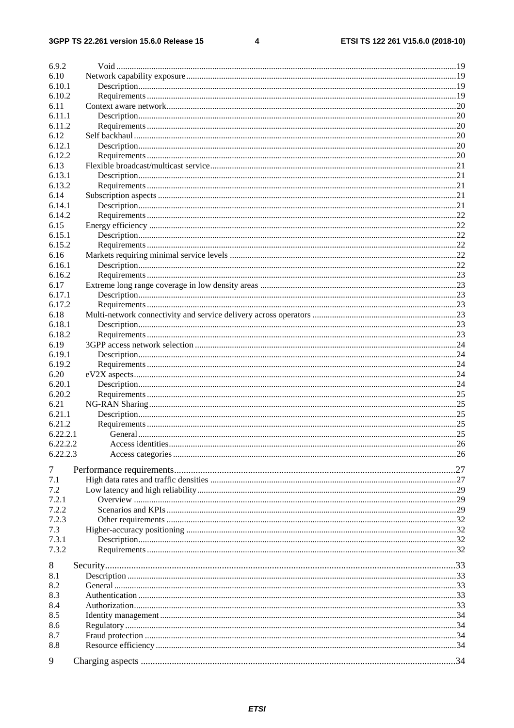6.9.2 Void ....................................................................................................................................................19
6.10 Network capability exposure ...........................................................................................................19
6.10.1 Description.........................................................................................................................................19
6.10.2 Requirements .....................................................................................................................................19
6.11 Context aware network .....................................................................................................................20
6.11.1 Description.........................................................................................................................................20
6.11.2 Requirements .....................................................................................................................................20
6.12 Self backhaul ......................................................................................................................................20
6.12.1 Description.........................................................................................................................................20
6.12.2 Requirements .....................................................................................................................................20
6.13 Flexible broadcast/multicast service ..................................................................................................21
6.13.1 Description.........................................................................................................................................21
6.13.2 Requirements .....................................................................................................................................21
6.14 Subscription aspects ..........................................................................................................................21
6.14.1 Description.........................................................................................................................................21
6.14.2 Requirements .....................................................................................................................................22
6.15 Energy efficiency ..............................................................................................................................22
6.15.1 Description.........................................................................................................................................22
6.15.2 Requirements .....................................................................................................................................22
6.16 Markets requiring minimal service levels .........................................................................................22
6.16.1 Description.........................................................................................................................................22
6.16.2 Requirements .....................................................................................................................................23
6.17 Extreme long range coverage in low density areas ...........................................................................23
6.17.1 Description.........................................................................................................................................23
6.17.2 Requirements .....................................................................................................................................23
6.18 Multi-network connectivity and service delivery across operators ...................................................23
6.18.1 Description.........................................................................................................................................23
6.18.2 Requirements .....................................................................................................................................23
6.19 3GPP access network selection .........................................................................................................24
6.19.1 Description.........................................................................................................................................24
6.19.2 Requirements .....................................................................................................................................24
6.20 eV2X aspects ......................................................................................................................................24
6.20.1 Description.........................................................................................................................................24
6.20.2 Requirements .....................................................................................................................................25
6.21 NG-RAN Sharing ..............................................................................................................................25
6.21.1 Description.........................................................................................................................................25
6.21.2 Requirements .....................................................................................................................................25
6.22.2.1 General ...........................................................................................................................................25
6.22.2.2 Access identities .............................................................................................................................26
6.22.2.3 Access categories ...........................................................................................................................26

7 Performance requirements.....................................................................................................................27
7.1 High data rates and traffic densities ..................................................................................................27
7.2 Low latency and high reliability ........................................................................................................29
7.2.1 Overview ...........................................................................................................................................29
7.2.2 Scenarios and KPIs ............................................................................................................................29
7.2.3 Other requirements ............................................................................................................................32
7.3 Higher-accuracy positioning .............................................................................................................32
7.3.1 Description.........................................................................................................................................32
7.3.2 Requirements .....................................................................................................................................32

8 Security...................................................................................................................................................33
8.1 Description ........................................................................................................................................33
8.2 General ..............................................................................................................................................33
8.3 Authentication ...................................................................................................................................33
8.4 Authorization .....................................................................................................................................33
8.5 Identity management .........................................................................................................................34
8.6 Regulatory .........................................................................................................................................34
8.7 Fraud protection ................................................................................................................................34
8.8 Resource efficiency ...........................................................................................................................34

9 Charging aspects ...................................................................................................................................34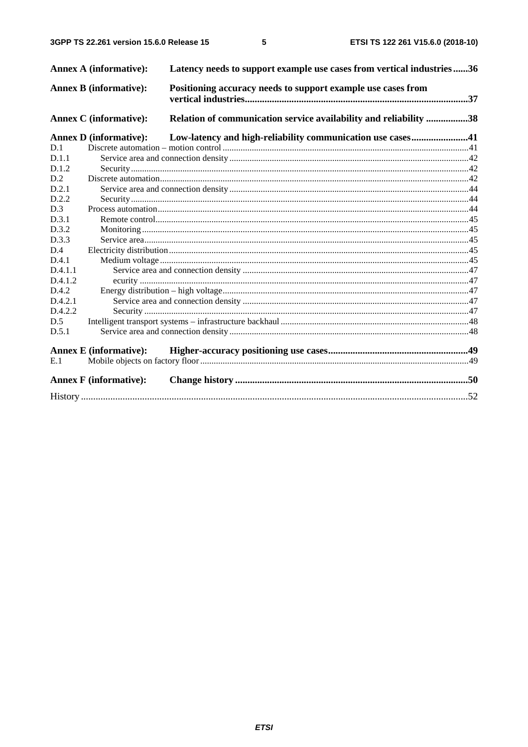**Annex A (informative): Latency needs to support example use cases from vertical industries......36**

**Annex B (informative): Positioning accuracy needs to support example use cases from vertical industries..........................................................................................37**

**Annex C (informative): Relation of communication service availability and reliability .................38**

**Annex D (informative): Low-latency and high-reliability communication use cases.......................41**

D.1 Discrete automation – motion control .............................................................................................................41
D.1.1 Service area and connection density ..........................................................................................................42
D.1.2 Security......................................................................................................................................................42
D.2 Discrete automation.........................................................................................................................................42
D.2.1 Service area and connection density ..........................................................................................................44
D.2.2 Security......................................................................................................................................................44
D.3 Process automation..........................................................................................................................................44
D.3.1 Remote control...........................................................................................................................................45
D.3.2 Monitoring.................................................................................................................................................45
D.3.3 Service area................................................................................................................................................45
D.4 Electricity distribution.....................................................................................................................................45
D.4.1 Medium voltage .........................................................................................................................................45
D.4.1.1 Service area and connection density ....................................................................................................47
D.4.1.2 ecurity ..................................................................................................................................................47
D.4.2 Energy distribution – high voltage.............................................................................................................47
D.4.2.1 Service area and connection density ....................................................................................................47
D.4.2.2 Security ................................................................................................................................................47
D.5 Intelligent transport systems – infrastructure backhaul ...................................................................................48
D.5.1 Service area and connection density ..........................................................................................................48

**Annex E (informative): Higher-accuracy positioning use cases........................................................49**

E.1 Mobile objects on factory floor .......................................................................................................................49

**Annex F (informative): Change history .............................................................................................50**

History ..............................................................................................................................................................52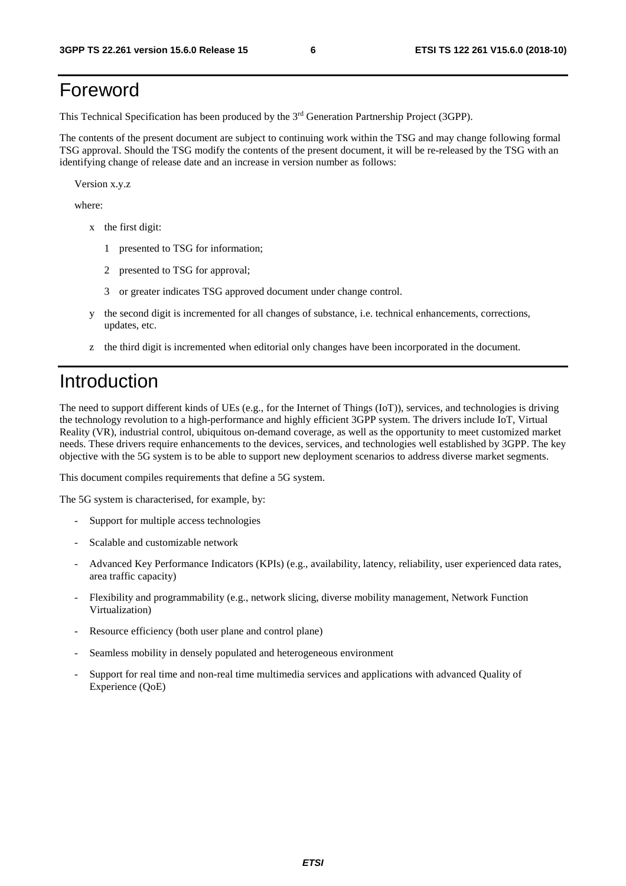# Foreword

This Technical Specification has been produced by the 3rd Generation Partnership Project (3GPP).

The contents of the present document are subject to continuing work within the TSG and may change following formal TSG approval. Should the TSG modify the contents of the present document, it will be re-released by the TSG with an identifying change of release date and an increase in version number as follows:

Version x.y.z

where:

- x the first digit:
  - 1 presented to TSG for information;
  - 2 presented to TSG for approval;
  - 3 or greater indicates TSG approved document under change control.
- y the second digit is incremented for all changes of substance, i.e. technical enhancements, corrections, updates, etc.
- z the third digit is incremented when editorial only changes have been incorporated in the document.

# Introduction

The need to support different kinds of UEs (e.g., for the Internet of Things (IoT)), services, and technologies is driving the technology revolution to a high-performance and highly efficient 3GPP system. The drivers include IoT, Virtual Reality (VR), industrial control, ubiquitous on-demand coverage, as well as the opportunity to meet customized market needs. These drivers require enhancements to the devices, services, and technologies well established by 3GPP. The key objective with the 5G system is to be able to support new deployment scenarios to address diverse market segments.

This document compiles requirements that define a 5G system.

The 5G system is characterised, for example, by:

- Support for multiple access technologies
- Scalable and customizable network
- Advanced Key Performance Indicators (KPIs) (e.g., availability, latency, reliability, user experienced data rates, area traffic capacity)
- Flexibility and programmability (e.g., network slicing, diverse mobility management, Network Function Virtualization)
- Resource efficiency (both user plane and control plane)
- Seamless mobility in densely populated and heterogeneous environment
- Support for real time and non-real time multimedia services and applications with advanced Quality of Experience (QoE)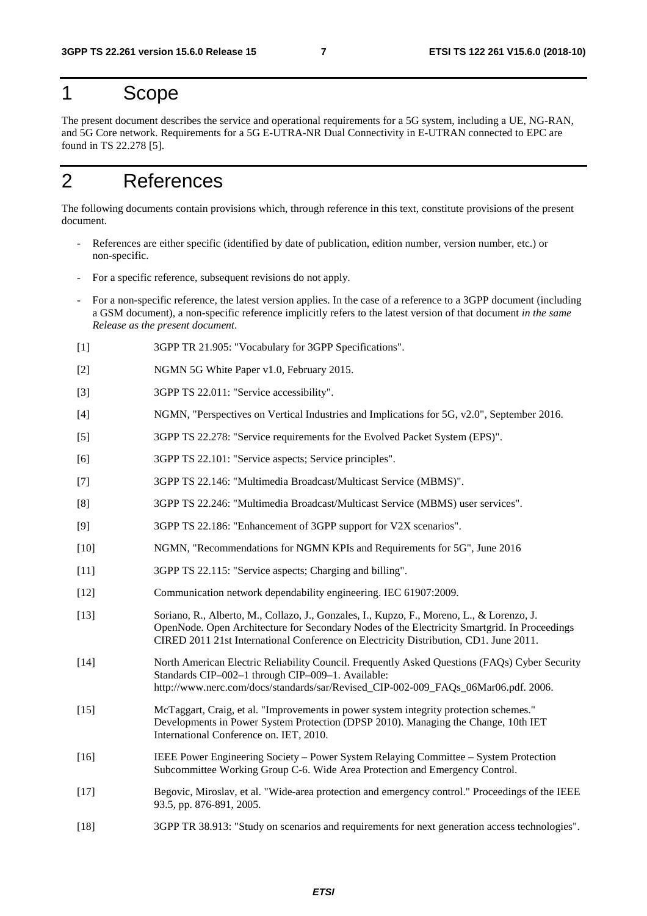# 1 Scope

The present document describes the service and operational requirements for a 5G system, including a UE, NG-RAN, and 5G Core network. Requirements for a 5G E-UTRA-NR Dual Connectivity in E-UTRAN connected to EPC are found in TS 22.278 [5].

# 2 References

The following documents contain provisions which, through reference in this text, constitute provisions of the present document.

- References are either specific (identified by date of publication, edition number, version number, etc.) or non-specific.
- For a specific reference, subsequent revisions do not apply.
- For a non-specific reference, the latest version applies. In the case of a reference to a 3GPP document (including a GSM document), a non-specific reference implicitly refers to the latest version of that document *in the same Release as the present document*.

[1] 3GPP TR 21.905: "Vocabulary for 3GPP Specifications".

[2] NGMN 5G White Paper v1.0, February 2015.

[3] 3GPP TS 22.011: "Service accessibility".

[4] NGMN, "Perspectives on Vertical Industries and Implications for 5G, v2.0", September 2016.

[5] 3GPP TS 22.278: "Service requirements for the Evolved Packet System (EPS)".

[6] 3GPP TS 22.101: "Service aspects; Service principles".

[7] 3GPP TS 22.146: "Multimedia Broadcast/Multicast Service (MBMS)".

[8] 3GPP TS 22.246: "Multimedia Broadcast/Multicast Service (MBMS) user services".

[9] 3GPP TS 22.186: "Enhancement of 3GPP support for V2X scenarios".

[10] NGMN, "Recommendations for NGMN KPIs and Requirements for 5G", June 2016

[11] 3GPP TS 22.115: "Service aspects; Charging and billing".

[12] Communication network dependability engineering. IEC 61907:2009.

[13] Soriano, R., Alberto, M., Collazo, J., Gonzales, I., Kupzo, F., Moreno, L., & Lorenzo, J. OpenNode. Open Architecture for Secondary Nodes of the Electricity Smartgrid. In Proceedings CIRED 2011 21st International Conference on Electricity Distribution, CD1. June 2011.

[14] North American Electric Reliability Council. Frequently Asked Questions (FAQs) Cyber Security Standards CIP–002–1 through CIP–009–1. Available: http://www.nerc.com/docs/standards/sar/Revised_CIP-002-009_FAQs_06Mar06.pdf. 2006.

[15] McTaggart, Craig, et al. "Improvements in power system integrity protection schemes." Developments in Power System Protection (DPSP 2010). Managing the Change, 10th IET International Conference on. IET, 2010.

[16] IEEE Power Engineering Society – Power System Relaying Committee – System Protection Subcommittee Working Group C-6. Wide Area Protection and Emergency Control.

[17] Begovic, Miroslav, et al. "Wide-area protection and emergency control." Proceedings of the IEEE 93.5, pp. 876-891, 2005.

[18] 3GPP TR 38.913: "Study on scenarios and requirements for next generation access technologies".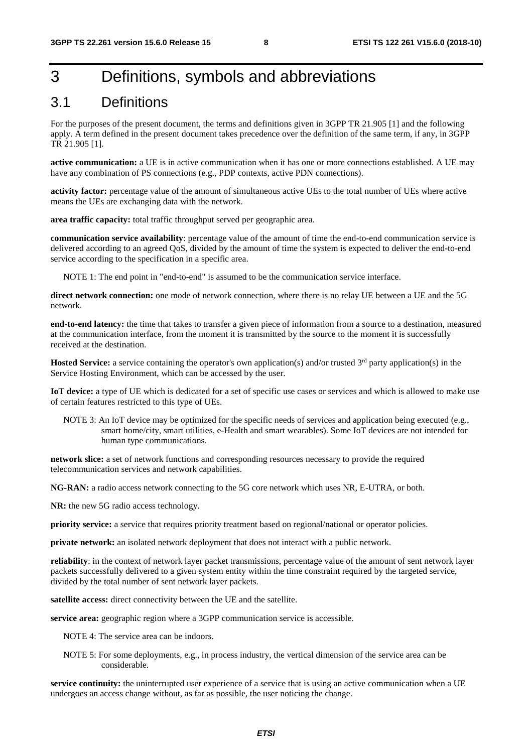# 3 Definitions, symbols and abbreviations

## 3.1 Definitions

For the purposes of the present document, the terms and definitions given in 3GPP TR 21.905 [1] and the following apply. A term defined in the present document takes precedence over the definition of the same term, if any, in 3GPP TR 21.905 [1].

**active communication:** a UE is in active communication when it has one or more connections established. A UE may have any combination of PS connections (e.g., PDP contexts, active PDN connections).

**activity factor:** percentage value of the amount of simultaneous active UEs to the total number of UEs where active means the UEs are exchanging data with the network.

**area traffic capacity:** total traffic throughput served per geographic area.

**communication service availability**: percentage value of the amount of time the end-to-end communication service is delivered according to an agreed QoS, divided by the amount of time the system is expected to deliver the end-to-end service according to the specification in a specific area.

NOTE 1: The end point in "end-to-end" is assumed to be the communication service interface.

**direct network connection:** one mode of network connection, where there is no relay UE between a UE and the 5G network.

**end-to-end latency:** the time that takes to transfer a given piece of information from a source to a destination, measured at the communication interface, from the moment it is transmitted by the source to the moment it is successfully received at the destination.

**Hosted Service:** a service containing the operator's own application(s) and/or trusted 3rd party application(s) in the Service Hosting Environment, which can be accessed by the user.

**IoT device:** a type of UE which is dedicated for a set of specific use cases or services and which is allowed to make use of certain features restricted to this type of UEs.

NOTE 3: An IoT device may be optimized for the specific needs of services and application being executed (e.g., smart home/city, smart utilities, e-Health and smart wearables). Some IoT devices are not intended for human type communications.

**network slice:** a set of network functions and corresponding resources necessary to provide the required telecommunication services and network capabilities.

**NG-RAN:** a radio access network connecting to the 5G core network which uses NR, E-UTRA, or both.

**NR:** the new 5G radio access technology.

**priority service:** a service that requires priority treatment based on regional/national or operator policies.

**private network:** an isolated network deployment that does not interact with a public network.

**reliability**: in the context of network layer packet transmissions, percentage value of the amount of sent network layer packets successfully delivered to a given system entity within the time constraint required by the targeted service, divided by the total number of sent network layer packets.

**satellite access:** direct connectivity between the UE and the satellite.

**service area:** geographic region where a 3GPP communication service is accessible.

NOTE 4: The service area can be indoors.

NOTE 5: For some deployments, e.g., in process industry, the vertical dimension of the service area can be considerable.

**service continuity:** the uninterrupted user experience of a service that is using an active communication when a UE undergoes an access change without, as far as possible, the user noticing the change.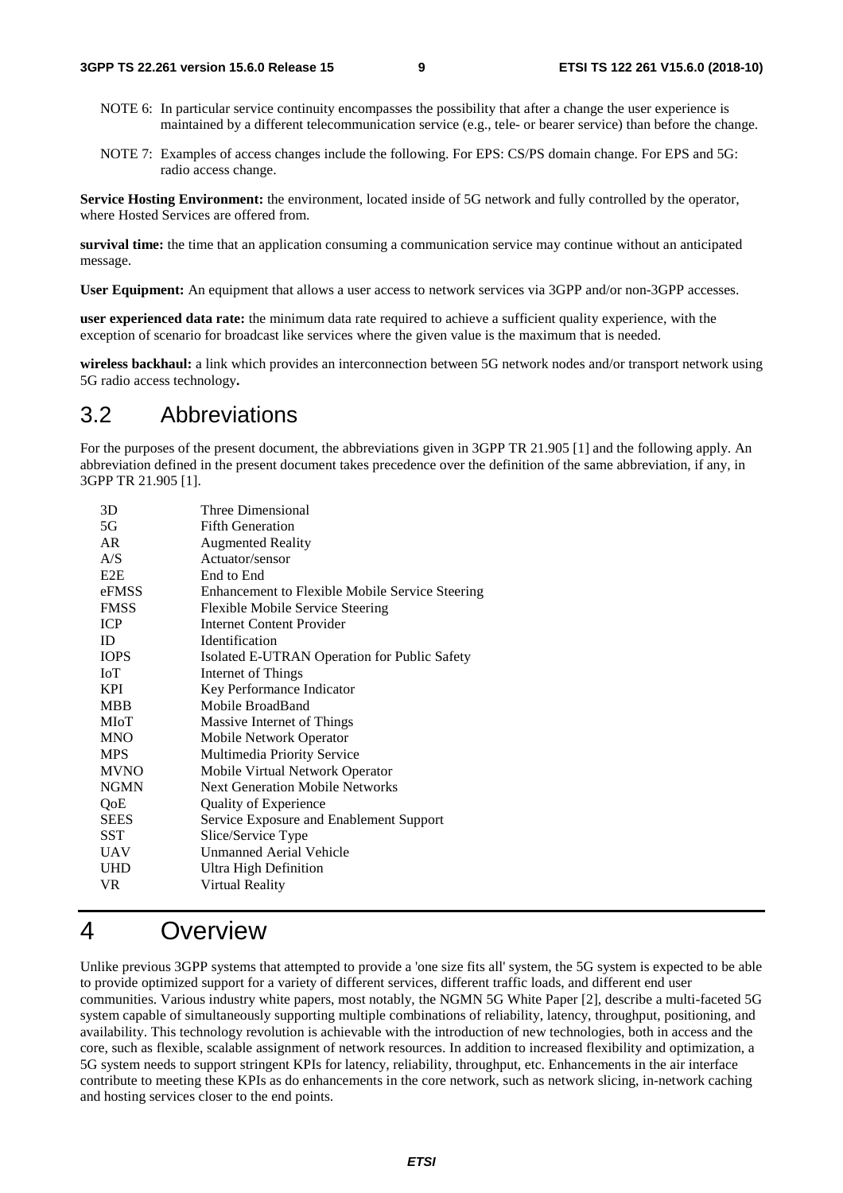NOTE 6: In particular service continuity encompasses the possibility that after a change the user experience is maintained by a different telecommunication service (e.g., tele- or bearer service) than before the change.

NOTE 7: Examples of access changes include the following. For EPS: CS/PS domain change. For EPS and 5G: radio access change.

**Service Hosting Environment:** the environment, located inside of 5G network and fully controlled by the operator, where Hosted Services are offered from.

**survival time:** the time that an application consuming a communication service may continue without an anticipated message.

**User Equipment:** An equipment that allows a user access to network services via 3GPP and/or non-3GPP accesses.

**user experienced data rate:** the minimum data rate required to achieve a sufficient quality experience, with the exception of scenario for broadcast like services where the given value is the maximum that is needed.

**wireless backhaul:** a link which provides an interconnection between 5G network nodes and/or transport network using 5G radio access technology**.**

## 3.2 Abbreviations

For the purposes of the present document, the abbreviations given in 3GPP TR 21.905 [1] and the following apply. An abbreviation defined in the present document takes precedence over the definition of the same abbreviation, if any, in 3GPP TR 21.905 [1].

| | |
|---|---|
| 3D | Three Dimensional |
| 5G | Fifth Generation |
| AR | Augmented Reality |
| A/S | Actuator/sensor |
| E2E | End to End |
| eFMSS | Enhancement to Flexible Mobile Service Steering |
| FMSS | Flexible Mobile Service Steering |
| ICP | Internet Content Provider |
| ID | Identification |
| IOPS | Isolated E-UTRAN Operation for Public Safety |
| IoT | Internet of Things |
| KPI | Key Performance Indicator |
| MBB | Mobile BroadBand |
| MIoT | Massive Internet of Things |
| MNO | Mobile Network Operator |
| MPS | Multimedia Priority Service |
| MVNO | Mobile Virtual Network Operator |
| NGMN | Next Generation Mobile Networks |
| QoE | Quality of Experience |
| SEES | Service Exposure and Enablement Support |
| SST | Slice/Service Type |
| UAV | Unmanned Aerial Vehicle |
| UHD | Ultra High Definition |
| VR | Virtual Reality |

# 4 Overview

Unlike previous 3GPP systems that attempted to provide a 'one size fits all' system, the 5G system is expected to be able to provide optimized support for a variety of different services, different traffic loads, and different end user communities. Various industry white papers, most notably, the NGMN 5G White Paper [2], describe a multi-faceted 5G system capable of simultaneously supporting multiple combinations of reliability, latency, throughput, positioning, and availability. This technology revolution is achievable with the introduction of new technologies, both in access and the core, such as flexible, scalable assignment of network resources. In addition to increased flexibility and optimization, a 5G system needs to support stringent KPIs for latency, reliability, throughput, etc. Enhancements in the air interface contribute to meeting these KPIs as do enhancements in the core network, such as network slicing, in-network caching and hosting services closer to the end points.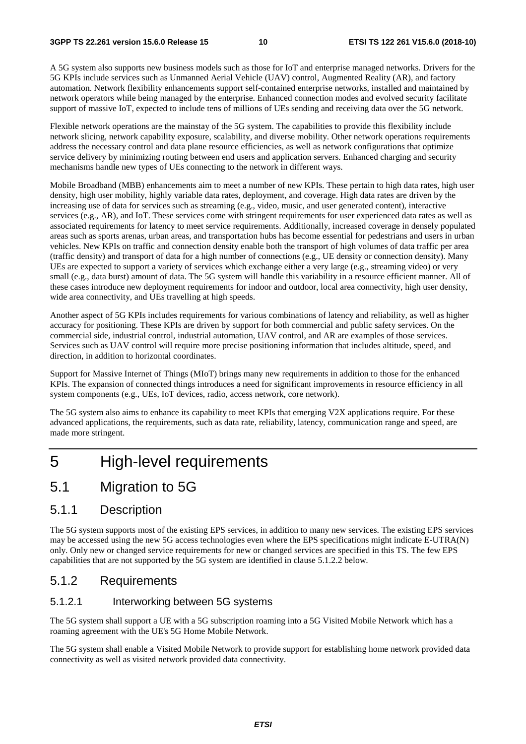A 5G system also supports new business models such as those for IoT and enterprise managed networks. Drivers for the 5G KPIs include services such as Unmanned Aerial Vehicle (UAV) control, Augmented Reality (AR), and factory automation. Network flexibility enhancements support self-contained enterprise networks, installed and maintained by network operators while being managed by the enterprise. Enhanced connection modes and evolved security facilitate support of massive IoT, expected to include tens of millions of UEs sending and receiving data over the 5G network.

Flexible network operations are the mainstay of the 5G system. The capabilities to provide this flexibility include network slicing, network capability exposure, scalability, and diverse mobility. Other network operations requirements address the necessary control and data plane resource efficiencies, as well as network configurations that optimize service delivery by minimizing routing between end users and application servers. Enhanced charging and security mechanisms handle new types of UEs connecting to the network in different ways.

Mobile Broadband (MBB) enhancements aim to meet a number of new KPIs. These pertain to high data rates, high user density, high user mobility, highly variable data rates, deployment, and coverage. High data rates are driven by the increasing use of data for services such as streaming (e.g., video, music, and user generated content), interactive services (e.g., AR), and IoT. These services come with stringent requirements for user experienced data rates as well as associated requirements for latency to meet service requirements. Additionally, increased coverage in densely populated areas such as sports arenas, urban areas, and transportation hubs has become essential for pedestrians and users in urban vehicles. New KPIs on traffic and connection density enable both the transport of high volumes of data traffic per area (traffic density) and transport of data for a high number of connections (e.g., UE density or connection density). Many UEs are expected to support a variety of services which exchange either a very large (e.g., streaming video) or very small (e.g., data burst) amount of data. The 5G system will handle this variability in a resource efficient manner. All of these cases introduce new deployment requirements for indoor and outdoor, local area connectivity, high user density, wide area connectivity, and UEs travelling at high speeds.

Another aspect of 5G KPIs includes requirements for various combinations of latency and reliability, as well as higher accuracy for positioning. These KPIs are driven by support for both commercial and public safety services. On the commercial side, industrial control, industrial automation, UAV control, and AR are examples of those services. Services such as UAV control will require more precise positioning information that includes altitude, speed, and direction, in addition to horizontal coordinates.

Support for Massive Internet of Things (MIoT) brings many new requirements in addition to those for the enhanced KPIs. The expansion of connected things introduces a need for significant improvements in resource efficiency in all system components (e.g., UEs, IoT devices, radio, access network, core network).

The 5G system also aims to enhance its capability to meet KPIs that emerging V2X applications require. For these advanced applications, the requirements, such as data rate, reliability, latency, communication range and speed, are made more stringent.

# 5 High-level requirements

## 5.1 Migration to 5G

### 5.1.1 Description

The 5G system supports most of the existing EPS services, in addition to many new services. The existing EPS services may be accessed using the new 5G access technologies even where the EPS specifications might indicate E-UTRA(N) only. Only new or changed service requirements for new or changed services are specified in this TS. The few EPS capabilities that are not supported by the 5G system are identified in clause 5.1.2.2 below.

### 5.1.2 Requirements

#### 5.1.2.1 Interworking between 5G systems

The 5G system shall support a UE with a 5G subscription roaming into a 5G Visited Mobile Network which has a roaming agreement with the UE's 5G Home Mobile Network.

The 5G system shall enable a Visited Mobile Network to provide support for establishing home network provided data connectivity as well as visited network provided data connectivity.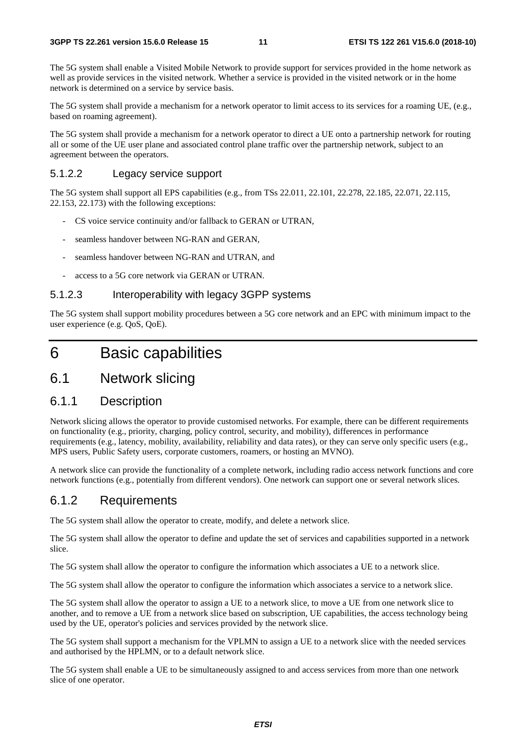The 5G system shall enable a Visited Mobile Network to provide support for services provided in the home network as well as provide services in the visited network. Whether a service is provided in the visited network or in the home network is determined on a service by service basis.

The 5G system shall provide a mechanism for a network operator to limit access to its services for a roaming UE, (e.g., based on roaming agreement).

The 5G system shall provide a mechanism for a network operator to direct a UE onto a partnership network for routing all or some of the UE user plane and associated control plane traffic over the partnership network, subject to an agreement between the operators.

#### 5.1.2.2 Legacy service support

The 5G system shall support all EPS capabilities (e.g., from TSs 22.011, 22.101, 22.278, 22.185, 22.071, 22.115, 22.153, 22.173) with the following exceptions:

- CS voice service continuity and/or fallback to GERAN or UTRAN,
- seamless handover between NG-RAN and GERAN,
- seamless handover between NG-RAN and UTRAN, and
- access to a 5G core network via GERAN or UTRAN.

#### 5.1.2.3 Interoperability with legacy 3GPP systems

The 5G system shall support mobility procedures between a 5G core network and an EPC with minimum impact to the user experience (e.g. QoS, QoE).

# 6 Basic capabilities

## 6.1 Network slicing

### 6.1.1 Description

Network slicing allows the operator to provide customised networks. For example, there can be different requirements on functionality (e.g., priority, charging, policy control, security, and mobility), differences in performance requirements (e.g., latency, mobility, availability, reliability and data rates), or they can serve only specific users (e.g., MPS users, Public Safety users, corporate customers, roamers, or hosting an MVNO).

A network slice can provide the functionality of a complete network, including radio access network functions and core network functions (e.g., potentially from different vendors). One network can support one or several network slices.

### 6.1.2 Requirements

The 5G system shall allow the operator to create, modify, and delete a network slice.

The 5G system shall allow the operator to define and update the set of services and capabilities supported in a network slice.

The 5G system shall allow the operator to configure the information which associates a UE to a network slice.

The 5G system shall allow the operator to configure the information which associates a service to a network slice.

The 5G system shall allow the operator to assign a UE to a network slice, to move a UE from one network slice to another, and to remove a UE from a network slice based on subscription, UE capabilities, the access technology being used by the UE, operator's policies and services provided by the network slice.

The 5G system shall support a mechanism for the VPLMN to assign a UE to a network slice with the needed services and authorised by the HPLMN, or to a default network slice.

The 5G system shall enable a UE to be simultaneously assigned to and access services from more than one network slice of one operator.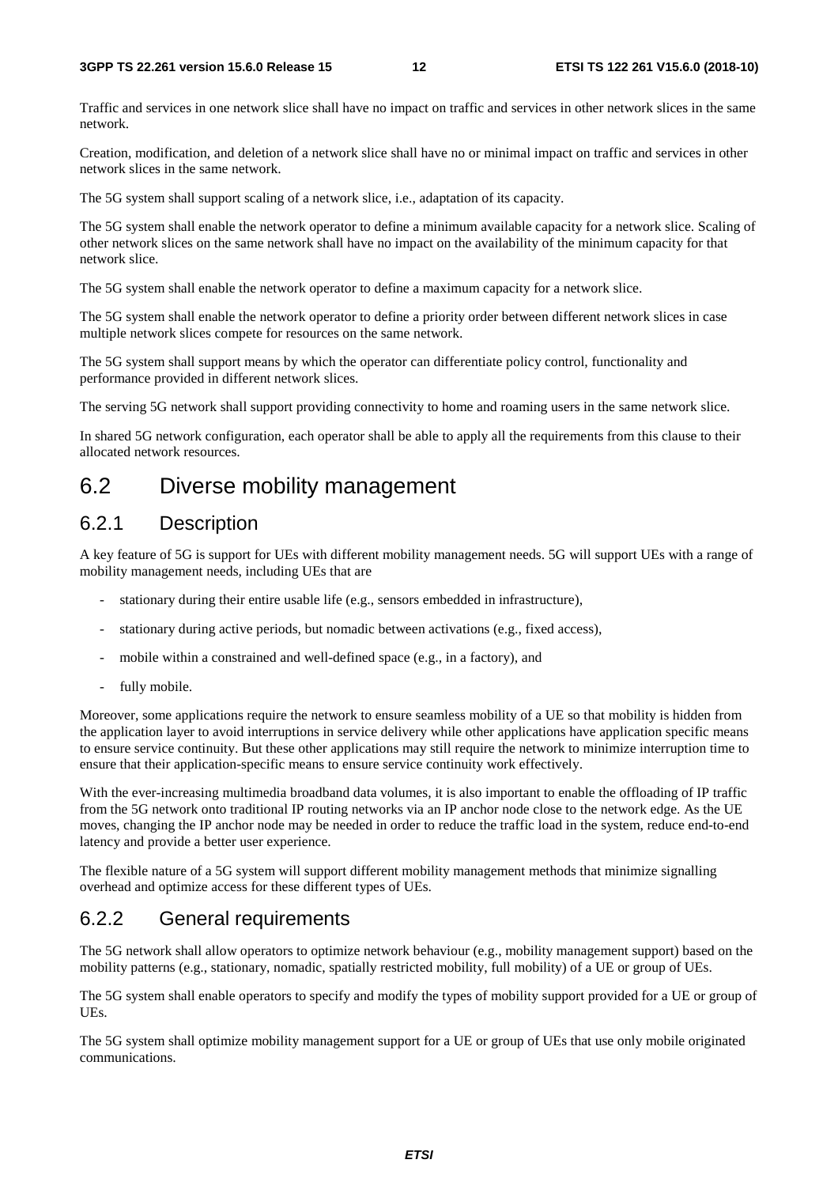Traffic and services in one network slice shall have no impact on traffic and services in other network slices in the same network.

Creation, modification, and deletion of a network slice shall have no or minimal impact on traffic and services in other network slices in the same network.

The 5G system shall support scaling of a network slice, i.e., adaptation of its capacity.

The 5G system shall enable the network operator to define a minimum available capacity for a network slice. Scaling of other network slices on the same network shall have no impact on the availability of the minimum capacity for that network slice.

The 5G system shall enable the network operator to define a maximum capacity for a network slice.

The 5G system shall enable the network operator to define a priority order between different network slices in case multiple network slices compete for resources on the same network.

The 5G system shall support means by which the operator can differentiate policy control, functionality and performance provided in different network slices.

The serving 5G network shall support providing connectivity to home and roaming users in the same network slice.

In shared 5G network configuration, each operator shall be able to apply all the requirements from this clause to their allocated network resources.

## 6.2 Diverse mobility management

### 6.2.1 Description

A key feature of 5G is support for UEs with different mobility management needs. 5G will support UEs with a range of mobility management needs, including UEs that are

- stationary during their entire usable life (e.g., sensors embedded in infrastructure),
- stationary during active periods, but nomadic between activations (e.g., fixed access),
- mobile within a constrained and well-defined space (e.g., in a factory), and
- fully mobile.

Moreover, some applications require the network to ensure seamless mobility of a UE so that mobility is hidden from the application layer to avoid interruptions in service delivery while other applications have application specific means to ensure service continuity. But these other applications may still require the network to minimize interruption time to ensure that their application-specific means to ensure service continuity work effectively.

With the ever-increasing multimedia broadband data volumes, it is also important to enable the offloading of IP traffic from the 5G network onto traditional IP routing networks via an IP anchor node close to the network edge. As the UE moves, changing the IP anchor node may be needed in order to reduce the traffic load in the system, reduce end-to-end latency and provide a better user experience.

The flexible nature of a 5G system will support different mobility management methods that minimize signalling overhead and optimize access for these different types of UEs.

### 6.2.2 General requirements

The 5G network shall allow operators to optimize network behaviour (e.g., mobility management support) based on the mobility patterns (e.g., stationary, nomadic, spatially restricted mobility, full mobility) of a UE or group of UEs.

The 5G system shall enable operators to specify and modify the types of mobility support provided for a UE or group of UEs.

The 5G system shall optimize mobility management support for a UE or group of UEs that use only mobile originated communications.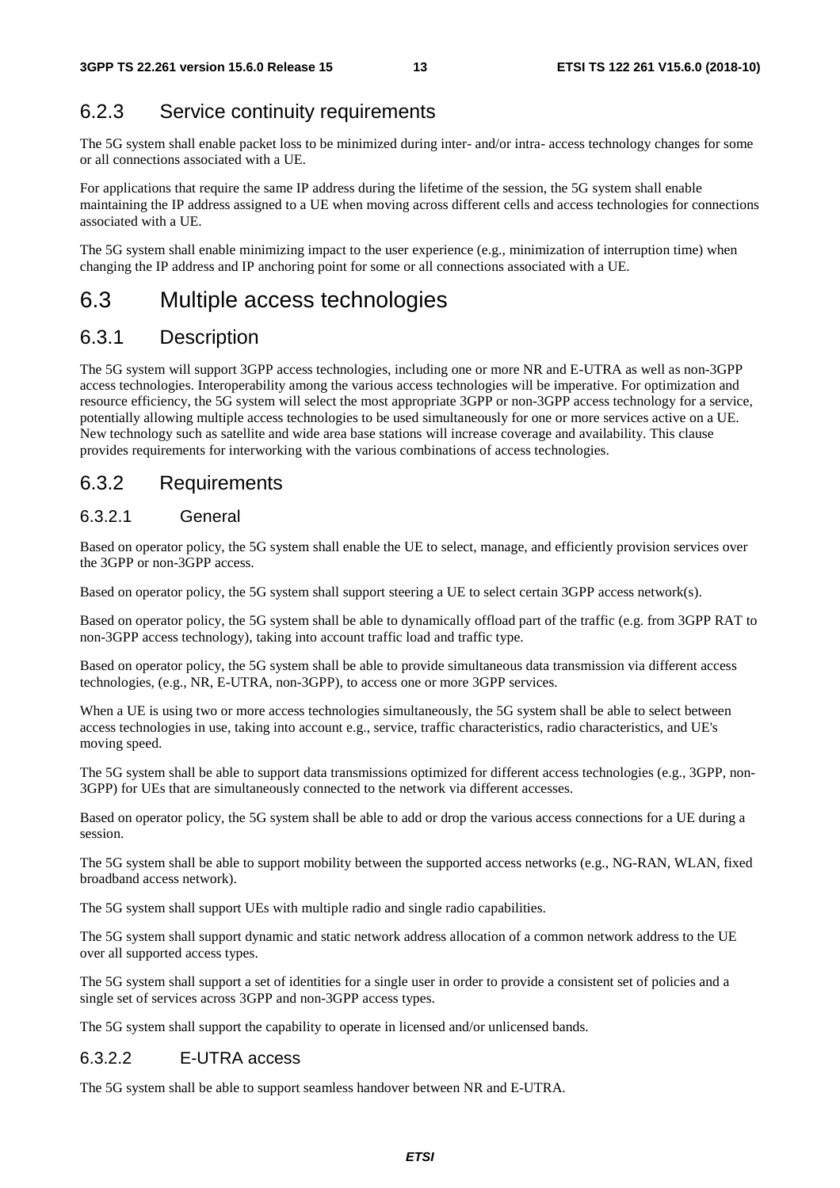### 6.2.3 Service continuity requirements

The 5G system shall enable packet loss to be minimized during inter- and/or intra- access technology changes for some or all connections associated with a UE.

For applications that require the same IP address during the lifetime of the session, the 5G system shall enable maintaining the IP address assigned to a UE when moving across different cells and access technologies for connections associated with a UE.

The 5G system shall enable minimizing impact to the user experience (e.g., minimization of interruption time) when changing the IP address and IP anchoring point for some or all connections associated with a UE.

## 6.3 Multiple access technologies

### 6.3.1 Description

The 5G system will support 3GPP access technologies, including one or more NR and E-UTRA as well as non-3GPP access technologies. Interoperability among the various access technologies will be imperative. For optimization and resource efficiency, the 5G system will select the most appropriate 3GPP or non-3GPP access technology for a service, potentially allowing multiple access technologies to be used simultaneously for one or more services active on a UE. New technology such as satellite and wide area base stations will increase coverage and availability. This clause provides requirements for interworking with the various combinations of access technologies.

### 6.3.2 Requirements

#### 6.3.2.1 General

Based on operator policy, the 5G system shall enable the UE to select, manage, and efficiently provision services over the 3GPP or non-3GPP access.

Based on operator policy, the 5G system shall support steering a UE to select certain 3GPP access network(s).

Based on operator policy, the 5G system shall be able to dynamically offload part of the traffic (e.g. from 3GPP RAT to non-3GPP access technology), taking into account traffic load and traffic type.

Based on operator policy, the 5G system shall be able to provide simultaneous data transmission via different access technologies, (e.g., NR, E-UTRA, non-3GPP), to access one or more 3GPP services.

When a UE is using two or more access technologies simultaneously, the 5G system shall be able to select between access technologies in use, taking into account e.g., service, traffic characteristics, radio characteristics, and UE's moving speed.

The 5G system shall be able to support data transmissions optimized for different access technologies (e.g., 3GPP, non-3GPP) for UEs that are simultaneously connected to the network via different accesses.

Based on operator policy, the 5G system shall be able to add or drop the various access connections for a UE during a session.

The 5G system shall be able to support mobility between the supported access networks (e.g., NG-RAN, WLAN, fixed broadband access network).

The 5G system shall support UEs with multiple radio and single radio capabilities.

The 5G system shall support dynamic and static network address allocation of a common network address to the UE over all supported access types.

The 5G system shall support a set of identities for a single user in order to provide a consistent set of policies and a single set of services across 3GPP and non-3GPP access types.

The 5G system shall support the capability to operate in licensed and/or unlicensed bands.

#### 6.3.2.2 E-UTRA access

The 5G system shall be able to support seamless handover between NR and E-UTRA.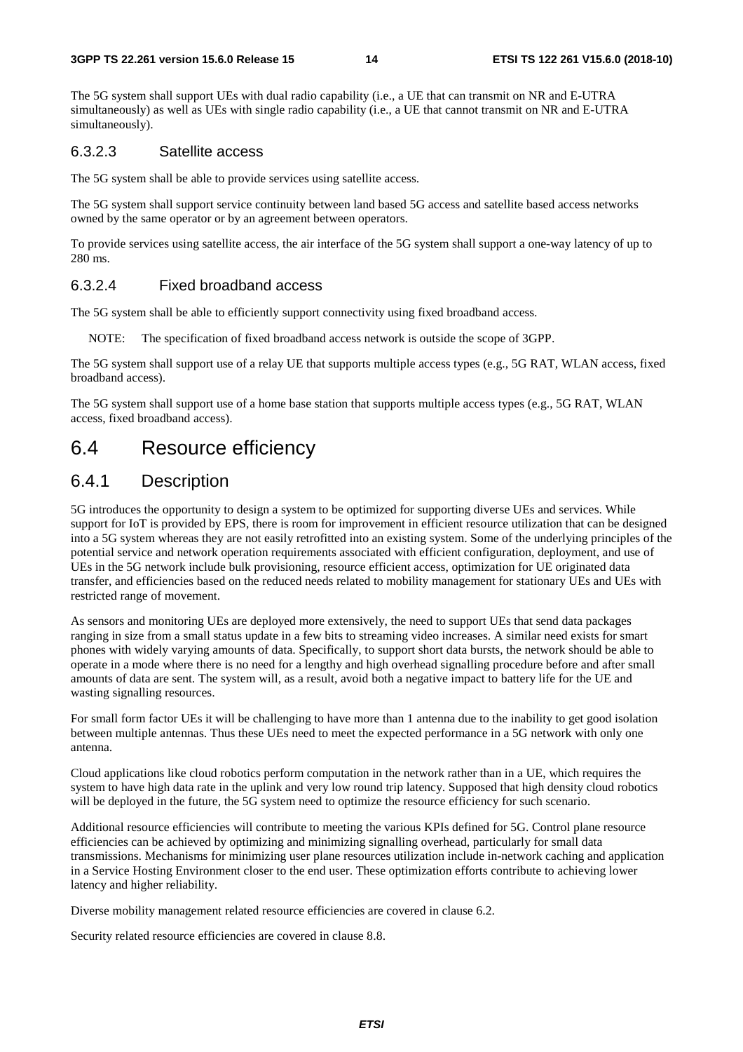The 5G system shall support UEs with dual radio capability (i.e., a UE that can transmit on NR and E-UTRA simultaneously) as well as UEs with single radio capability (i.e., a UE that cannot transmit on NR and E-UTRA simultaneously).

#### 6.3.2.3 Satellite access

The 5G system shall be able to provide services using satellite access.

The 5G system shall support service continuity between land based 5G access and satellite based access networks owned by the same operator or by an agreement between operators.

To provide services using satellite access, the air interface of the 5G system shall support a one-way latency of up to 280 ms.

#### 6.3.2.4 Fixed broadband access

The 5G system shall be able to efficiently support connectivity using fixed broadband access.

NOTE: The specification of fixed broadband access network is outside the scope of 3GPP.

The 5G system shall support use of a relay UE that supports multiple access types (e.g., 5G RAT, WLAN access, fixed broadband access).

The 5G system shall support use of a home base station that supports multiple access types (e.g., 5G RAT, WLAN access, fixed broadband access).

## 6.4 Resource efficiency

### 6.4.1 Description

5G introduces the opportunity to design a system to be optimized for supporting diverse UEs and services. While support for IoT is provided by EPS, there is room for improvement in efficient resource utilization that can be designed into a 5G system whereas they are not easily retrofitted into an existing system. Some of the underlying principles of the potential service and network operation requirements associated with efficient configuration, deployment, and use of UEs in the 5G network include bulk provisioning, resource efficient access, optimization for UE originated data transfer, and efficiencies based on the reduced needs related to mobility management for stationary UEs and UEs with restricted range of movement.

As sensors and monitoring UEs are deployed more extensively, the need to support UEs that send data packages ranging in size from a small status update in a few bits to streaming video increases. A similar need exists for smart phones with widely varying amounts of data. Specifically, to support short data bursts, the network should be able to operate in a mode where there is no need for a lengthy and high overhead signalling procedure before and after small amounts of data are sent. The system will, as a result, avoid both a negative impact to battery life for the UE and wasting signalling resources.

For small form factor UEs it will be challenging to have more than 1 antenna due to the inability to get good isolation between multiple antennas. Thus these UEs need to meet the expected performance in a 5G network with only one antenna.

Cloud applications like cloud robotics perform computation in the network rather than in a UE, which requires the system to have high data rate in the uplink and very low round trip latency. Supposed that high density cloud robotics will be deployed in the future, the 5G system need to optimize the resource efficiency for such scenario.

Additional resource efficiencies will contribute to meeting the various KPIs defined for 5G. Control plane resource efficiencies can be achieved by optimizing and minimizing signalling overhead, particularly for small data transmissions. Mechanisms for minimizing user plane resources utilization include in-network caching and application in a Service Hosting Environment closer to the end user. These optimization efforts contribute to achieving lower latency and higher reliability.

Diverse mobility management related resource efficiencies are covered in clause 6.2.

Security related resource efficiencies are covered in clause 8.8.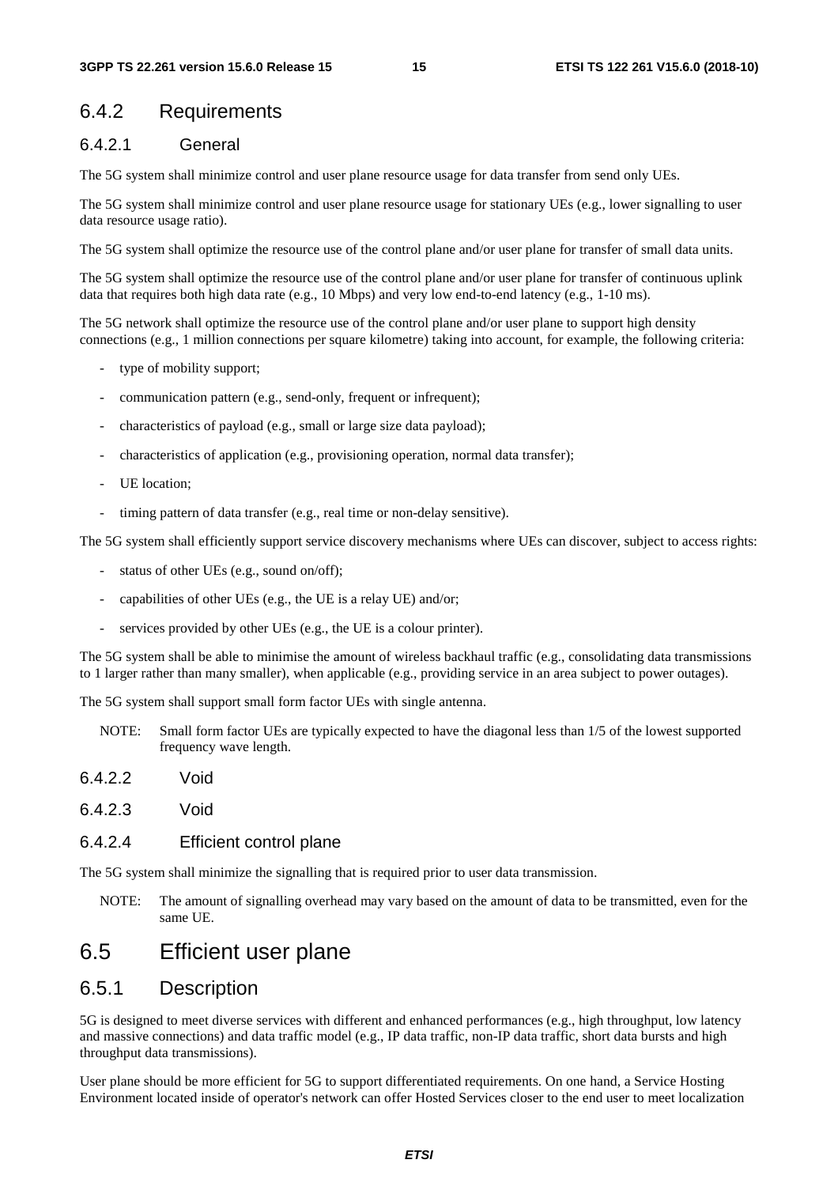### 6.4.2 Requirements

#### 6.4.2.1 General

The 5G system shall minimize control and user plane resource usage for data transfer from send only UEs.

The 5G system shall minimize control and user plane resource usage for stationary UEs (e.g., lower signalling to user data resource usage ratio).

The 5G system shall optimize the resource use of the control plane and/or user plane for transfer of small data units.

The 5G system shall optimize the resource use of the control plane and/or user plane for transfer of continuous uplink data that requires both high data rate (e.g., 10 Mbps) and very low end-to-end latency (e.g., 1-10 ms).

The 5G network shall optimize the resource use of the control plane and/or user plane to support high density connections (e.g., 1 million connections per square kilometre) taking into account, for example, the following criteria:

- type of mobility support;
- communication pattern (e.g., send-only, frequent or infrequent);
- characteristics of payload (e.g., small or large size data payload);
- characteristics of application (e.g., provisioning operation, normal data transfer);
- UE location;
- timing pattern of data transfer (e.g., real time or non-delay sensitive).

The 5G system shall efficiently support service discovery mechanisms where UEs can discover, subject to access rights:

- status of other UEs (e.g., sound on/off);
- capabilities of other UEs (e.g., the UE is a relay UE) and/or;
- services provided by other UEs (e.g., the UE is a colour printer).

The 5G system shall be able to minimise the amount of wireless backhaul traffic (e.g., consolidating data transmissions to 1 larger rather than many smaller), when applicable (e.g., providing service in an area subject to power outages).

The 5G system shall support small form factor UEs with single antenna.

NOTE: Small form factor UEs are typically expected to have the diagonal less than 1/5 of the lowest supported frequency wave length.

#### 6.4.2.2 Void

#### 6.4.2.3 Void

#### 6.4.2.4 Efficient control plane

The 5G system shall minimize the signalling that is required prior to user data transmission.

NOTE: The amount of signalling overhead may vary based on the amount of data to be transmitted, even for the same UE.

## 6.5 Efficient user plane

### 6.5.1 Description

5G is designed to meet diverse services with different and enhanced performances (e.g., high throughput, low latency and massive connections) and data traffic model (e.g., IP data traffic, non-IP data traffic, short data bursts and high throughput data transmissions).

User plane should be more efficient for 5G to support differentiated requirements. On one hand, a Service Hosting Environment located inside of operator's network can offer Hosted Services closer to the end user to meet localization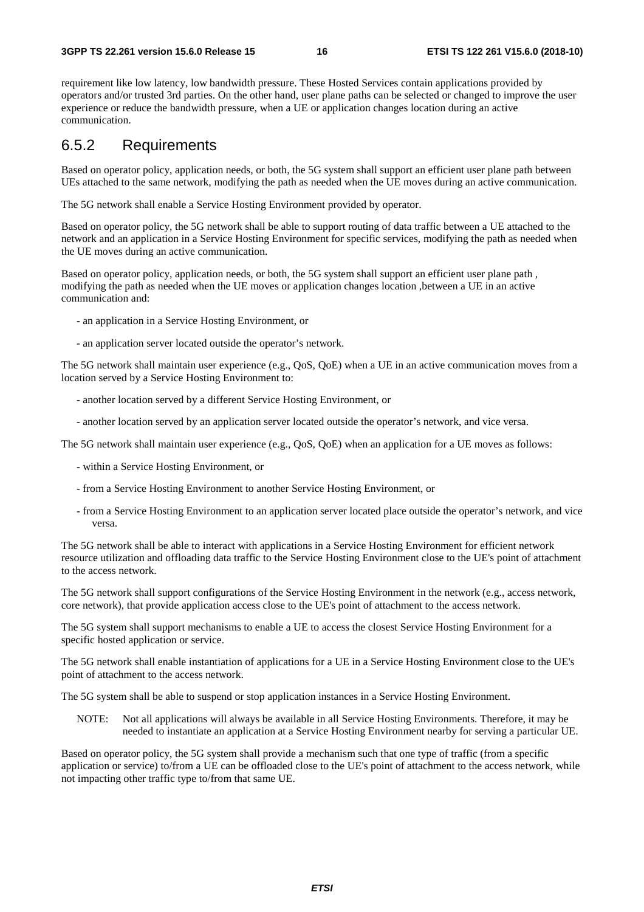requirement like low latency, low bandwidth pressure. These Hosted Services contain applications provided by operators and/or trusted 3rd parties. On the other hand, user plane paths can be selected or changed to improve the user experience or reduce the bandwidth pressure, when a UE or application changes location during an active communication.

### 6.5.2 Requirements

Based on operator policy, application needs, or both, the 5G system shall support an efficient user plane path between UEs attached to the same network, modifying the path as needed when the UE moves during an active communication.

The 5G network shall enable a Service Hosting Environment provided by operator.

Based on operator policy, the 5G network shall be able to support routing of data traffic between a UE attached to the network and an application in a Service Hosting Environment for specific services, modifying the path as needed when the UE moves during an active communication.

Based on operator policy, application needs, or both, the 5G system shall support an efficient user plane path , modifying the path as needed when the UE moves or application changes location ,between a UE in an active communication and:

- an application in a Service Hosting Environment, or
- an application server located outside the operator's network.

The 5G network shall maintain user experience (e.g., QoS, QoE) when a UE in an active communication moves from a location served by a Service Hosting Environment to:

- another location served by a different Service Hosting Environment, or
- another location served by an application server located outside the operator's network, and vice versa.

The 5G network shall maintain user experience (e.g., QoS, QoE) when an application for a UE moves as follows:

- within a Service Hosting Environment, or
- from a Service Hosting Environment to another Service Hosting Environment, or
- from a Service Hosting Environment to an application server located place outside the operator's network, and vice versa.

The 5G network shall be able to interact with applications in a Service Hosting Environment for efficient network resource utilization and offloading data traffic to the Service Hosting Environment close to the UE's point of attachment to the access network.

The 5G network shall support configurations of the Service Hosting Environment in the network (e.g., access network, core network), that provide application access close to the UE's point of attachment to the access network.

The 5G system shall support mechanisms to enable a UE to access the closest Service Hosting Environment for a specific hosted application or service.

The 5G network shall enable instantiation of applications for a UE in a Service Hosting Environment close to the UE's point of attachment to the access network.

The 5G system shall be able to suspend or stop application instances in a Service Hosting Environment.

NOTE: Not all applications will always be available in all Service Hosting Environments. Therefore, it may be needed to instantiate an application at a Service Hosting Environment nearby for serving a particular UE.

Based on operator policy, the 5G system shall provide a mechanism such that one type of traffic (from a specific application or service) to/from a UE can be offloaded close to the UE's point of attachment to the access network, while not impacting other traffic type to/from that same UE.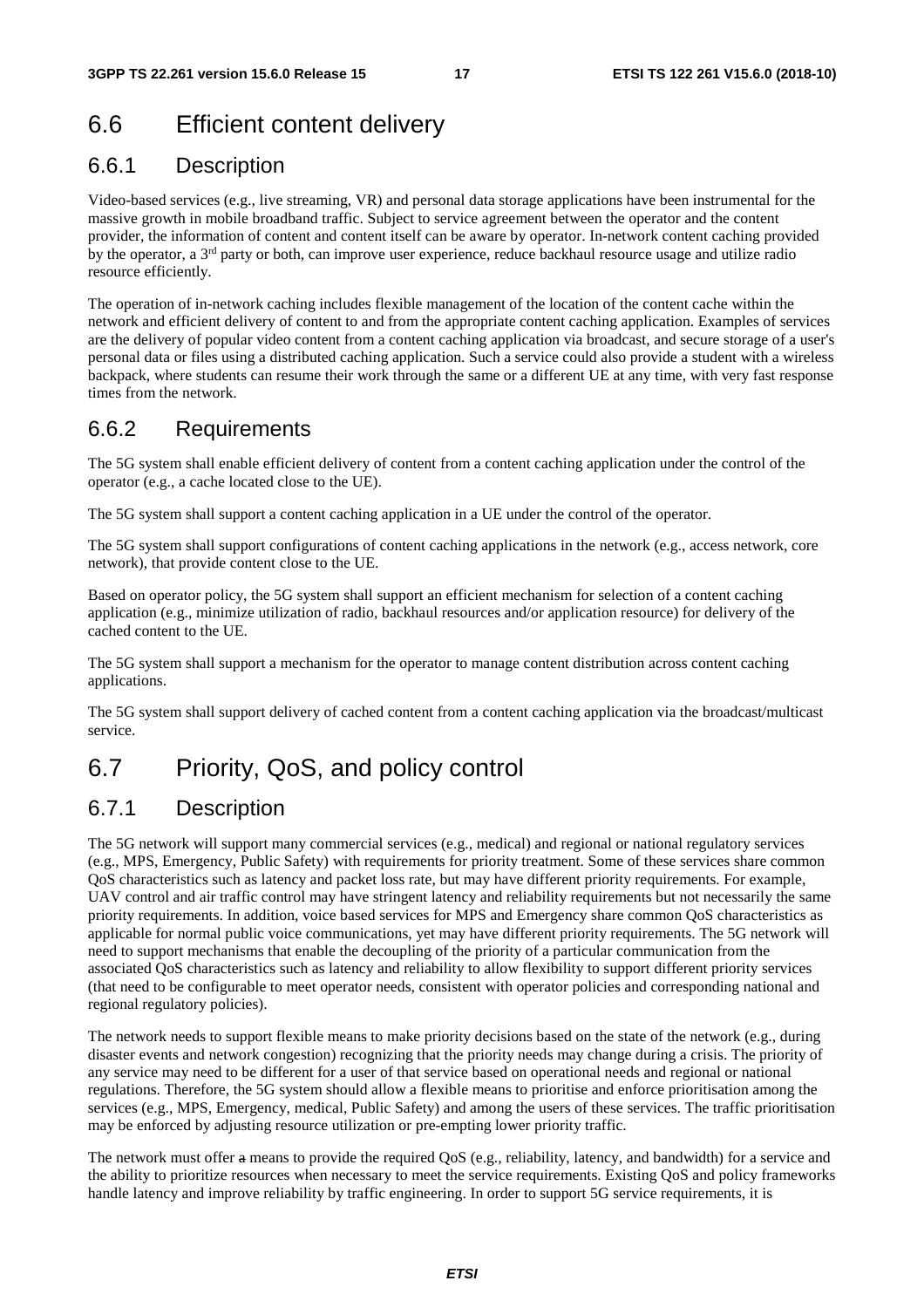## 6.6 Efficient content delivery

### 6.6.1 Description

Video-based services (e.g., live streaming, VR) and personal data storage applications have been instrumental for the massive growth in mobile broadband traffic. Subject to service agreement between the operator and the content provider, the information of content and content itself can be aware by operator. In-network content caching provided by the operator, a 3rd party or both, can improve user experience, reduce backhaul resource usage and utilize radio resource efficiently.

The operation of in-network caching includes flexible management of the location of the content cache within the network and efficient delivery of content to and from the appropriate content caching application. Examples of services are the delivery of popular video content from a content caching application via broadcast, and secure storage of a user's personal data or files using a distributed caching application. Such a service could also provide a student with a wireless backpack, where students can resume their work through the same or a different UE at any time, with very fast response times from the network.

### 6.6.2 Requirements

The 5G system shall enable efficient delivery of content from a content caching application under the control of the operator (e.g., a cache located close to the UE).

The 5G system shall support a content caching application in a UE under the control of the operator.

The 5G system shall support configurations of content caching applications in the network (e.g., access network, core network), that provide content close to the UE.

Based on operator policy, the 5G system shall support an efficient mechanism for selection of a content caching application (e.g., minimize utilization of radio, backhaul resources and/or application resource) for delivery of the cached content to the UE.

The 5G system shall support a mechanism for the operator to manage content distribution across content caching applications.

The 5G system shall support delivery of cached content from a content caching application via the broadcast/multicast service.

## 6.7 Priority, QoS, and policy control

### 6.7.1 Description

The 5G network will support many commercial services (e.g., medical) and regional or national regulatory services (e.g., MPS, Emergency, Public Safety) with requirements for priority treatment. Some of these services share common QoS characteristics such as latency and packet loss rate, but may have different priority requirements. For example, UAV control and air traffic control may have stringent latency and reliability requirements but not necessarily the same priority requirements. In addition, voice based services for MPS and Emergency share common QoS characteristics as applicable for normal public voice communications, yet may have different priority requirements. The 5G network will need to support mechanisms that enable the decoupling of the priority of a particular communication from the associated QoS characteristics such as latency and reliability to allow flexibility to support different priority services (that need to be configurable to meet operator needs, consistent with operator policies and corresponding national and regional regulatory policies).

The network needs to support flexible means to make priority decisions based on the state of the network (e.g., during disaster events and network congestion) recognizing that the priority needs may change during a crisis. The priority of any service may need to be different for a user of that service based on operational needs and regional or national regulations. Therefore, the 5G system should allow a flexible means to prioritise and enforce prioritisation among the services (e.g., MPS, Emergency, medical, Public Safety) and among the users of these services. The traffic prioritisation may be enforced by adjusting resource utilization or pre-empting lower priority traffic.

The network must offer a means to provide the required QoS (e.g., reliability, latency, and bandwidth) for a service and the ability to prioritize resources when necessary to meet the service requirements. Existing QoS and policy frameworks handle latency and improve reliability by traffic engineering. In order to support 5G service requirements, it is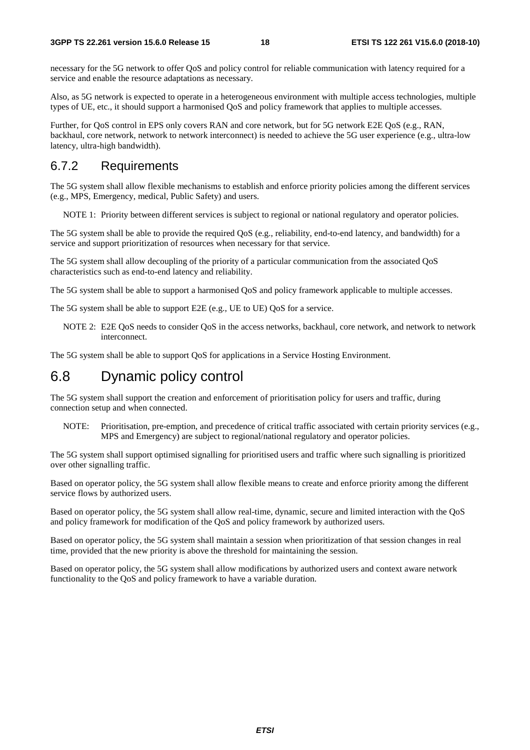necessary for the 5G network to offer QoS and policy control for reliable communication with latency required for a service and enable the resource adaptations as necessary.

Also, as 5G network is expected to operate in a heterogeneous environment with multiple access technologies, multiple types of UE, etc., it should support a harmonised QoS and policy framework that applies to multiple accesses.

Further, for QoS control in EPS only covers RAN and core network, but for 5G network E2E QoS (e.g., RAN, backhaul, core network, network to network interconnect) is needed to achieve the 5G user experience (e.g., ultra-low latency, ultra-high bandwidth).

### 6.7.2 Requirements

The 5G system shall allow flexible mechanisms to establish and enforce priority policies among the different services (e.g., MPS, Emergency, medical, Public Safety) and users.

NOTE 1: Priority between different services is subject to regional or national regulatory and operator policies.

The 5G system shall be able to provide the required QoS (e.g., reliability, end-to-end latency, and bandwidth) for a service and support prioritization of resources when necessary for that service.

The 5G system shall allow decoupling of the priority of a particular communication from the associated QoS characteristics such as end-to-end latency and reliability.

The 5G system shall be able to support a harmonised QoS and policy framework applicable to multiple accesses.

The 5G system shall be able to support E2E (e.g., UE to UE) QoS for a service.

NOTE 2: E2E QoS needs to consider QoS in the access networks, backhaul, core network, and network to network interconnect.

The 5G system shall be able to support QoS for applications in a Service Hosting Environment.

## 6.8 Dynamic policy control

The 5G system shall support the creation and enforcement of prioritisation policy for users and traffic, during connection setup and when connected.

NOTE: Prioritisation, pre-emption, and precedence of critical traffic associated with certain priority services (e.g., MPS and Emergency) are subject to regional/national regulatory and operator policies.

The 5G system shall support optimised signalling for prioritised users and traffic where such signalling is prioritized over other signalling traffic.

Based on operator policy, the 5G system shall allow flexible means to create and enforce priority among the different service flows by authorized users.

Based on operator policy, the 5G system shall allow real-time, dynamic, secure and limited interaction with the QoS and policy framework for modification of the QoS and policy framework by authorized users.

Based on operator policy, the 5G system shall maintain a session when prioritization of that session changes in real time, provided that the new priority is above the threshold for maintaining the session.

Based on operator policy, the 5G system shall allow modifications by authorized users and context aware network functionality to the QoS and policy framework to have a variable duration.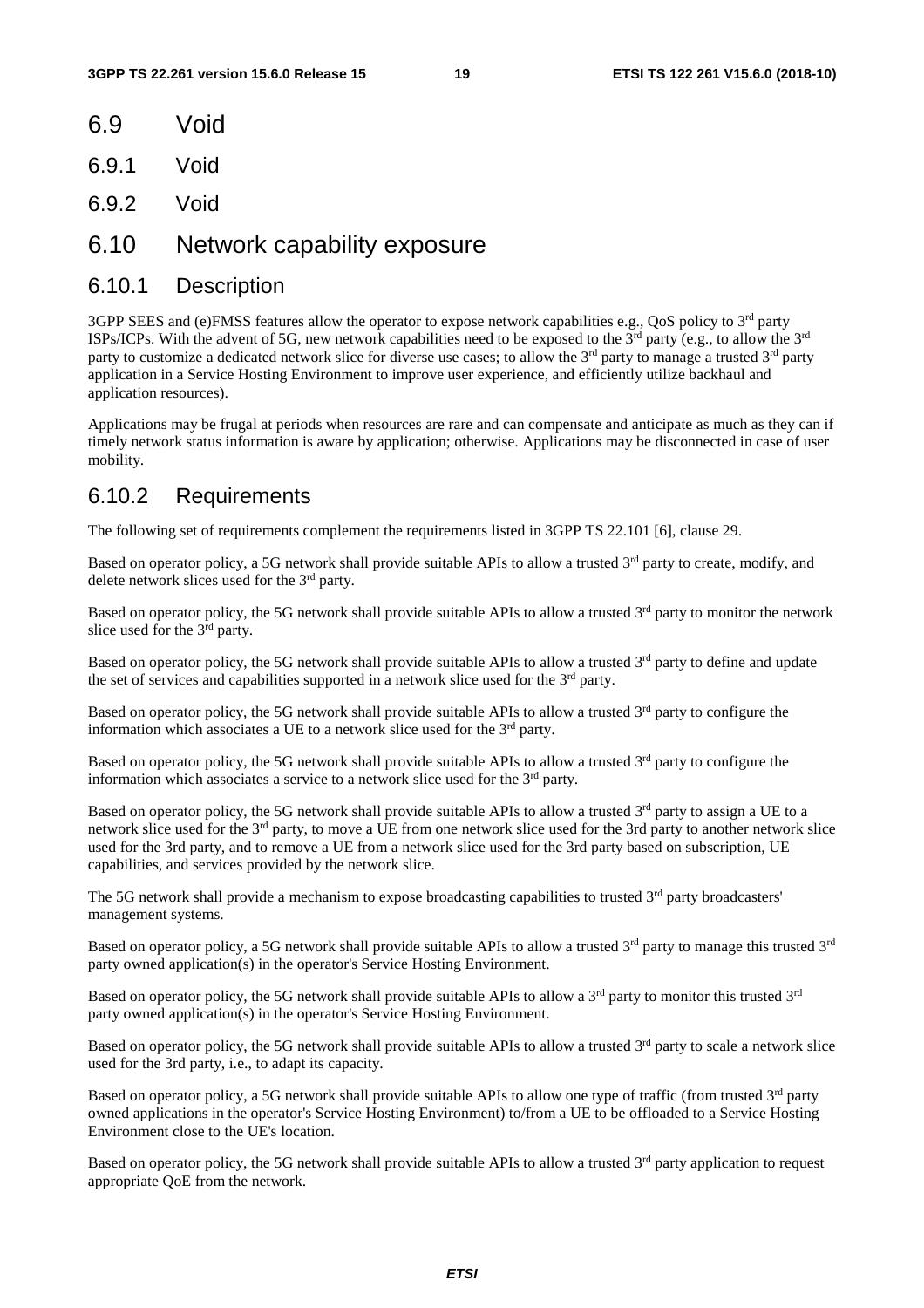## 6.9 Void

### 6.9.1 Void

### 6.9.2 Void

## 6.10 Network capability exposure

### 6.10.1 Description

3GPP SEES and (e)FMSS features allow the operator to expose network capabilities e.g., QoS policy to 3rd party ISPs/ICPs. With the advent of 5G, new network capabilities need to be exposed to the 3rd party (e.g., to allow the 3rd party to customize a dedicated network slice for diverse use cases; to allow the 3rd party to manage a trusted 3rd party application in a Service Hosting Environment to improve user experience, and efficiently utilize backhaul and application resources).

Applications may be frugal at periods when resources are rare and can compensate and anticipate as much as they can if timely network status information is aware by application; otherwise. Applications may be disconnected in case of user mobility.

### 6.10.2 Requirements

The following set of requirements complement the requirements listed in 3GPP TS 22.101 [6], clause 29.

Based on operator policy, a 5G network shall provide suitable APIs to allow a trusted 3rd party to create, modify, and delete network slices used for the 3rd party.

Based on operator policy, the 5G network shall provide suitable APIs to allow a trusted 3rd party to monitor the network slice used for the 3rd party.

Based on operator policy, the 5G network shall provide suitable APIs to allow a trusted 3rd party to define and update the set of services and capabilities supported in a network slice used for the 3rd party.

Based on operator policy, the 5G network shall provide suitable APIs to allow a trusted 3rd party to configure the information which associates a UE to a network slice used for the 3rd party.

Based on operator policy, the 5G network shall provide suitable APIs to allow a trusted 3rd party to configure the information which associates a service to a network slice used for the 3rd party.

Based on operator policy, the 5G network shall provide suitable APIs to allow a trusted 3rd party to assign a UE to a network slice used for the 3rd party, to move a UE from one network slice used for the 3rd party to another network slice used for the 3rd party, and to remove a UE from a network slice used for the 3rd party based on subscription, UE capabilities, and services provided by the network slice.

The 5G network shall provide a mechanism to expose broadcasting capabilities to trusted 3rd party broadcasters' management systems.

Based on operator policy, a 5G network shall provide suitable APIs to allow a trusted 3rd party to manage this trusted 3rd party owned application(s) in the operator's Service Hosting Environment.

Based on operator policy, the 5G network shall provide suitable APIs to allow a 3rd party to monitor this trusted 3rd party owned application(s) in the operator's Service Hosting Environment.

Based on operator policy, the 5G network shall provide suitable APIs to allow a trusted 3rd party to scale a network slice used for the 3rd party, i.e., to adapt its capacity.

Based on operator policy, a 5G network shall provide suitable APIs to allow one type of traffic (from trusted 3rd party owned applications in the operator's Service Hosting Environment) to/from a UE to be offloaded to a Service Hosting Environment close to the UE's location.

Based on operator policy, the 5G network shall provide suitable APIs to allow a trusted 3rd party application to request appropriate QoE from the network.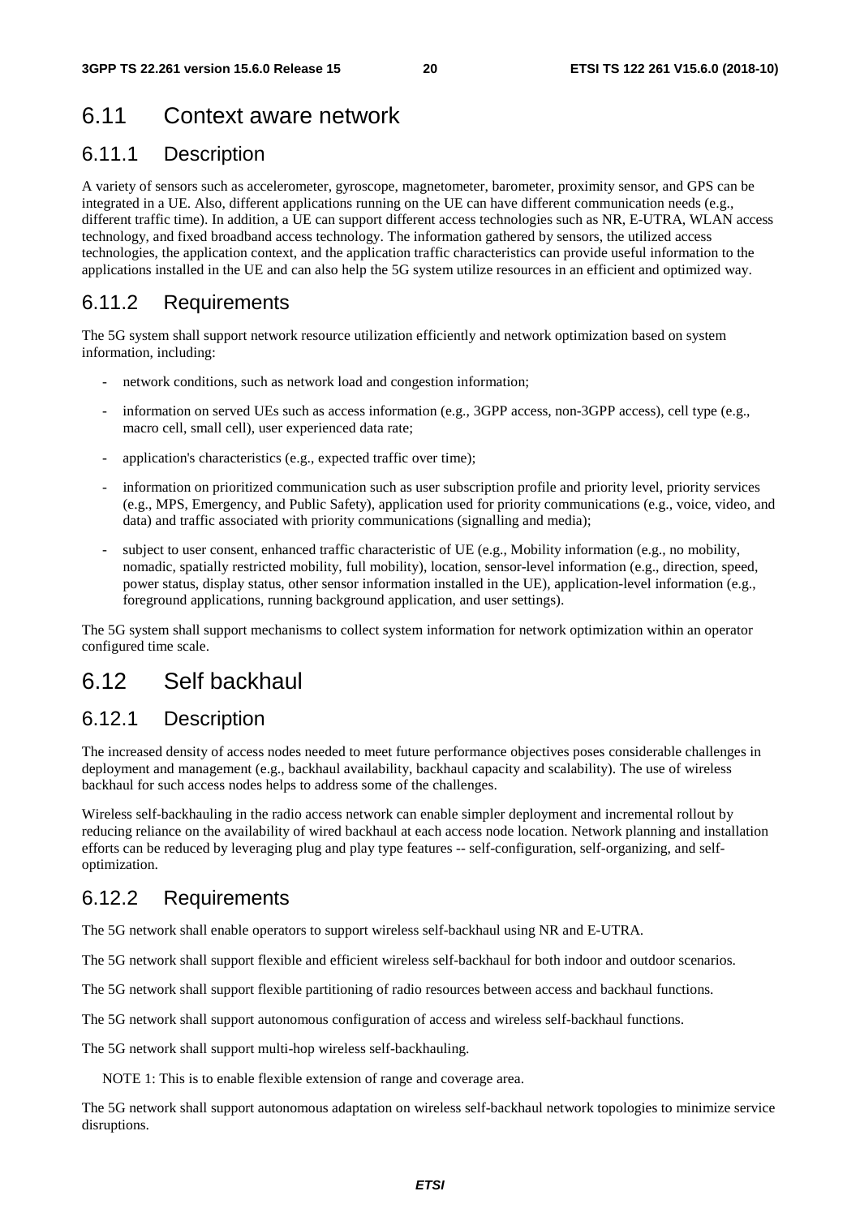## 6.11 Context aware network

### 6.11.1 Description

A variety of sensors such as accelerometer, gyroscope, magnetometer, barometer, proximity sensor, and GPS can be integrated in a UE. Also, different applications running on the UE can have different communication needs (e.g., different traffic time). In addition, a UE can support different access technologies such as NR, E-UTRA, WLAN access technology, and fixed broadband access technology. The information gathered by sensors, the utilized access technologies, the application context, and the application traffic characteristics can provide useful information to the applications installed in the UE and can also help the 5G system utilize resources in an efficient and optimized way.

### 6.11.2 Requirements

The 5G system shall support network resource utilization efficiently and network optimization based on system information, including:

- network conditions, such as network load and congestion information;
- information on served UEs such as access information (e.g., 3GPP access, non-3GPP access), cell type (e.g., macro cell, small cell), user experienced data rate;
- application's characteristics (e.g., expected traffic over time);
- information on prioritized communication such as user subscription profile and priority level, priority services (e.g., MPS, Emergency, and Public Safety), application used for priority communications (e.g., voice, video, and data) and traffic associated with priority communications (signalling and media);
- subject to user consent, enhanced traffic characteristic of UE (e.g., Mobility information (e.g., no mobility, nomadic, spatially restricted mobility, full mobility), location, sensor-level information (e.g., direction, speed, power status, display status, other sensor information installed in the UE), application-level information (e.g., foreground applications, running background application, and user settings).

The 5G system shall support mechanisms to collect system information for network optimization within an operator configured time scale.

## 6.12 Self backhaul

### 6.12.1 Description

The increased density of access nodes needed to meet future performance objectives poses considerable challenges in deployment and management (e.g., backhaul availability, backhaul capacity and scalability). The use of wireless backhaul for such access nodes helps to address some of the challenges.

Wireless self-backhauling in the radio access network can enable simpler deployment and incremental rollout by reducing reliance on the availability of wired backhaul at each access node location. Network planning and installation efforts can be reduced by leveraging plug and play type features -- self-configuration, self-organizing, and self-optimization.

### 6.12.2 Requirements

The 5G network shall enable operators to support wireless self-backhaul using NR and E-UTRA.

The 5G network shall support flexible and efficient wireless self-backhaul for both indoor and outdoor scenarios.

The 5G network shall support flexible partitioning of radio resources between access and backhaul functions.

The 5G network shall support autonomous configuration of access and wireless self-backhaul functions.

The 5G network shall support multi-hop wireless self-backhauling.

NOTE 1: This is to enable flexible extension of range and coverage area.

The 5G network shall support autonomous adaptation on wireless self-backhaul network topologies to minimize service disruptions.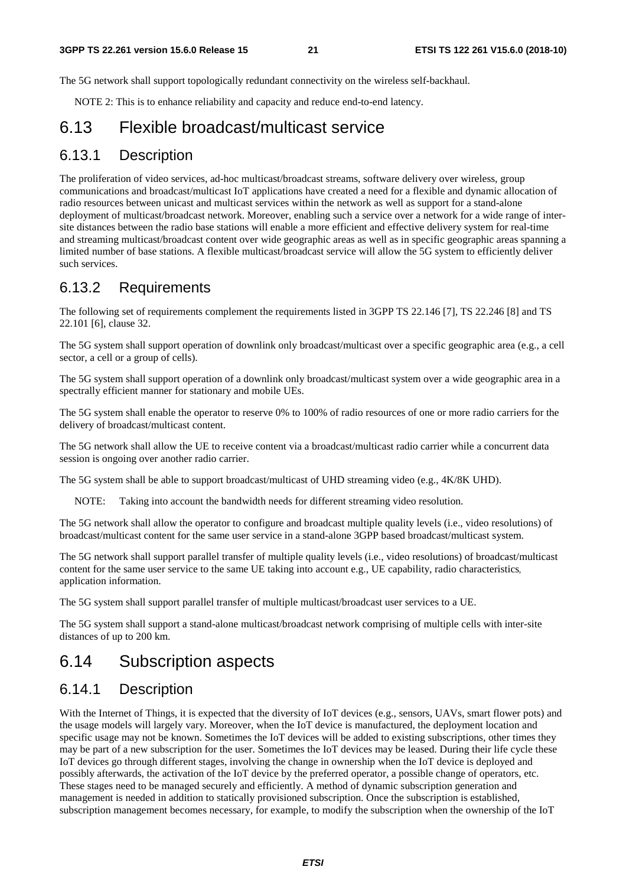The 5G network shall support topologically redundant connectivity on the wireless self-backhaul.

NOTE 2: This is to enhance reliability and capacity and reduce end-to-end latency.

## 6.13 Flexible broadcast/multicast service

### 6.13.1 Description

The proliferation of video services, ad-hoc multicast/broadcast streams, software delivery over wireless, group communications and broadcast/multicast IoT applications have created a need for a flexible and dynamic allocation of radio resources between unicast and multicast services within the network as well as support for a stand-alone deployment of multicast/broadcast network. Moreover, enabling such a service over a network for a wide range of inter-site distances between the radio base stations will enable a more efficient and effective delivery system for real-time and streaming multicast/broadcast content over wide geographic areas as well as in specific geographic areas spanning a limited number of base stations. A flexible multicast/broadcast service will allow the 5G system to efficiently deliver such services.

### 6.13.2 Requirements

The following set of requirements complement the requirements listed in 3GPP TS 22.146 [7], TS 22.246 [8] and TS 22.101 [6], clause 32.

The 5G system shall support operation of downlink only broadcast/multicast over a specific geographic area (e.g., a cell sector, a cell or a group of cells).

The 5G system shall support operation of a downlink only broadcast/multicast system over a wide geographic area in a spectrally efficient manner for stationary and mobile UEs.

The 5G system shall enable the operator to reserve 0% to 100% of radio resources of one or more radio carriers for the delivery of broadcast/multicast content.

The 5G network shall allow the UE to receive content via a broadcast/multicast radio carrier while a concurrent data session is ongoing over another radio carrier.

The 5G system shall be able to support broadcast/multicast of UHD streaming video (e.g., 4K/8K UHD).

NOTE: Taking into account the bandwidth needs for different streaming video resolution.

The 5G network shall allow the operator to configure and broadcast multiple quality levels (i.e., video resolutions) of broadcast/multicast content for the same user service in a stand-alone 3GPP based broadcast/multicast system.

The 5G network shall support parallel transfer of multiple quality levels (i.e., video resolutions) of broadcast/multicast content for the same user service to the same UE taking into account e.g., UE capability, radio characteristics, application information.

The 5G system shall support parallel transfer of multiple multicast/broadcast user services to a UE.

The 5G system shall support a stand-alone multicast/broadcast network comprising of multiple cells with inter-site distances of up to 200 km.

## 6.14 Subscription aspects

### 6.14.1 Description

With the Internet of Things, it is expected that the diversity of IoT devices (e.g., sensors, UAVs, smart flower pots) and the usage models will largely vary. Moreover, when the IoT device is manufactured, the deployment location and specific usage may not be known. Sometimes the IoT devices will be added to existing subscriptions, other times they may be part of a new subscription for the user. Sometimes the IoT devices may be leased. During their life cycle these IoT devices go through different stages, involving the change in ownership when the IoT device is deployed and possibly afterwards, the activation of the IoT device by the preferred operator, a possible change of operators, etc. These stages need to be managed securely and efficiently. A method of dynamic subscription generation and management is needed in addition to statically provisioned subscription. Once the subscription is established, subscription management becomes necessary, for example, to modify the subscription when the ownership of the IoT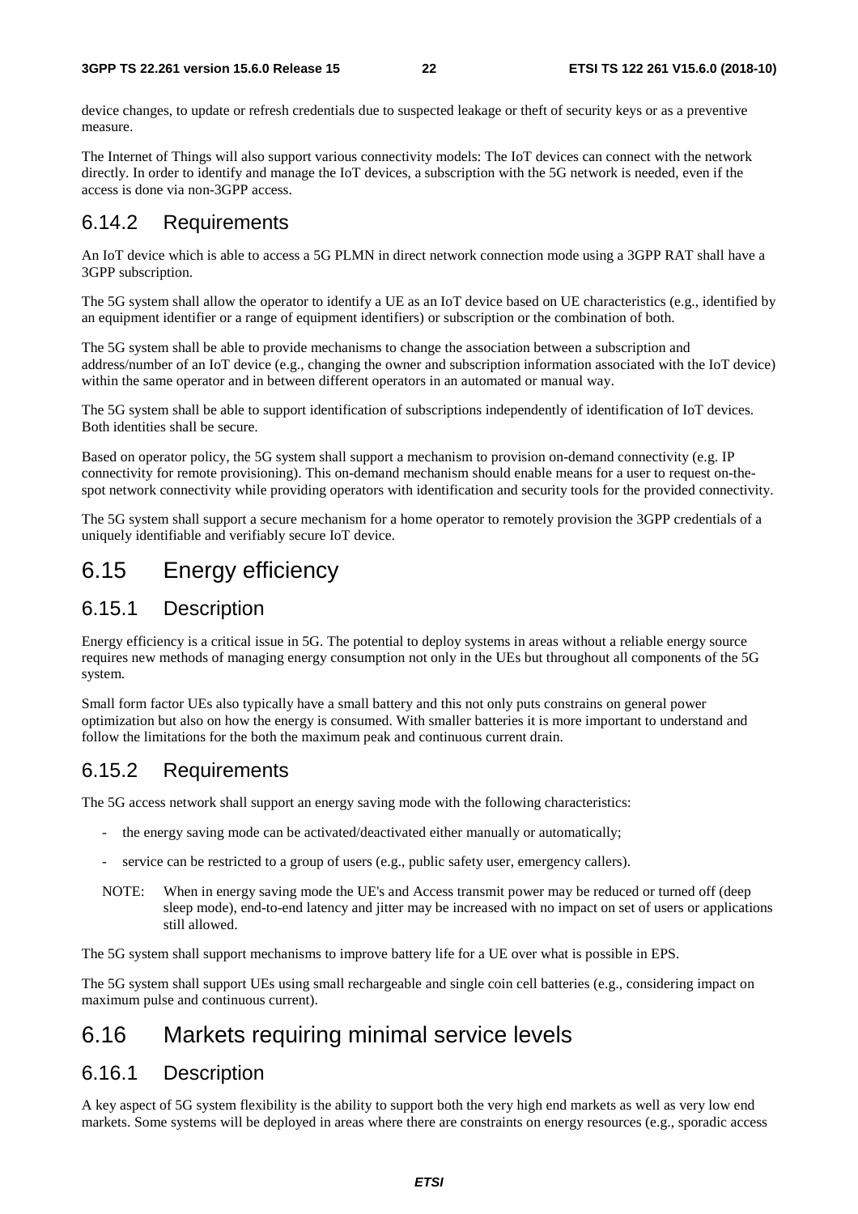device changes, to update or refresh credentials due to suspected leakage or theft of security keys or as a preventive measure.

The Internet of Things will also support various connectivity models: The IoT devices can connect with the network directly. In order to identify and manage the IoT devices, a subscription with the 5G network is needed, even if the access is done via non-3GPP access.

### 6.14.2 Requirements

An IoT device which is able to access a 5G PLMN in direct network connection mode using a 3GPP RAT shall have a 3GPP subscription.

The 5G system shall allow the operator to identify a UE as an IoT device based on UE characteristics (e.g., identified by an equipment identifier or a range of equipment identifiers) or subscription or the combination of both.

The 5G system shall be able to provide mechanisms to change the association between a subscription and address/number of an IoT device (e.g., changing the owner and subscription information associated with the IoT device) within the same operator and in between different operators in an automated or manual way.

The 5G system shall be able to support identification of subscriptions independently of identification of IoT devices. Both identities shall be secure.

Based on operator policy, the 5G system shall support a mechanism to provision on-demand connectivity (e.g. IP connectivity for remote provisioning). This on-demand mechanism should enable means for a user to request on-the-spot network connectivity while providing operators with identification and security tools for the provided connectivity.

The 5G system shall support a secure mechanism for a home operator to remotely provision the 3GPP credentials of a uniquely identifiable and verifiably secure IoT device.

## 6.15 Energy efficiency

### 6.15.1 Description

Energy efficiency is a critical issue in 5G. The potential to deploy systems in areas without a reliable energy source requires new methods of managing energy consumption not only in the UEs but throughout all components of the 5G system.

Small form factor UEs also typically have a small battery and this not only puts constrains on general power optimization but also on how the energy is consumed. With smaller batteries it is more important to understand and follow the limitations for the both the maximum peak and continuous current drain.

### 6.15.2 Requirements

The 5G access network shall support an energy saving mode with the following characteristics:

- the energy saving mode can be activated/deactivated either manually or automatically;
- service can be restricted to a group of users (e.g., public safety user, emergency callers).

NOTE: When in energy saving mode the UE's and Access transmit power may be reduced or turned off (deep sleep mode), end-to-end latency and jitter may be increased with no impact on set of users or applications still allowed.

The 5G system shall support mechanisms to improve battery life for a UE over what is possible in EPS.

The 5G system shall support UEs using small rechargeable and single coin cell batteries (e.g., considering impact on maximum pulse and continuous current).

## 6.16 Markets requiring minimal service levels

### 6.16.1 Description

A key aspect of 5G system flexibility is the ability to support both the very high end markets as well as very low end markets. Some systems will be deployed in areas where there are constraints on energy resources (e.g., sporadic access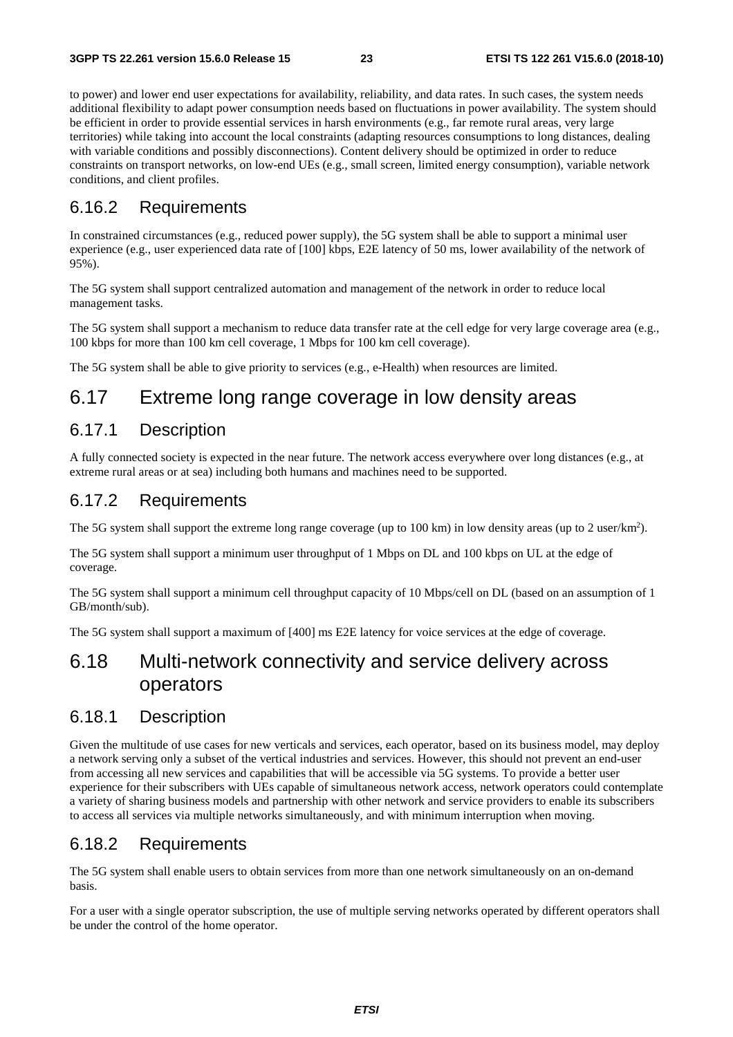to power) and lower end user expectations for availability, reliability, and data rates. In such cases, the system needs additional flexibility to adapt power consumption needs based on fluctuations in power availability. The system should be efficient in order to provide essential services in harsh environments (e.g., far remote rural areas, very large territories) while taking into account the local constraints (adapting resources consumptions to long distances, dealing with variable conditions and possibly disconnections). Content delivery should be optimized in order to reduce constraints on transport networks, on low-end UEs (e.g., small screen, limited energy consumption), variable network conditions, and client profiles.

### 6.16.2 Requirements

In constrained circumstances (e.g., reduced power supply), the 5G system shall be able to support a minimal user experience (e.g., user experienced data rate of [100] kbps, E2E latency of 50 ms, lower availability of the network of 95%).

The 5G system shall support centralized automation and management of the network in order to reduce local management tasks.

The 5G system shall support a mechanism to reduce data transfer rate at the cell edge for very large coverage area (e.g., 100 kbps for more than 100 km cell coverage, 1 Mbps for 100 km cell coverage).

The 5G system shall be able to give priority to services (e.g., e-Health) when resources are limited.

## 6.17 Extreme long range coverage in low density areas

### 6.17.1 Description

A fully connected society is expected in the near future. The network access everywhere over long distances (e.g., at extreme rural areas or at sea) including both humans and machines need to be supported.

### 6.17.2 Requirements

The 5G system shall support the extreme long range coverage (up to 100 km) in low density areas (up to 2 user/km$^2$).

The 5G system shall support a minimum user throughput of 1 Mbps on DL and 100 kbps on UL at the edge of coverage.

The 5G system shall support a minimum cell throughput capacity of 10 Mbps/cell on DL (based on an assumption of 1 GB/month/sub).

The 5G system shall support a maximum of [400] ms E2E latency for voice services at the edge of coverage.

## 6.18 Multi-network connectivity and service delivery across operators

### 6.18.1 Description

Given the multitude of use cases for new verticals and services, each operator, based on its business model, may deploy a network serving only a subset of the vertical industries and services. However, this should not prevent an end-user from accessing all new services and capabilities that will be accessible via 5G systems. To provide a better user experience for their subscribers with UEs capable of simultaneous network access, network operators could contemplate a variety of sharing business models and partnership with other network and service providers to enable its subscribers to access all services via multiple networks simultaneously, and with minimum interruption when moving.

### 6.18.2 Requirements

The 5G system shall enable users to obtain services from more than one network simultaneously on an on-demand basis.

For a user with a single operator subscription, the use of multiple serving networks operated by different operators shall be under the control of the home operator.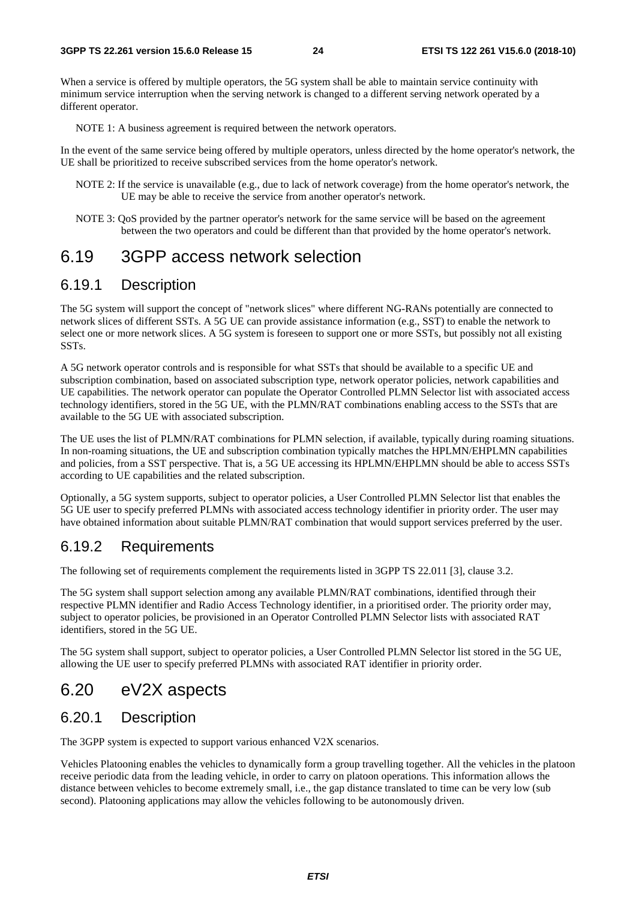When a service is offered by multiple operators, the 5G system shall be able to maintain service continuity with minimum service interruption when the serving network is changed to a different serving network operated by a different operator.

NOTE 1: A business agreement is required between the network operators.

In the event of the same service being offered by multiple operators, unless directed by the home operator's network, the UE shall be prioritized to receive subscribed services from the home operator's network.

NOTE 2: If the service is unavailable (e.g., due to lack of network coverage) from the home operator's network, the UE may be able to receive the service from another operator's network.

NOTE 3: QoS provided by the partner operator's network for the same service will be based on the agreement between the two operators and could be different than that provided by the home operator's network.

# 6.19 3GPP access network selection

## 6.19.1 Description

The 5G system will support the concept of "network slices" where different NG-RANs potentially are connected to network slices of different SSTs. A 5G UE can provide assistance information (e.g., SST) to enable the network to select one or more network slices. A 5G system is foreseen to support one or more SSTs, but possibly not all existing SSTs.

A 5G network operator controls and is responsible for what SSTs that should be available to a specific UE and subscription combination, based on associated subscription type, network operator policies, network capabilities and UE capabilities. The network operator can populate the Operator Controlled PLMN Selector list with associated access technology identifiers, stored in the 5G UE, with the PLMN/RAT combinations enabling access to the SSTs that are available to the 5G UE with associated subscription.

The UE uses the list of PLMN/RAT combinations for PLMN selection, if available, typically during roaming situations. In non-roaming situations, the UE and subscription combination typically matches the HPLMN/EHPLMN capabilities and policies, from a SST perspective. That is, a 5G UE accessing its HPLMN/EHPLMN should be able to access SSTs according to UE capabilities and the related subscription.

Optionally, a 5G system supports, subject to operator policies, a User Controlled PLMN Selector list that enables the 5G UE user to specify preferred PLMNs with associated access technology identifier in priority order. The user may have obtained information about suitable PLMN/RAT combination that would support services preferred by the user.

## 6.19.2 Requirements

The following set of requirements complement the requirements listed in 3GPP TS 22.011 [3], clause 3.2.

The 5G system shall support selection among any available PLMN/RAT combinations, identified through their respective PLMN identifier and Radio Access Technology identifier, in a prioritised order. The priority order may, subject to operator policies, be provisioned in an Operator Controlled PLMN Selector lists with associated RAT identifiers, stored in the 5G UE.

The 5G system shall support, subject to operator policies, a User Controlled PLMN Selector list stored in the 5G UE, allowing the UE user to specify preferred PLMNs with associated RAT identifier in priority order.

# 6.20 eV2X aspects

## 6.20.1 Description

The 3GPP system is expected to support various enhanced V2X scenarios.

Vehicles Platooning enables the vehicles to dynamically form a group travelling together. All the vehicles in the platoon receive periodic data from the leading vehicle, in order to carry on platoon operations. This information allows the distance between vehicles to become extremely small, i.e., the gap distance translated to time can be very low (sub second). Platooning applications may allow the vehicles following to be autonomously driven.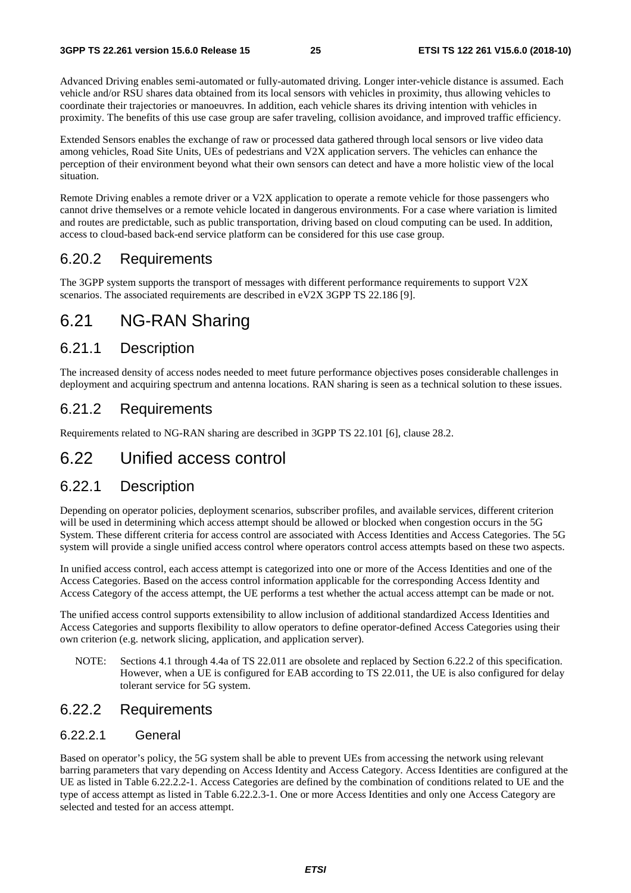Advanced Driving enables semi-automated or fully-automated driving. Longer inter-vehicle distance is assumed. Each vehicle and/or RSU shares data obtained from its local sensors with vehicles in proximity, thus allowing vehicles to coordinate their trajectories or manoeuvres. In addition, each vehicle shares its driving intention with vehicles in proximity. The benefits of this use case group are safer traveling, collision avoidance, and improved traffic efficiency.

Extended Sensors enables the exchange of raw or processed data gathered through local sensors or live video data among vehicles, Road Site Units, UEs of pedestrians and V2X application servers. The vehicles can enhance the perception of their environment beyond what their own sensors can detect and have a more holistic view of the local situation.

Remote Driving enables a remote driver or a V2X application to operate a remote vehicle for those passengers who cannot drive themselves or a remote vehicle located in dangerous environments. For a case where variation is limited and routes are predictable, such as public transportation, driving based on cloud computing can be used. In addition, access to cloud-based back-end service platform can be considered for this use case group.

### 6.20.2 Requirements

The 3GPP system supports the transport of messages with different performance requirements to support V2X scenarios. The associated requirements are described in eV2X 3GPP TS 22.186 [9].

## 6.21 NG-RAN Sharing

### 6.21.1 Description

The increased density of access nodes needed to meet future performance objectives poses considerable challenges in deployment and acquiring spectrum and antenna locations. RAN sharing is seen as a technical solution to these issues.

### 6.21.2 Requirements

Requirements related to NG-RAN sharing are described in 3GPP TS 22.101 [6], clause 28.2.

## 6.22 Unified access control

### 6.22.1 Description

Depending on operator policies, deployment scenarios, subscriber profiles, and available services, different criterion will be used in determining which access attempt should be allowed or blocked when congestion occurs in the 5G System. These different criteria for access control are associated with Access Identities and Access Categories. The 5G system will provide a single unified access control where operators control access attempts based on these two aspects.

In unified access control, each access attempt is categorized into one or more of the Access Identities and one of the Access Categories. Based on the access control information applicable for the corresponding Access Identity and Access Category of the access attempt, the UE performs a test whether the actual access attempt can be made or not.

The unified access control supports extensibility to allow inclusion of additional standardized Access Identities and Access Categories and supports flexibility to allow operators to define operator-defined Access Categories using their own criterion (e.g. network slicing, application, and application server).

NOTE: Sections 4.1 through 4.4a of TS 22.011 are obsolete and replaced by Section 6.22.2 of this specification. However, when a UE is configured for EAB according to TS 22.011, the UE is also configured for delay tolerant service for 5G system.

### 6.22.2 Requirements

#### 6.22.2.1 General

Based on operator's policy, the 5G system shall be able to prevent UEs from accessing the network using relevant barring parameters that vary depending on Access Identity and Access Category. Access Identities are configured at the UE as listed in Table 6.22.2.2-1. Access Categories are defined by the combination of conditions related to UE and the type of access attempt as listed in Table 6.22.2.3-1. One or more Access Identities and only one Access Category are selected and tested for an access attempt.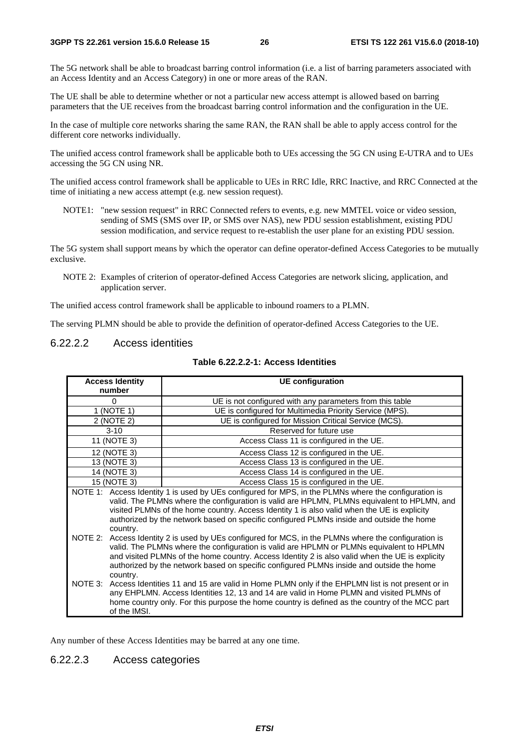The 5G network shall be able to broadcast barring control information (i.e. a list of barring parameters associated with an Access Identity and an Access Category) in one or more areas of the RAN.

The UE shall be able to determine whether or not a particular new access attempt is allowed based on barring parameters that the UE receives from the broadcast barring control information and the configuration in the UE.

In the case of multiple core networks sharing the same RAN, the RAN shall be able to apply access control for the different core networks individually.

The unified access control framework shall be applicable both to UEs accessing the 5G CN using E-UTRA and to UEs accessing the 5G CN using NR.

The unified access control framework shall be applicable to UEs in RRC Idle, RRC Inactive, and RRC Connected at the time of initiating a new access attempt (e.g. new session request).

NOTE1: "new session request" in RRC Connected refers to events, e.g. new MMTEL voice or video session, sending of SMS (SMS over IP, or SMS over NAS), new PDU session establishment, existing PDU session modification, and service request to re-establish the user plane for an existing PDU session.

The 5G system shall support means by which the operator can define operator-defined Access Categories to be mutually exclusive.

NOTE 2: Examples of criterion of operator-defined Access Categories are network slicing, application, and application server.

The unified access control framework shall be applicable to inbound roamers to a PLMN.

The serving PLMN should be able to provide the definition of operator-defined Access Categories to the UE.

### 6.22.2.2 Access identities

**Table 6.22.2.2-1: Access Identities**

| Access Identity number | UE configuration |
|---|---|
| 0 | UE is not configured with any parameters from this table |
| 1 (NOTE 1) | UE is configured for Multimedia Priority Service (MPS). |
| 2 (NOTE 2) | UE is configured for Mission Critical Service (MCS). |
| 3-10 | Reserved for future use |
| 11 (NOTE 3) | Access Class 11 is configured in the UE. |
| 12 (NOTE 3) | Access Class 12 is configured in the UE. |
| 13 (NOTE 3) | Access Class 13 is configured in the UE. |
| 14 (NOTE 3) | Access Class 14 is configured in the UE. |
| 15 (NOTE 3) | Access Class 15 is configured in the UE. |
| NOTE 1: Access Identity 1 is used by UEs configured for MPS, in the PLMNs where the configuration is valid. The PLMNs where the configuration is valid are HPLMN, PLMNs equivalent to HPLMN, and visited PLMNs of the home country. Access Identity 1 is also valid when the UE is explicity authorized by the network based on specific configured PLMNs inside and outside the home country. NOTE 2: Access Identity 2 is used by UEs configured for MCS, in the PLMNs where the configuration is valid. The PLMNs where the configuration is valid are HPLMN or PLMNs equivalent to HPLMN and visited PLMNs of the home country. Access Identity 2 is also valid when the UE is explicity authorized by the network based on specific configured PLMNs inside and outside the home country. NOTE 3: Access Identities 11 and 15 are valid in Home PLMN only if the EHPLMN list is not present or in any EHPLMN. Access Identities 12, 13 and 14 are valid in Home PLMN and visited PLMNs of home country only. For this purpose the home country is defined as the country of the MCC part of the IMSI. | |

Any number of these Access Identities may be barred at any one time.

### 6.22.2.3 Access categories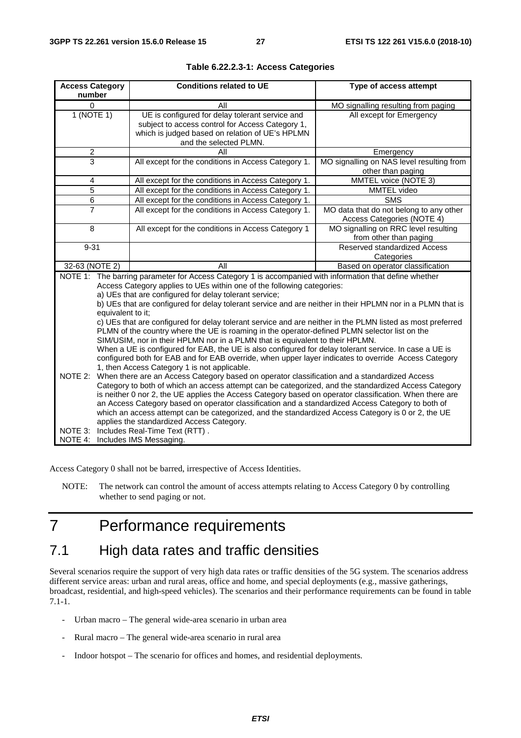**Table 6.22.2.3-1: Access Categories**

| Access Category number | Conditions related to UE | Type of access attempt |
|---|---|---|
| 0 | All | MO signalling resulting from paging |
| 1 (NOTE 1) | UE is configured for delay tolerant service and subject to access control for Access Category 1, which is judged based on relation of UE's HPLMN and the selected PLMN. | All except for Emergency |
| 2 | All | Emergency |
| 3 | All except for the conditions in Access Category 1. | MO signalling on NAS level resulting from other than paging |
| 4 | All except for the conditions in Access Category 1. | MMTEL voice (NOTE 3) |
| 5 | All except for the conditions in Access Category 1. | MMTEL video |
| 6 | All except for the conditions in Access Category 1. | SMS |
| 7 | All except for the conditions in Access Category 1. | MO data that do not belong to any other Access Categories (NOTE 4) |
| 8 | All except for the conditions in Access Category 1 | MO signalling on RRC level resulting from other than paging |
| 9-31 | | Reserved standardized Access Categories |
| 32-63 (NOTE 2) | All | Based on operator classification |

NOTE 1: The barring parameter for Access Category 1 is accompanied with information that define whether Access Category applies to UEs within one of the following categories:
a) UEs that are configured for delay tolerant service;
b) UEs that are configured for delay tolerant service and are neither in their HPLMN nor in a PLMN that is equivalent to it;
c) UEs that are configured for delay tolerant service and are neither in the PLMN listed as most preferred PLMN of the country where the UE is roaming in the operator-defined PLMN selector list on the SIM/USIM, nor in their HPLMN nor in a PLMN that is equivalent to their HPLMN.
When a UE is configured for EAB, the UE is also configured for delay tolerant service. In case a UE is configured both for EAB and for EAB override, when upper layer indicates to override Access Category 1, then Access Category 1 is not applicable.

NOTE 2: When there are an Access Category based on operator classification and a standardized Access Category to both of which an access attempt can be categorized, and the standardized Access Category is neither 0 nor 2, the UE applies the Access Category based on operator classification. When there are an Access Category based on operator classification and a standardized Access Category to both of which an access attempt can be categorized, and the standardized Access Category is 0 or 2, the UE applies the standardized Access Category.

NOTE 3: Includes Real-Time Text (RTT) .

NOTE 4: Includes IMS Messaging.

Access Category 0 shall not be barred, irrespective of Access Identities.

NOTE: The network can control the amount of access attempts relating to Access Category 0 by controlling whether to send paging or not.

# 7 Performance requirements

## 7.1 High data rates and traffic densities

Several scenarios require the support of very high data rates or traffic densities of the 5G system. The scenarios address different service areas: urban and rural areas, office and home, and special deployments (e.g., massive gatherings, broadcast, residential, and high-speed vehicles). The scenarios and their performance requirements can be found in table 7.1-1.

- Urban macro – The general wide-area scenario in urban area
- Rural macro – The general wide-area scenario in rural area
- Indoor hotspot – The scenario for offices and homes, and residential deployments.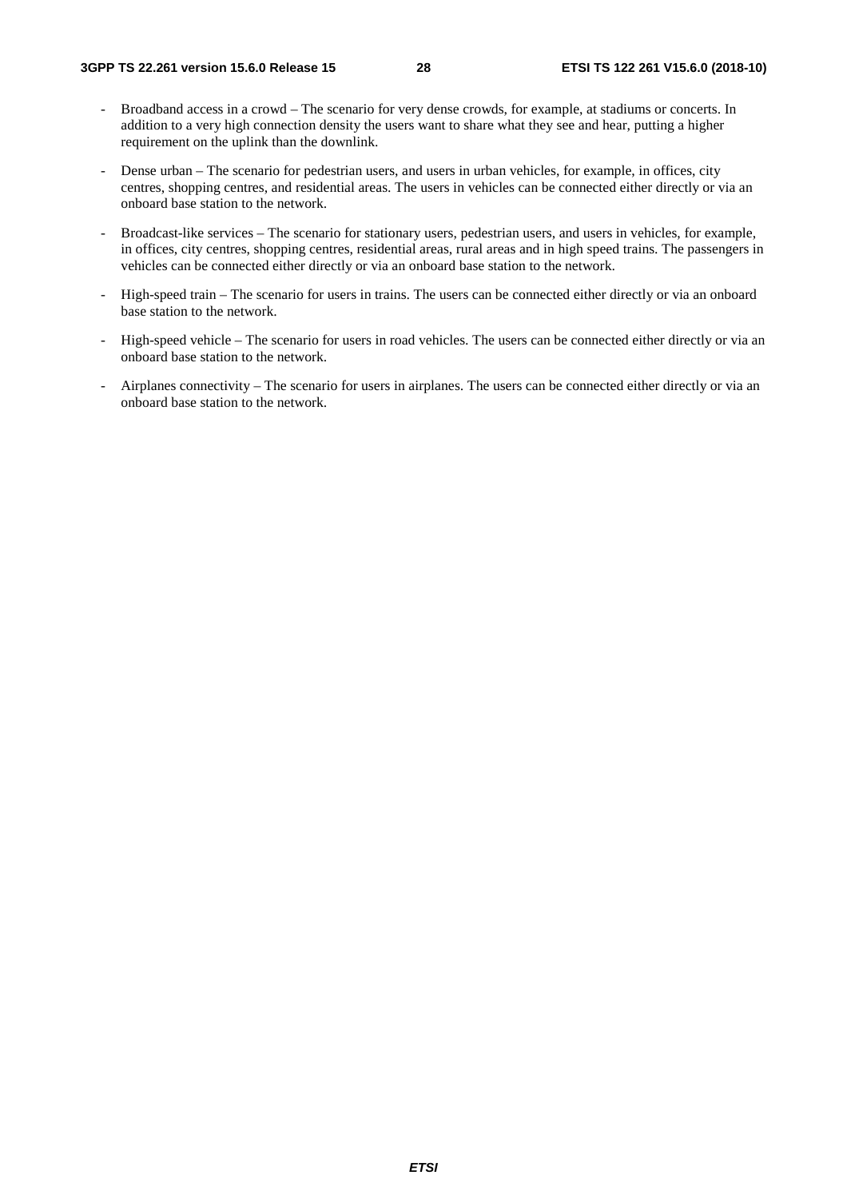- Broadband access in a crowd – The scenario for very dense crowds, for example, at stadiums or concerts. In addition to a very high connection density the users want to share what they see and hear, putting a higher requirement on the uplink than the downlink.

- Dense urban – The scenario for pedestrian users, and users in urban vehicles, for example, in offices, city centres, shopping centres, and residential areas. The users in vehicles can be connected either directly or via an onboard base station to the network.

- Broadcast-like services – The scenario for stationary users, pedestrian users, and users in vehicles, for example, in offices, city centres, shopping centres, residential areas, rural areas and in high speed trains. The passengers in vehicles can be connected either directly or via an onboard base station to the network.

- High-speed train – The scenario for users in trains. The users can be connected either directly or via an onboard base station to the network.

- High-speed vehicle – The scenario for users in road vehicles. The users can be connected either directly or via an onboard base station to the network.

- Airplanes connectivity – The scenario for users in airplanes. The users can be connected either directly or via an onboard base station to the network.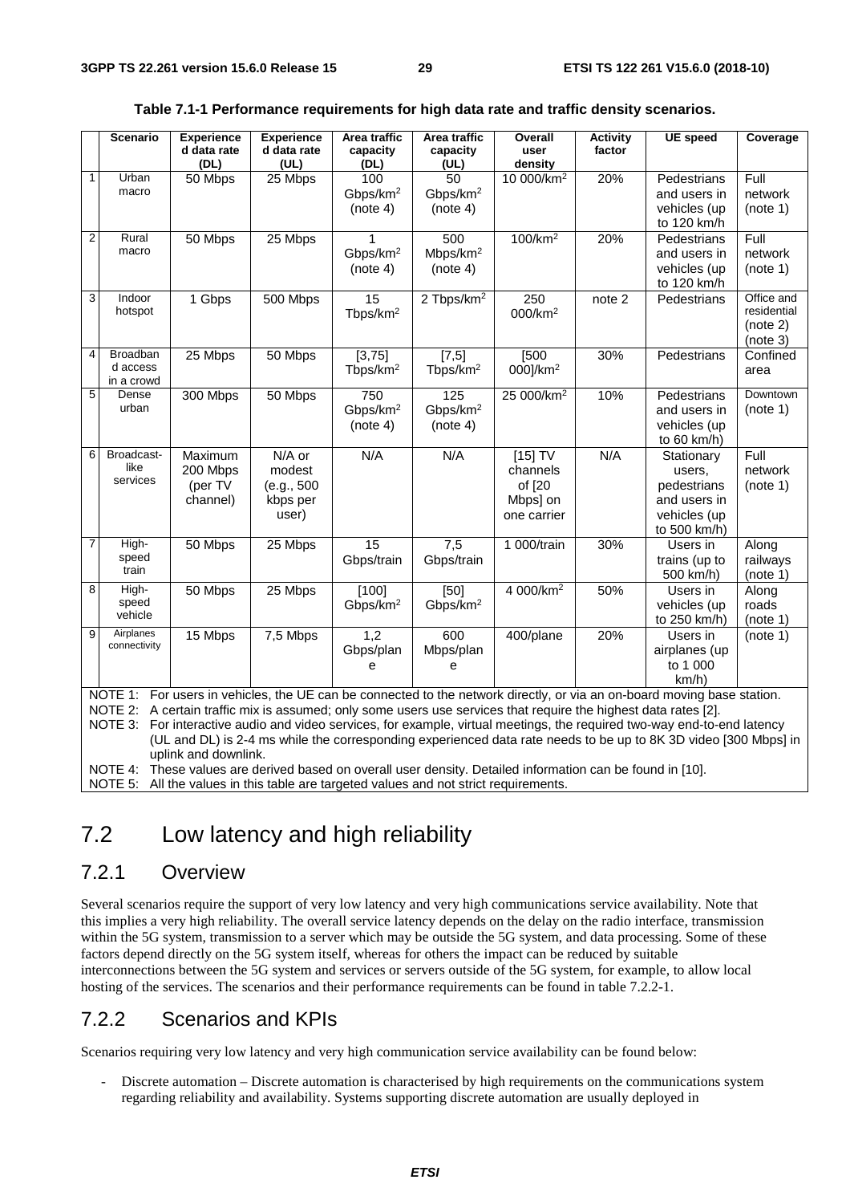**Table 7.1-1 Performance requirements for high data rate and traffic density scenarios.**

| | Scenario | Experienced data rate (DL) | Experienced data rate (UL) | Area traffic capacity (DL) | Area traffic capacity (UL) | Overall user density | Activity factor | UE speed | Coverage |
|---|---|---|---|---|---|---|---|---|---|
| 1 | Urban macro | 50 Mbps | 25 Mbps | 100 Gbps/km$^2$ (note 4) | 50 Gbps/km$^2$ (note 4) | 10 000/km$^2$ | 20% | Pedestrians and users in vehicles (up to 120 km/h | Full network (note 1) |
| 2 | Rural macro | 50 Mbps | 25 Mbps | 1 Gbps/km$^2$ (note 4) | 500 Mbps/km$^2$ (note 4) | 100/km$^2$ | 20% | Pedestrians and users in vehicles (up to 120 km/h | Full network (note 1) |
| 3 | Indoor hotspot | 1 Gbps | 500 Mbps | 15 Tbps/km$^2$ | 2 Tbps/km$^2$ | 250 000/km$^2$ | note 2 | Pedestrians | Office and residential (note 2) (note 3) |
| 4 | Broadband access in a crowd | 25 Mbps | 50 Mbps | [3,75] Tbps/km$^2$ | [7,5] Tbps/km$^2$ | [500 000]/km$^2$ | 30% | Pedestrians | Confined area |
| 5 | Dense urban | 300 Mbps | 50 Mbps | 750 Gbps/km$^2$ (note 4) | 125 Gbps/km$^2$ (note 4) | 25 000/km$^2$ | 10% | Pedestrians and users in vehicles (up to 60 km/h) | Downtown (note 1) |
| 6 | Broadcast-like services | Maximum 200 Mbps (per TV channel) | N/A or modest (e.g., 500 kbps per user) | N/A | N/A | [15] TV channels of [20 Mbps] on one carrier | N/A | Stationary users, pedestrians and users in vehicles (up to 500 km/h) | Full network (note 1) |
| 7 | High-speed train | 50 Mbps | 25 Mbps | 15 Gbps/train | 7,5 Gbps/train | 1 000/train | 30% | Users in trains (up to 500 km/h) | Along railways (note 1) |
| 8 | High-speed vehicle | 50 Mbps | 25 Mbps | [100] Gbps/km$^2$ | [50] Gbps/km$^2$ | 4 000/km$^2$ | 50% | Users in vehicles (up to 250 km/h) | Along roads (note 1) |
| 9 | Airplanes connectivity | 15 Mbps | 7,5 Mbps | 1,2 Gbps/plane | 600 Mbps/plane | 400/plane | 20% | Users in airplanes (up to 1 000 km/h) | (note 1) |

NOTE 1: For users in vehicles, the UE can be connected to the network directly, or via an on-board moving base station.
NOTE 2: A certain traffic mix is assumed; only some users use services that require the highest data rates [2].
NOTE 3: For interactive audio and video services, for example, virtual meetings, the required two-way end-to-end latency (UL and DL) is 2-4 ms while the corresponding experienced data rate needs to be up to 8K 3D video [300 Mbps] in uplink and downlink.
NOTE 4: These values are derived based on overall user density. Detailed information can be found in [10].
NOTE 5: All the values in this table are targeted values and not strict requirements.

# 7.2 Low latency and high reliability

## 7.2.1 Overview

Several scenarios require the support of very low latency and very high communications service availability. Note that this implies a very high reliability. The overall service latency depends on the delay on the radio interface, transmission within the 5G system, transmission to a server which may be outside the 5G system, and data processing. Some of these factors depend directly on the 5G system itself, whereas for others the impact can be reduced by suitable interconnections between the 5G system and services or servers outside of the 5G system, for example, to allow local hosting of the services. The scenarios and their performance requirements can be found in table 7.2.2-1.

## 7.2.2 Scenarios and KPIs

Scenarios requiring very low latency and very high communication service availability can be found below:

- Discrete automation – Discrete automation is characterised by high requirements on the communications system regarding reliability and availability. Systems supporting discrete automation are usually deployed in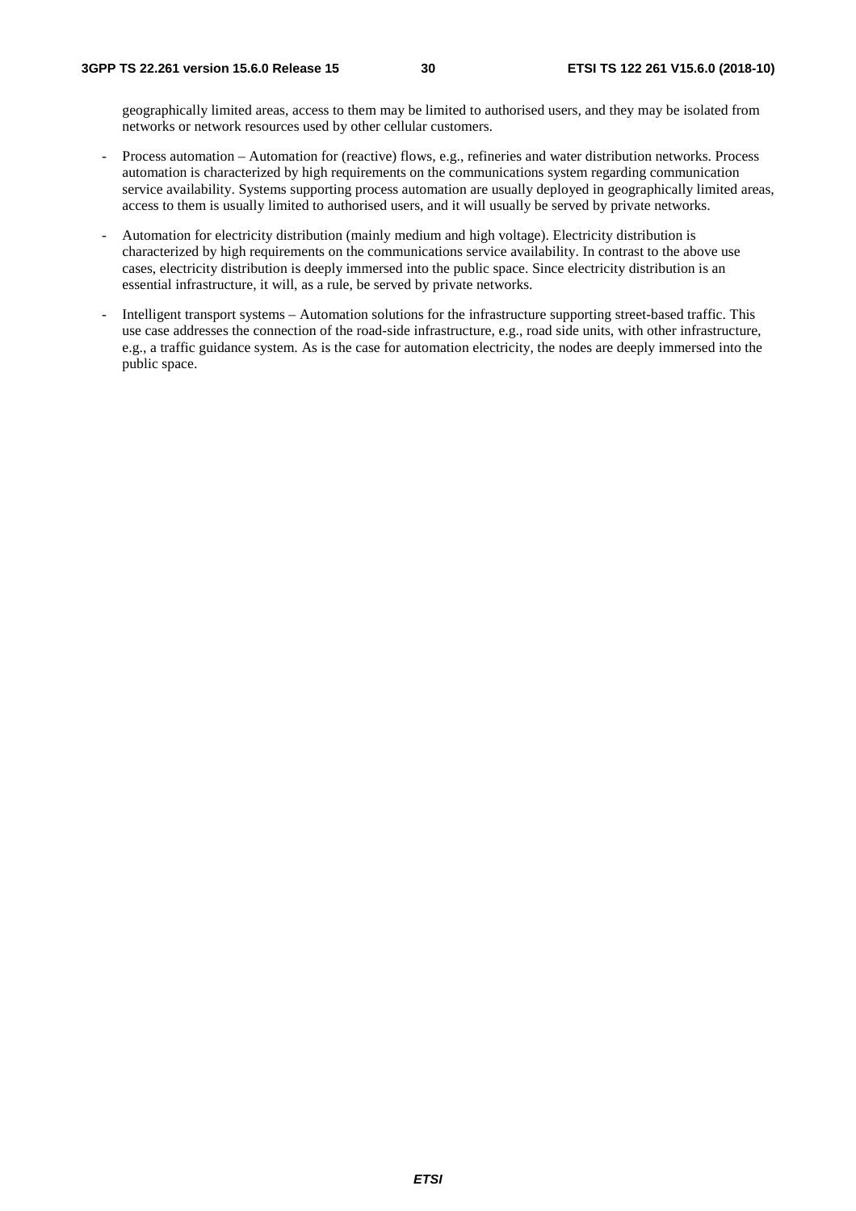geographically limited areas, access to them may be limited to authorised users, and they may be isolated from networks or network resources used by other cellular customers.

- Process automation – Automation for (reactive) flows, e.g., refineries and water distribution networks. Process automation is characterized by high requirements on the communications system regarding communication service availability. Systems supporting process automation are usually deployed in geographically limited areas, access to them is usually limited to authorised users, and it will usually be served by private networks.
- Automation for electricity distribution (mainly medium and high voltage). Electricity distribution is characterized by high requirements on the communications service availability. In contrast to the above use cases, electricity distribution is deeply immersed into the public space. Since electricity distribution is an essential infrastructure, it will, as a rule, be served by private networks.
- Intelligent transport systems – Automation solutions for the infrastructure supporting street-based traffic. This use case addresses the connection of the road-side infrastructure, e.g., road side units, with other infrastructure, e.g., a traffic guidance system. As is the case for automation electricity, the nodes are deeply immersed into the public space.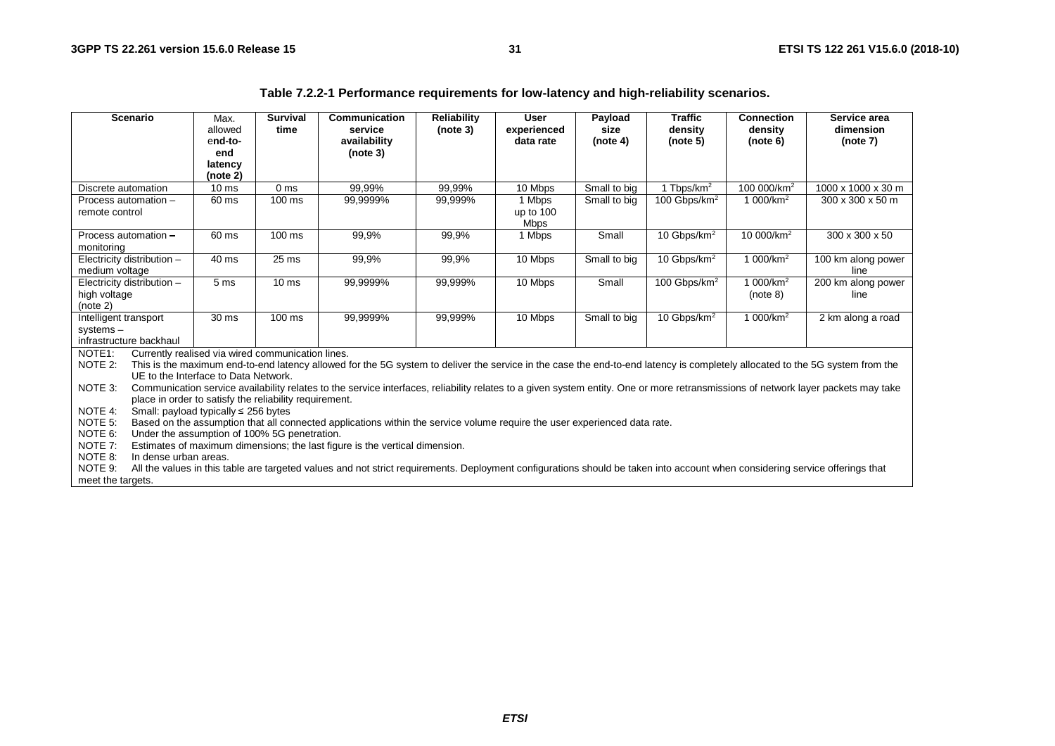**Table 7.2.2-1 Performance requirements for low-latency and high-reliability scenarios.**

| Scenario | Max. allowed end-to-end latency (note 2) | Survival time | Communication service availability (note 3) | Reliability (note 3) | User experienced data rate | Payload size (note 4) | Traffic density (note 5) | Connection density (note 6) | Service area dimension (note 7) |
|---|---|---|---|---|---|---|---|---|---|
| Discrete automation | 10 ms | 0 ms | 99,99% | 99,99% | 10 Mbps | Small to big | 1 Tbps/km$^2$ | 100 000/km$^2$ | 1000 x 1000 x 30 m |
| Process automation – remote control | 60 ms | 100 ms | 99,9999% | 99,999% | 1 Mbps up to 100 Mbps | Small to big | 100 Gbps/km$^2$ | 1 000/km$^2$ | 300 x 300 x 50 m |
| Process automation – monitoring | 60 ms | 100 ms | 99,9% | 99,9% | 1 Mbps | Small | 10 Gbps/km$^2$ | 10 000/km$^2$ | 300 x 300 x 50 |
| Electricity distribution – medium voltage | 40 ms | 25 ms | 99,9% | 99,9% | 10 Mbps | Small to big | 10 Gbps/km$^2$ | 1 000/km$^2$ | 100 km along power line |
| Electricity distribution – high voltage (note 2) | 5 ms | 10 ms | 99,9999% | 99,999% | 10 Mbps | Small | 100 Gbps/km$^2$ | 1 000/km$^2$ (note 8) | 200 km along power line |
| Intelligent transport systems – infrastructure backhaul | 30 ms | 100 ms | 99,9999% | 99,999% | 10 Mbps | Small to big | 10 Gbps/km$^2$ | 1 000/km$^2$ | 2 km along a road |

NOTE1: Currently realised via wired communication lines.

NOTE 2: This is the maximum end-to-end latency allowed for the 5G system to deliver the service in the case the end-to-end latency is completely allocated to the 5G system from the UE to the Interface to Data Network.

NOTE 3: Communication service availability relates to the service interfaces, reliability relates to a given system entity. One or more retransmissions of network layer packets may take place in order to satisfy the reliability requirement.

NOTE 4: Small: payload typically ≤ 256 bytes

NOTE 5: Based on the assumption that all connected applications within the service volume require the user experienced data rate.

NOTE 6: Under the assumption of 100% 5G penetration.

NOTE 7: Estimates of maximum dimensions; the last figure is the vertical dimension.

NOTE 8: In dense urban areas.

NOTE 9: All the values in this table are targeted values and not strict requirements. Deployment configurations should be taken into account when considering service offerings that meet the targets.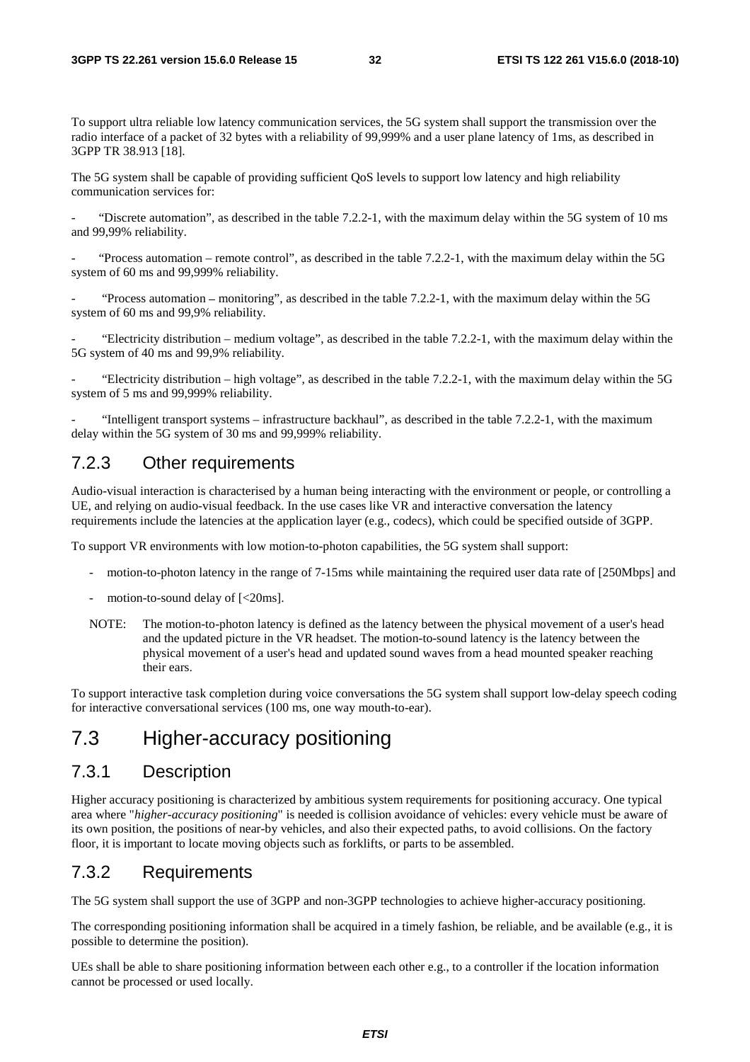To support ultra reliable low latency communication services, the 5G system shall support the transmission over the radio interface of a packet of 32 bytes with a reliability of 99,999% and a user plane latency of 1ms, as described in 3GPP TR 38.913 [18].

The 5G system shall be capable of providing sufficient QoS levels to support low latency and high reliability communication services for:

- "Discrete automation", as described in the table 7.2.2-1, with the maximum delay within the 5G system of 10 ms and 99,99% reliability.
- "Process automation – remote control", as described in the table 7.2.2-1, with the maximum delay within the 5G system of 60 ms and 99,999% reliability.
- "Process automation – monitoring", as described in the table 7.2.2-1, with the maximum delay within the 5G system of 60 ms and 99,9% reliability.
- "Electricity distribution – medium voltage", as described in the table 7.2.2-1, with the maximum delay within the 5G system of 40 ms and 99,9% reliability.
- "Electricity distribution – high voltage", as described in the table 7.2.2-1, with the maximum delay within the 5G system of 5 ms and 99,999% reliability.
- "Intelligent transport systems – infrastructure backhaul", as described in the table 7.2.2-1, with the maximum delay within the 5G system of 30 ms and 99,999% reliability.

### 7.2.3 Other requirements

Audio-visual interaction is characterised by a human being interacting with the environment or people, or controlling a UE, and relying on audio-visual feedback. In the use cases like VR and interactive conversation the latency requirements include the latencies at the application layer (e.g., codecs), which could be specified outside of 3GPP.

To support VR environments with low motion-to-photon capabilities, the 5G system shall support:

- motion-to-photon latency in the range of 7-15ms while maintaining the required user data rate of [250Mbps] and
- motion-to-sound delay of [<20ms].

NOTE: The motion-to-photon latency is defined as the latency between the physical movement of a user's head and the updated picture in the VR headset. The motion-to-sound latency is the latency between the physical movement of a user's head and updated sound waves from a head mounted speaker reaching their ears.

To support interactive task completion during voice conversations the 5G system shall support low-delay speech coding for interactive conversational services (100 ms, one way mouth-to-ear).

## 7.3 Higher-accuracy positioning

### 7.3.1 Description

Higher accuracy positioning is characterized by ambitious system requirements for positioning accuracy. One typical area where "*higher-accuracy positioning*" is needed is collision avoidance of vehicles: every vehicle must be aware of its own position, the positions of near-by vehicles, and also their expected paths, to avoid collisions. On the factory floor, it is important to locate moving objects such as forklifts, or parts to be assembled.

### 7.3.2 Requirements

The 5G system shall support the use of 3GPP and non-3GPP technologies to achieve higher-accuracy positioning.

The corresponding positioning information shall be acquired in a timely fashion, be reliable, and be available (e.g., it is possible to determine the position).

UEs shall be able to share positioning information between each other e.g., to a controller if the location information cannot be processed or used locally.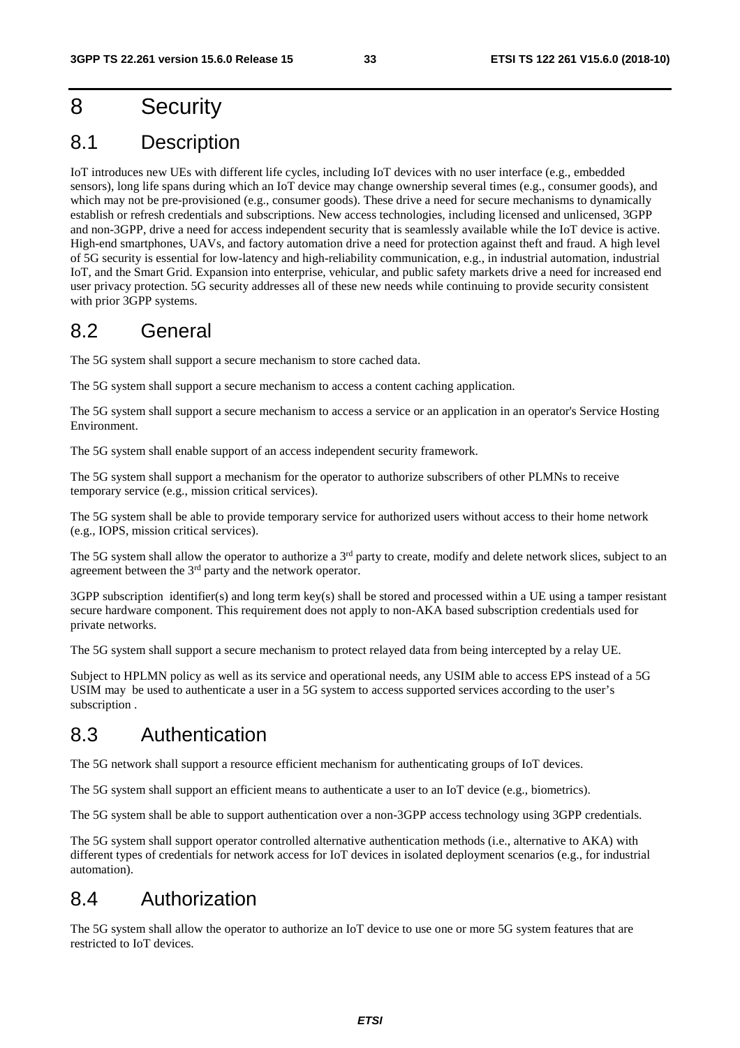# 8 Security

## 8.1 Description

IoT introduces new UEs with different life cycles, including IoT devices with no user interface (e.g., embedded sensors), long life spans during which an IoT device may change ownership several times (e.g., consumer goods), and which may not be pre-provisioned (e.g., consumer goods). These drive a need for secure mechanisms to dynamically establish or refresh credentials and subscriptions. New access technologies, including licensed and unlicensed, 3GPP and non-3GPP, drive a need for access independent security that is seamlessly available while the IoT device is active. High-end smartphones, UAVs, and factory automation drive a need for protection against theft and fraud. A high level of 5G security is essential for low-latency and high-reliability communication, e.g., in industrial automation, industrial IoT, and the Smart Grid. Expansion into enterprise, vehicular, and public safety markets drive a need for increased end user privacy protection. 5G security addresses all of these new needs while continuing to provide security consistent with prior 3GPP systems.

## 8.2 General

The 5G system shall support a secure mechanism to store cached data.

The 5G system shall support a secure mechanism to access a content caching application.

The 5G system shall support a secure mechanism to access a service or an application in an operator's Service Hosting Environment.

The 5G system shall enable support of an access independent security framework.

The 5G system shall support a mechanism for the operator to authorize subscribers of other PLMNs to receive temporary service (e.g., mission critical services).

The 5G system shall be able to provide temporary service for authorized users without access to their home network (e.g., IOPS, mission critical services).

The 5G system shall allow the operator to authorize a 3rd party to create, modify and delete network slices, subject to an agreement between the 3rd party and the network operator.

3GPP subscription identifier(s) and long term key(s) shall be stored and processed within a UE using a tamper resistant secure hardware component. This requirement does not apply to non-AKA based subscription credentials used for private networks.

The 5G system shall support a secure mechanism to protect relayed data from being intercepted by a relay UE.

Subject to HPLMN policy as well as its service and operational needs, any USIM able to access EPS instead of a 5G USIM may be used to authenticate a user in a 5G system to access supported services according to the user's subscription .

## 8.3 Authentication

The 5G network shall support a resource efficient mechanism for authenticating groups of IoT devices.

The 5G system shall support an efficient means to authenticate a user to an IoT device (e.g., biometrics).

The 5G system shall be able to support authentication over a non-3GPP access technology using 3GPP credentials.

The 5G system shall support operator controlled alternative authentication methods (i.e., alternative to AKA) with different types of credentials for network access for IoT devices in isolated deployment scenarios (e.g., for industrial automation).

## 8.4 Authorization

The 5G system shall allow the operator to authorize an IoT device to use one or more 5G system features that are restricted to IoT devices.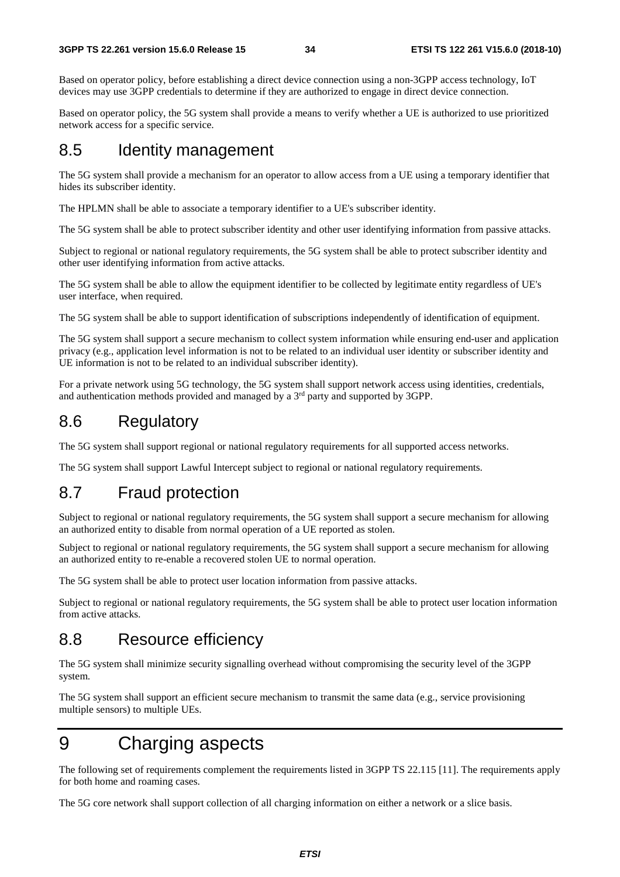Based on operator policy, before establishing a direct device connection using a non-3GPP access technology, IoT devices may use 3GPP credentials to determine if they are authorized to engage in direct device connection.

Based on operator policy, the 5G system shall provide a means to verify whether a UE is authorized to use prioritized network access for a specific service.

## 8.5 Identity management

The 5G system shall provide a mechanism for an operator to allow access from a UE using a temporary identifier that hides its subscriber identity.

The HPLMN shall be able to associate a temporary identifier to a UE's subscriber identity.

The 5G system shall be able to protect subscriber identity and other user identifying information from passive attacks.

Subject to regional or national regulatory requirements, the 5G system shall be able to protect subscriber identity and other user identifying information from active attacks.

The 5G system shall be able to allow the equipment identifier to be collected by legitimate entity regardless of UE's user interface, when required.

The 5G system shall be able to support identification of subscriptions independently of identification of equipment.

The 5G system shall support a secure mechanism to collect system information while ensuring end-user and application privacy (e.g., application level information is not to be related to an individual user identity or subscriber identity and UE information is not to be related to an individual subscriber identity).

For a private network using 5G technology, the 5G system shall support network access using identities, credentials, and authentication methods provided and managed by a 3rd party and supported by 3GPP.

## 8.6 Regulatory

The 5G system shall support regional or national regulatory requirements for all supported access networks.

The 5G system shall support Lawful Intercept subject to regional or national regulatory requirements.

## 8.7 Fraud protection

Subject to regional or national regulatory requirements, the 5G system shall support a secure mechanism for allowing an authorized entity to disable from normal operation of a UE reported as stolen.

Subject to regional or national regulatory requirements, the 5G system shall support a secure mechanism for allowing an authorized entity to re-enable a recovered stolen UE to normal operation.

The 5G system shall be able to protect user location information from passive attacks.

Subject to regional or national regulatory requirements, the 5G system shall be able to protect user location information from active attacks.

## 8.8 Resource efficiency

The 5G system shall minimize security signalling overhead without compromising the security level of the 3GPP system.

The 5G system shall support an efficient secure mechanism to transmit the same data (e.g., service provisioning multiple sensors) to multiple UEs.

# 9 Charging aspects

The following set of requirements complement the requirements listed in 3GPP TS 22.115 [11]. The requirements apply for both home and roaming cases.

The 5G core network shall support collection of all charging information on either a network or a slice basis.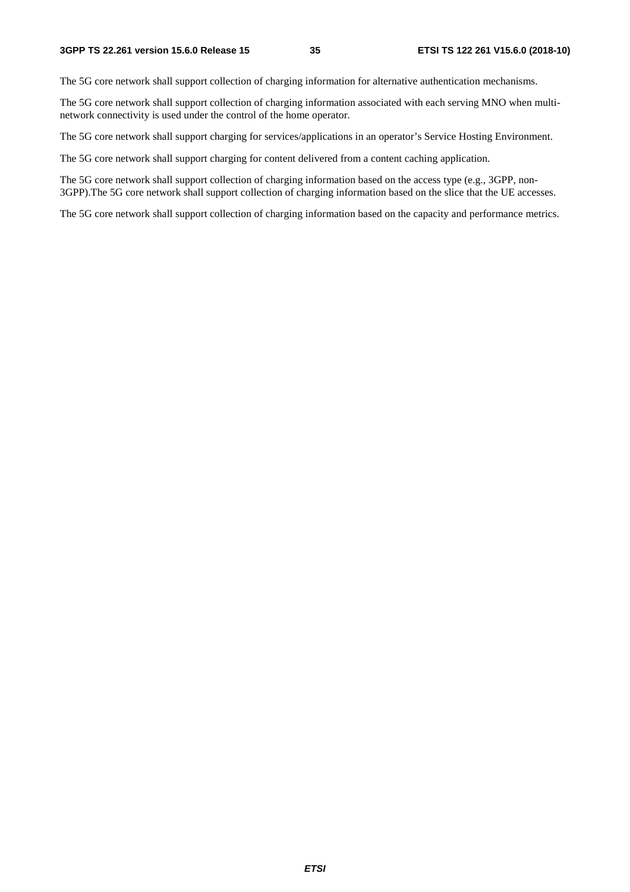The 5G core network shall support collection of charging information for alternative authentication mechanisms.

The 5G core network shall support collection of charging information associated with each serving MNO when multi-network connectivity is used under the control of the home operator.

The 5G core network shall support charging for services/applications in an operator's Service Hosting Environment.

The 5G core network shall support charging for content delivered from a content caching application.

The 5G core network shall support collection of charging information based on the access type (e.g., 3GPP, non-3GPP).The 5G core network shall support collection of charging information based on the slice that the UE accesses.

The 5G core network shall support collection of charging information based on the capacity and performance metrics.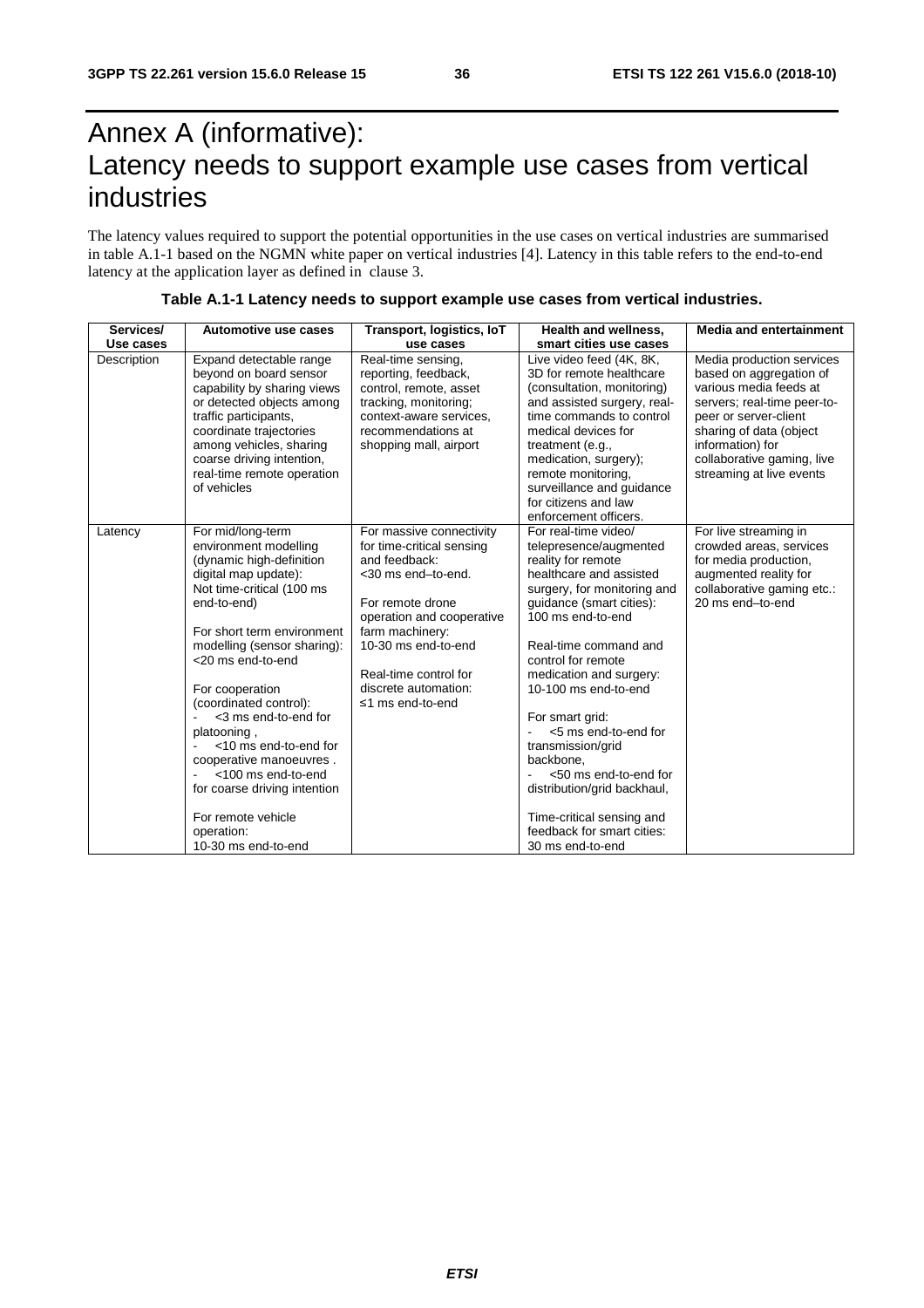# Annex A (informative): Latency needs to support example use cases from vertical industries

The latency values required to support the potential opportunities in the use cases on vertical industries are summarised in table A.1-1 based on the NGMN white paper on vertical industries [4]. Latency in this table refers to the end-to-end latency at the application layer as defined in clause 3.

**Table A.1-1 Latency needs to support example use cases from vertical industries.**

| Services/ Use cases | Automotive use cases | Transport, logistics, IoT use cases | Health and wellness, smart cities use cases | Media and entertainment |
|---|---|---|---|---|
| Description | Expand detectable range beyond on board sensor capability by sharing views or detected objects among traffic participants, coordinate trajectories among vehicles, sharing coarse driving intention, real-time remote operation of vehicles | Real-time sensing, reporting, feedback, control, remote, asset tracking, monitoring; context-aware services, recommendations at shopping mall, airport | Live video feed (4K, 8K, 3D for remote healthcare (consultation, monitoring) and assisted surgery, real-time commands to control medical devices for treatment (e.g., medication, surgery); remote monitoring, surveillance and guidance for citizens and law enforcement officers. | Media production services based on aggregation of various media feeds at servers; real-time peer-to-peer or server-client sharing of data (object information) for collaborative gaming, live streaming at live events |
| Latency | For mid/long-term environment modelling (dynamic high-definition digital map update): Not time-critical (100 ms end-to-end)<br><br>For short term environment modelling (sensor sharing): <20 ms end-to-end<br><br>For cooperation (coordinated control):<br>- <3 ms end-to-end for platooning ,<br>- <10 ms end-to-end for cooperative manoeuvres .<br>- <100 ms end-to-end for coarse driving intention<br><br>For remote vehicle operation:<br>10-30 ms end-to-end | For massive connectivity for time-critical sensing and feedback:<br><30 ms end–to-end.<br><br>For remote drone operation and cooperative farm machinery:<br>10-30 ms end-to-end<br><br>Real-time control for discrete automation:<br>≤1 ms end-to-end | For real-time video/ telepresence/augmented reality for remote healthcare and assisted surgery, for monitoring and guidance (smart cities):<br>100 ms end-to-end<br><br>Real-time command and control for remote medication and surgery:<br>10-100 ms end-to-end<br><br>For smart grid:<br>- <5 ms end-to-end for transmission/grid backbone,<br>- <50 ms end-to-end for distribution/grid backhaul,<br><br>Time-critical sensing and feedback for smart cities:<br>30 ms end-to-end | For live streaming in crowded areas, services for media production, augmented reality for collaborative gaming etc.:<br>20 ms end–to-end |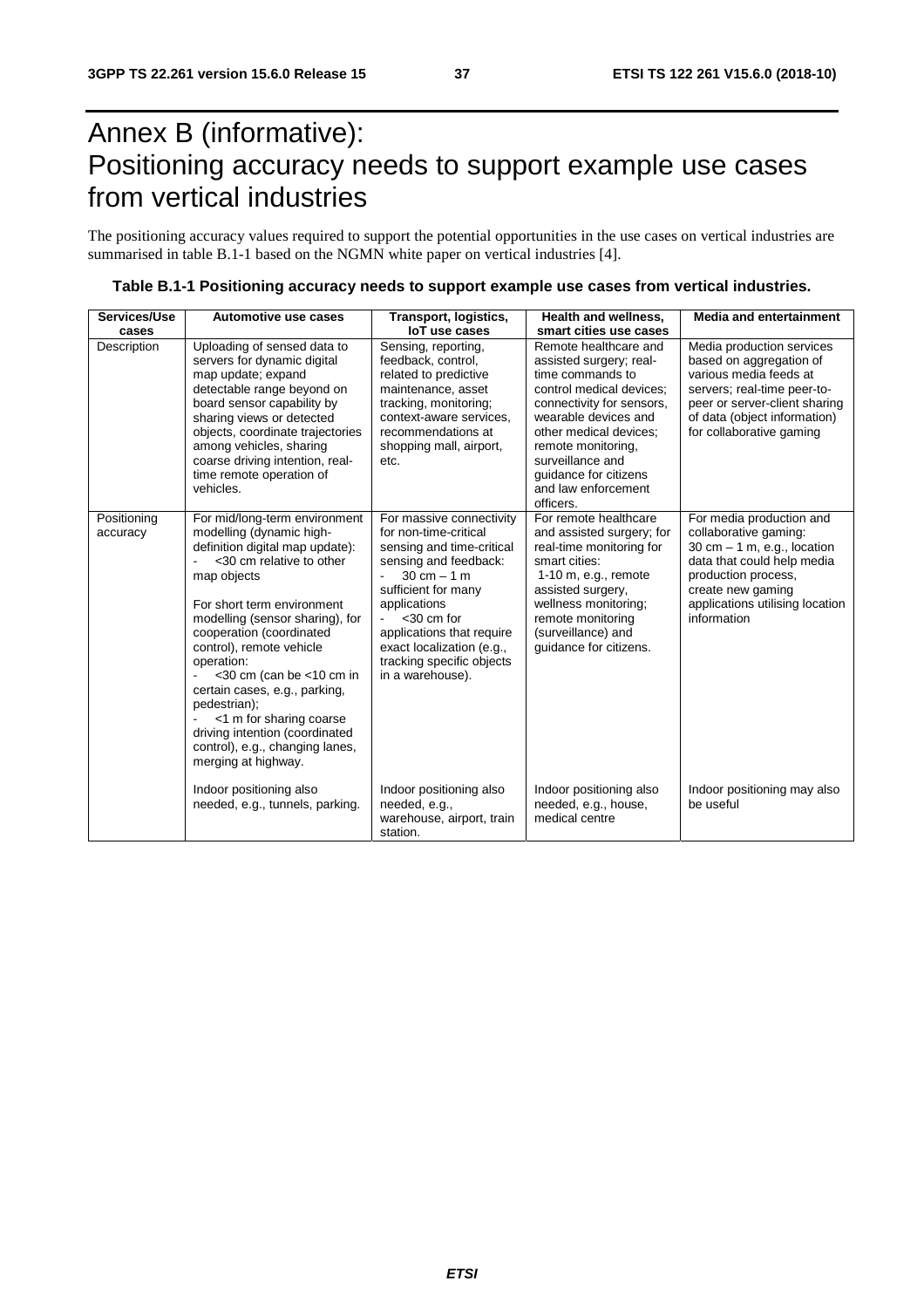# Annex B (informative): Positioning accuracy needs to support example use cases from vertical industries

The positioning accuracy values required to support the potential opportunities in the use cases on vertical industries are summarised in table B.1-1 based on the NGMN white paper on vertical industries [4].

**Table B.1-1 Positioning accuracy needs to support example use cases from vertical industries.**

| Services/Use cases | Automotive use cases | Transport, logistics, IoT use cases | Health and wellness, smart cities use cases | Media and entertainment |
|---|---|---|---|---|
| Description | Uploading of sensed data to servers for dynamic digital map update; expand detectable range beyond on board sensor capability by sharing views or detected objects, coordinate trajectories among vehicles, sharing coarse driving intention, real-time remote operation of vehicles. | Sensing, reporting, feedback, control, related to predictive maintenance, asset tracking, monitoring; context-aware services, recommendations at shopping mall, airport, etc. | Remote healthcare and assisted surgery; real-time commands to control medical devices; connectivity for sensors, wearable devices and other medical devices; remote monitoring, surveillance and guidance for citizens and law enforcement officers. | Media production services based on aggregation of various media feeds at servers; real-time peer-to-peer or server-client sharing of data (object information) for collaborative gaming |
| Positioning accuracy | For mid/long-term environment modelling (dynamic high-definition digital map update):<br>- <30 cm relative to other map objects<br><br>For short term environment modelling (sensor sharing), for cooperation (coordinated control), remote vehicle operation:<br>- <30 cm (can be <10 cm in certain cases, e.g., parking, pedestrian);<br>- <1 m for sharing coarse driving intention (coordinated control), e.g., changing lanes, merging at highway.<br><br>Indoor positioning also needed, e.g., tunnels, parking. | For massive connectivity for non-time-critical sensing and time-critical sensing and feedback:<br>- 30 cm – 1 m sufficient for many applications<br>- <30 cm for applications that require exact localization (e.g., tracking specific objects in a warehouse).<br><br>Indoor positioning also needed, e.g., warehouse, airport, train station. | For remote healthcare and assisted surgery; for real-time monitoring for smart cities:<br>1-10 m, e.g., remote assisted surgery, wellness monitoring; remote monitoring (surveillance) and guidance for citizens.<br><br>Indoor positioning also needed, e.g., house, medical centre | For media production and collaborative gaming:<br>30 cm – 1 m, e.g., location data that could help media production process, create new gaming applications utilising location information<br><br>Indoor positioning may also be useful |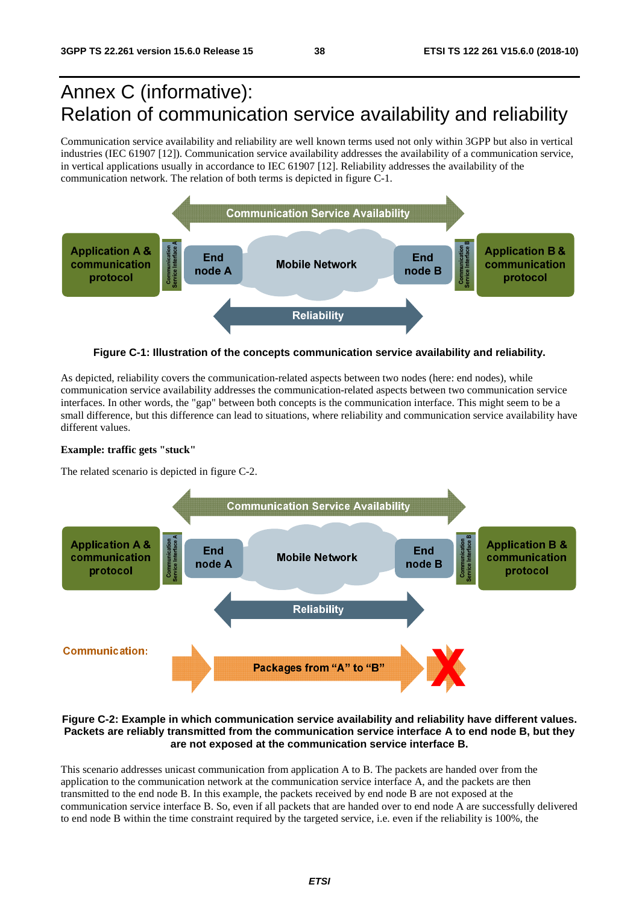# Annex C (informative): Relation of communication service availability and reliability

Communication service availability and reliability are well known terms used not only within 3GPP but also in vertical industries (IEC 61907 [12]). Communication service availability addresses the availability of a communication service, in vertical applications usually in accordance to IEC 61907 [12]. Reliability addresses the availability of the communication network. The relation of both terms is depicted in figure C-1.

**Figure C-1: Illustration of the concepts communication service availability and reliability.**

As depicted, reliability covers the communication-related aspects between two nodes (here: end nodes), while communication service availability addresses the communication-related aspects between two communication service interfaces. In other words, the "gap" between both concepts is the communication interface. This might seem to be a small difference, but this difference can lead to situations, where reliability and communication service availability have different values.

**Example: traffic gets "stuck"**

The related scenario is depicted in figure C-2.

**Figure C-2: Example in which communication service availability and reliability have different values. Packets are reliably transmitted from the communication service interface A to end node B, but they are not exposed at the communication service interface B.**

This scenario addresses unicast communication from application A to B. The packets are handed over from the application to the communication network at the communication service interface A, and the packets are then transmitted to the end node B. In this example, the packets received by end node B are not exposed at the communication service interface B. So, even if all packets that are handed over to end node A are successfully delivered to end node B within the time constraint required by the targeted service, i.e. even if the reliability is 100%, the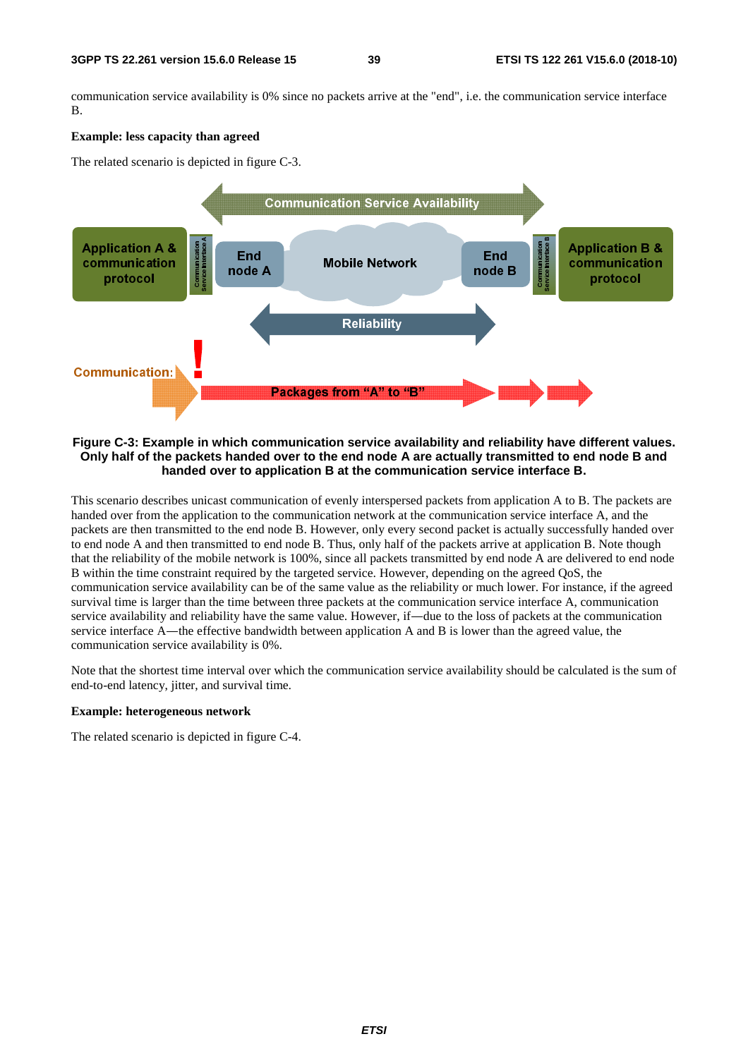communication service availability is 0% since no packets arrive at the "end", i.e. the communication service interface B.

**Example: less capacity than agreed**

The related scenario is depicted in figure C-3.

**Figure C-3: Example in which communication service availability and reliability have different values. Only half of the packets handed over to the end node A are actually transmitted to end node B and handed over to application B at the communication service interface B.**

This scenario describes unicast communication of evenly interspersed packets from application A to B. The packets are handed over from the application to the communication network at the communication service interface A, and the packets are then transmitted to the end node B. However, only every second packet is actually successfully handed over to end node A and then transmitted to end node B. Thus, only half of the packets arrive at application B. Note though that the reliability of the mobile network is 100%, since all packets transmitted by end node A are delivered to end node B within the time constraint required by the targeted service. However, depending on the agreed QoS, the communication service availability can be of the same value as the reliability or much lower. For instance, if the agreed survival time is larger than the time between three packets at the communication service interface A, communication service availability and reliability have the same value. However, if—due to the loss of packets at the communication service interface A—the effective bandwidth between application A and B is lower than the agreed value, the communication service availability is 0%.

Note that the shortest time interval over which the communication service availability should be calculated is the sum of end-to-end latency, jitter, and survival time.

**Example: heterogeneous network**

The related scenario is depicted in figure C-4.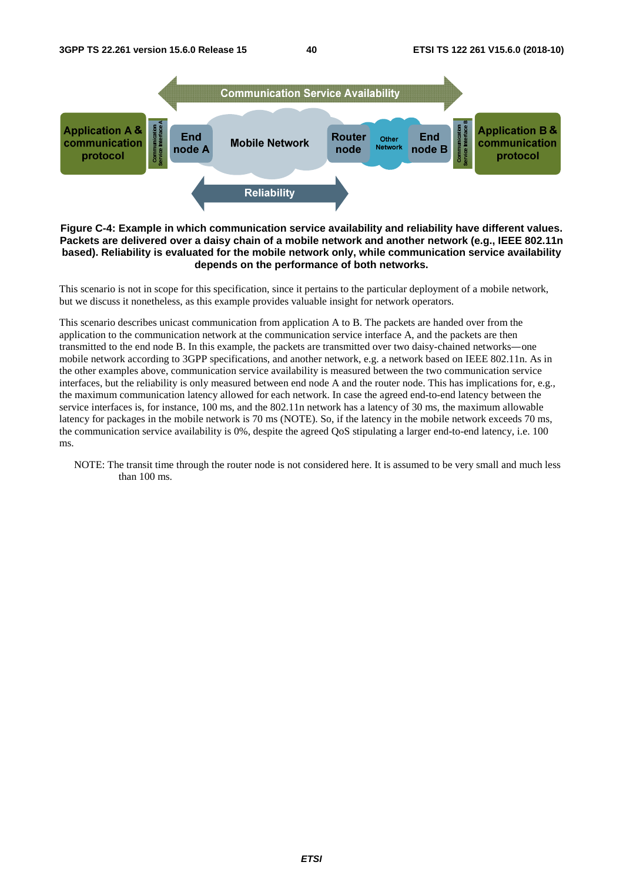**Figure C-4: Example in which communication service availability and reliability have different values. Packets are delivered over a daisy chain of a mobile network and another network (e.g., IEEE 802.11n based). Reliability is evaluated for the mobile network only, while communication service availability depends on the performance of both networks.**

This scenario is not in scope for this specification, since it pertains to the particular deployment of a mobile network, but we discuss it nonetheless, as this example provides valuable insight for network operators.

This scenario describes unicast communication from application A to B. The packets are handed over from the application to the communication network at the communication service interface A, and the packets are then transmitted to the end node B. In this example, the packets are transmitted over two daisy-chained networks—one mobile network according to 3GPP specifications, and another network, e.g. a network based on IEEE 802.11n. As in the other examples above, communication service availability is measured between the two communication service interfaces, but the reliability is only measured between end node A and the router node. This has implications for, e.g., the maximum communication latency allowed for each network. In case the agreed end-to-end latency between the service interfaces is, for instance, 100 ms, and the 802.11n network has a latency of 30 ms, the maximum allowable latency for packages in the mobile network is 70 ms (NOTE). So, if the latency in the mobile network exceeds 70 ms, the communication service availability is 0%, despite the agreed QoS stipulating a larger end-to-end latency, i.e. 100 ms.

NOTE: The transit time through the router node is not considered here. It is assumed to be very small and much less than 100 ms.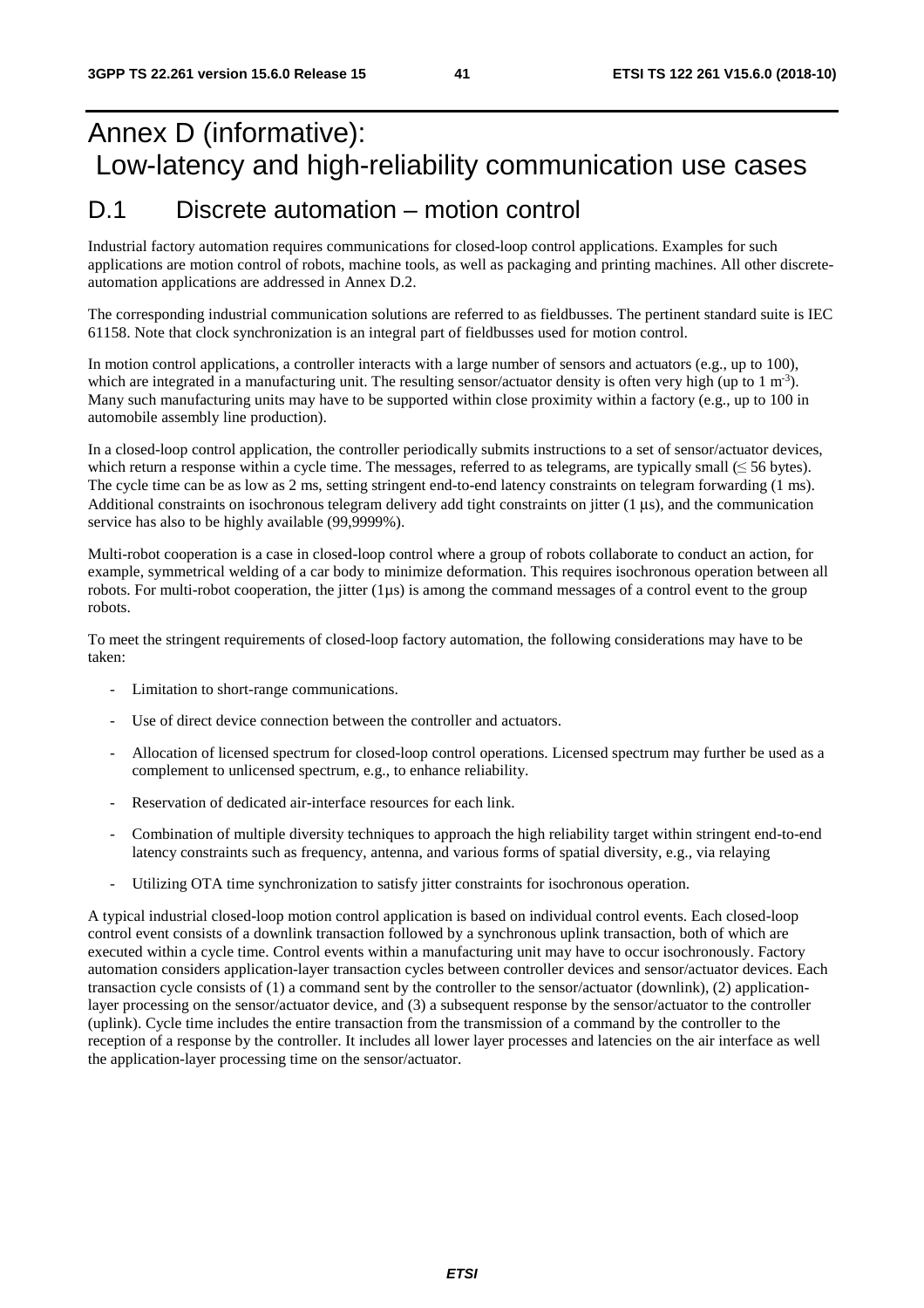# Annex D (informative): Low-latency and high-reliability communication use cases

## D.1 Discrete automation – motion control

Industrial factory automation requires communications for closed-loop control applications. Examples for such applications are motion control of robots, machine tools, as well as packaging and printing machines. All other discrete-automation applications are addressed in Annex D.2.

The corresponding industrial communication solutions are referred to as fieldbusses. The pertinent standard suite is IEC 61158. Note that clock synchronization is an integral part of fieldbusses used for motion control.

In motion control applications, a controller interacts with a large number of sensors and actuators (e.g., up to 100), which are integrated in a manufacturing unit. The resulting sensor/actuator density is often very high (up to 1 $m^{-3}$). Many such manufacturing units may have to be supported within close proximity within a factory (e.g., up to 100 in automobile assembly line production).

In a closed-loop control application, the controller periodically submits instructions to a set of sensor/actuator devices, which return a response within a cycle time. The messages, referred to as telegrams, are typically small (≤ 56 bytes). The cycle time can be as low as 2 ms, setting stringent end-to-end latency constraints on telegram forwarding (1 ms). Additional constraints on isochronous telegram delivery add tight constraints on jitter (1 µs), and the communication service has also to be highly available (99,9999%).

Multi-robot cooperation is a case in closed-loop control where a group of robots collaborate to conduct an action, for example, symmetrical welding of a car body to minimize deformation. This requires isochronous operation between all robots. For multi-robot cooperation, the jitter (1µs) is among the command messages of a control event to the group robots.

To meet the stringent requirements of closed-loop factory automation, the following considerations may have to be taken:

- Limitation to short-range communications.
- Use of direct device connection between the controller and actuators.
- Allocation of licensed spectrum for closed-loop control operations. Licensed spectrum may further be used as a complement to unlicensed spectrum, e.g., to enhance reliability.
- Reservation of dedicated air-interface resources for each link.
- Combination of multiple diversity techniques to approach the high reliability target within stringent end-to-end latency constraints such as frequency, antenna, and various forms of spatial diversity, e.g., via relaying
- Utilizing OTA time synchronization to satisfy jitter constraints for isochronous operation.

A typical industrial closed-loop motion control application is based on individual control events. Each closed-loop control event consists of a downlink transaction followed by a synchronous uplink transaction, both of which are executed within a cycle time. Control events within a manufacturing unit may have to occur isochronously. Factory automation considers application-layer transaction cycles between controller devices and sensor/actuator devices. Each transaction cycle consists of (1) a command sent by the controller to the sensor/actuator (downlink), (2) application-layer processing on the sensor/actuator device, and (3) a subsequent response by the sensor/actuator to the controller (uplink). Cycle time includes the entire transaction from the transmission of a command by the controller to the reception of a response by the controller. It includes all lower layer processes and latencies on the air interface as well the application-layer processing time on the sensor/actuator.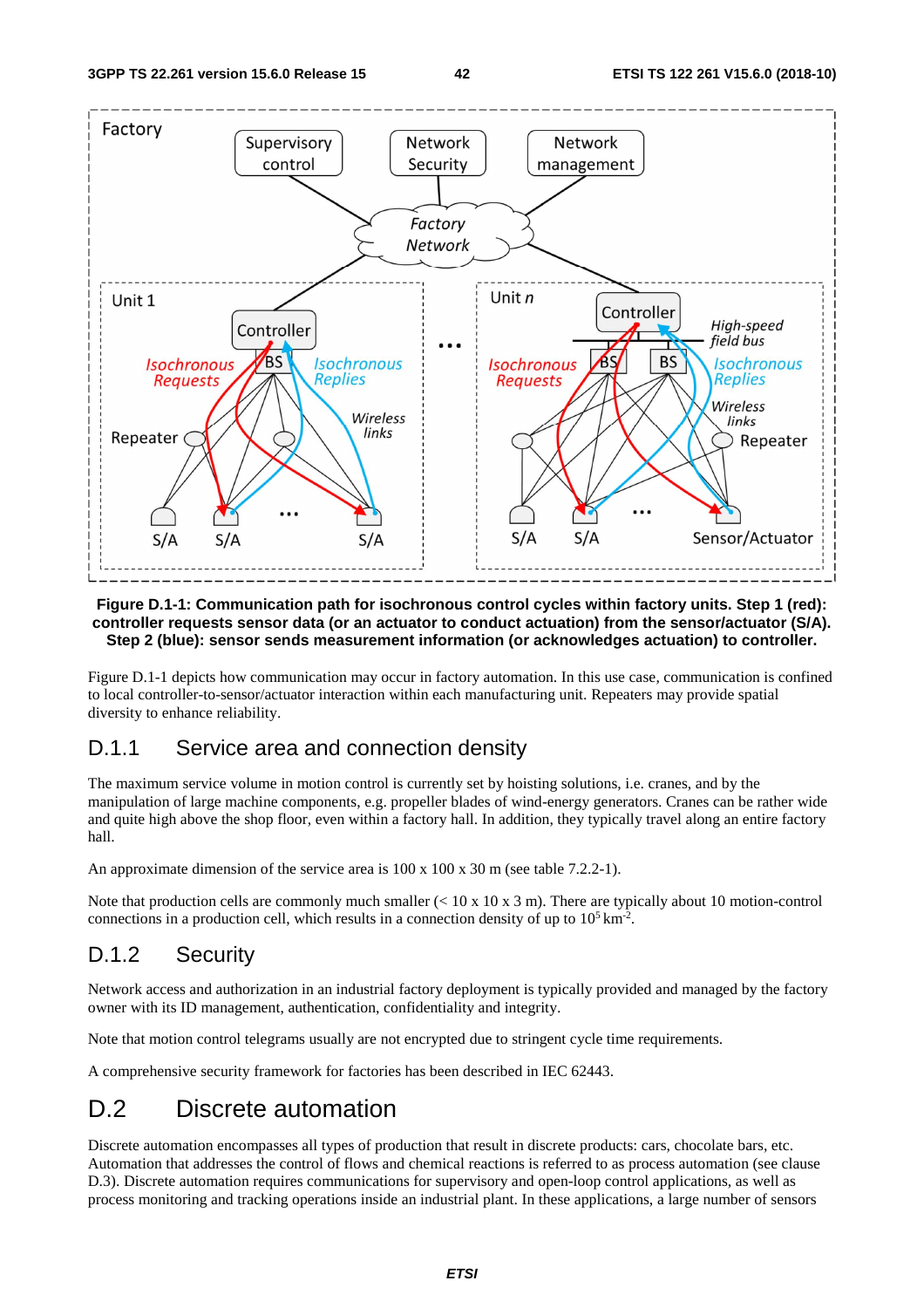**Figure D.1-1: Communication path for isochronous control cycles within factory units. Step 1 (red): controller requests sensor data (or an actuator to conduct actuation) from the sensor/actuator (S/A). Step 2 (blue): sensor sends measurement information (or acknowledges actuation) to controller.**

Figure D.1-1 depicts how communication may occur in factory automation. In this use case, communication is confined to local controller-to-sensor/actuator interaction within each manufacturing unit. Repeaters may provide spatial diversity to enhance reliability.

## D.1.1 Service area and connection density

The maximum service volume in motion control is currently set by hoisting solutions, i.e. cranes, and by the manipulation of large machine components, e.g. propeller blades of wind-energy generators. Cranes can be rather wide and quite high above the shop floor, even within a factory hall. In addition, they typically travel along an entire factory hall.

An approximate dimension of the service area is 100 x 100 x 30 m (see table 7.2.2-1).

Note that production cells are commonly much smaller (< 10 x 10 x 3 m). There are typically about 10 motion-control connections in a production cell, which results in a connection density of up to $10^5$ km$^{-2}$.

## D.1.2 Security

Network access and authorization in an industrial factory deployment is typically provided and managed by the factory owner with its ID management, authentication, confidentiality and integrity.

Note that motion control telegrams usually are not encrypted due to stringent cycle time requirements.

A comprehensive security framework for factories has been described in IEC 62443.

# D.2 Discrete automation

Discrete automation encompasses all types of production that result in discrete products: cars, chocolate bars, etc. Automation that addresses the control of flows and chemical reactions is referred to as process automation (see clause D.3). Discrete automation requires communications for supervisory and open-loop control applications, as well as process monitoring and tracking operations inside an industrial plant. In these applications, a large number of sensors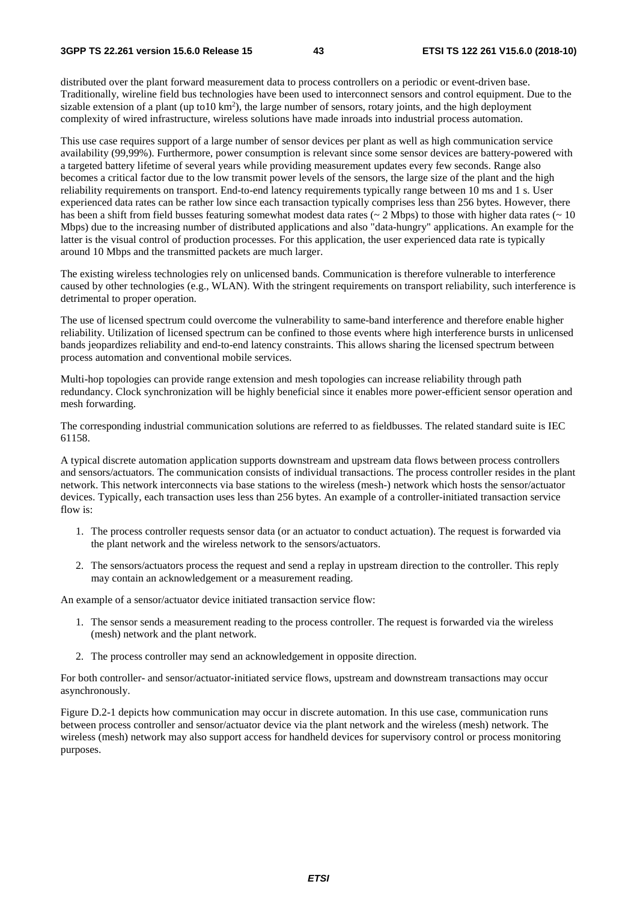distributed over the plant forward measurement data to process controllers on a periodic or event-driven base. Traditionally, wireline field bus technologies have been used to interconnect sensors and control equipment. Due to the sizable extension of a plant (up to10 km$^2$), the large number of sensors, rotary joints, and the high deployment complexity of wired infrastructure, wireless solutions have made inroads into industrial process automation.

This use case requires support of a large number of sensor devices per plant as well as high communication service availability (99,99%). Furthermore, power consumption is relevant since some sensor devices are battery-powered with a targeted battery lifetime of several years while providing measurement updates every few seconds. Range also becomes a critical factor due to the low transmit power levels of the sensors, the large size of the plant and the high reliability requirements on transport. End-to-end latency requirements typically range between 10 ms and 1 s. User experienced data rates can be rather low since each transaction typically comprises less than 256 bytes. However, there has been a shift from field busses featuring somewhat modest data rates (~ 2 Mbps) to those with higher data rates (~ 10 Mbps) due to the increasing number of distributed applications and also "data-hungry" applications. An example for the latter is the visual control of production processes. For this application, the user experienced data rate is typically around 10 Mbps and the transmitted packets are much larger.

The existing wireless technologies rely on unlicensed bands. Communication is therefore vulnerable to interference caused by other technologies (e.g., WLAN). With the stringent requirements on transport reliability, such interference is detrimental to proper operation.

The use of licensed spectrum could overcome the vulnerability to same-band interference and therefore enable higher reliability. Utilization of licensed spectrum can be confined to those events where high interference bursts in unlicensed bands jeopardizes reliability and end-to-end latency constraints. This allows sharing the licensed spectrum between process automation and conventional mobile services.

Multi-hop topologies can provide range extension and mesh topologies can increase reliability through path redundancy. Clock synchronization will be highly beneficial since it enables more power-efficient sensor operation and mesh forwarding.

The corresponding industrial communication solutions are referred to as fieldbusses. The related standard suite is IEC 61158.

A typical discrete automation application supports downstream and upstream data flows between process controllers and sensors/actuators. The communication consists of individual transactions. The process controller resides in the plant network. This network interconnects via base stations to the wireless (mesh-) network which hosts the sensor/actuator devices. Typically, each transaction uses less than 256 bytes. An example of a controller-initiated transaction service flow is:

1. The process controller requests sensor data (or an actuator to conduct actuation). The request is forwarded via the plant network and the wireless network to the sensors/actuators.

2. The sensors/actuators process the request and send a replay in upstream direction to the controller. This reply may contain an acknowledgement or a measurement reading.

An example of a sensor/actuator device initiated transaction service flow:

1. The sensor sends a measurement reading to the process controller. The request is forwarded via the wireless (mesh) network and the plant network.

2. The process controller may send an acknowledgement in opposite direction.

For both controller- and sensor/actuator-initiated service flows, upstream and downstream transactions may occur asynchronously.

Figure D.2-1 depicts how communication may occur in discrete automation. In this use case, communication runs between process controller and sensor/actuator device via the plant network and the wireless (mesh) network. The wireless (mesh) network may also support access for handheld devices for supervisory control or process monitoring purposes.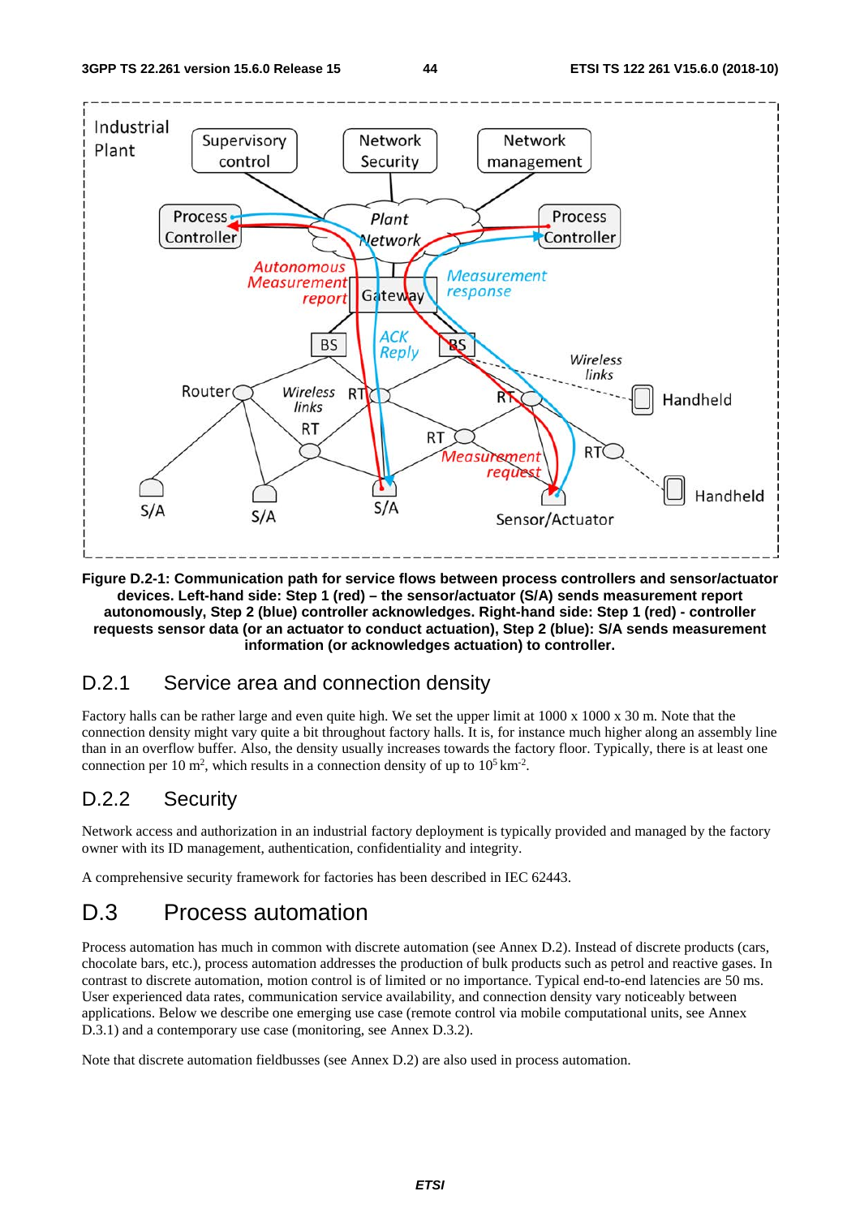**Figure D.2-1: Communication path for service flows between process controllers and sensor/actuator devices. Left-hand side: Step 1 (red) – the sensor/actuator (S/A) sends measurement report autonomously, Step 2 (blue) controller acknowledges. Right-hand side: Step 1 (red) - controller requests sensor data (or an actuator to conduct actuation), Step 2 (blue): S/A sends measurement information (or acknowledges actuation) to controller.**

## D.2.1 Service area and connection density

Factory halls can be rather large and even quite high. We set the upper limit at 1000 x 1000 x 30 m. Note that the connection density might vary quite a bit throughout factory halls. It is, for instance much higher along an assembly line than in an overflow buffer. Also, the density usually increases towards the factory floor. Typically, there is at least one connection per 10 $m^2$, which results in a connection density of up to $10^5$ $km^{-2}$.

## D.2.2 Security

Network access and authorization in an industrial factory deployment is typically provided and managed by the factory owner with its ID management, authentication, confidentiality and integrity.

A comprehensive security framework for factories has been described in IEC 62443.

# D.3 Process automation

Process automation has much in common with discrete automation (see Annex D.2). Instead of discrete products (cars, chocolate bars, etc.), process automation addresses the production of bulk products such as petrol and reactive gases. In contrast to discrete automation, motion control is of limited or no importance. Typical end-to-end latencies are 50 ms. User experienced data rates, communication service availability, and connection density vary noticeably between applications. Below we describe one emerging use case (remote control via mobile computational units, see Annex D.3.1) and a contemporary use case (monitoring, see Annex D.3.2).

Note that discrete automation fieldbusses (see Annex D.2) are also used in process automation.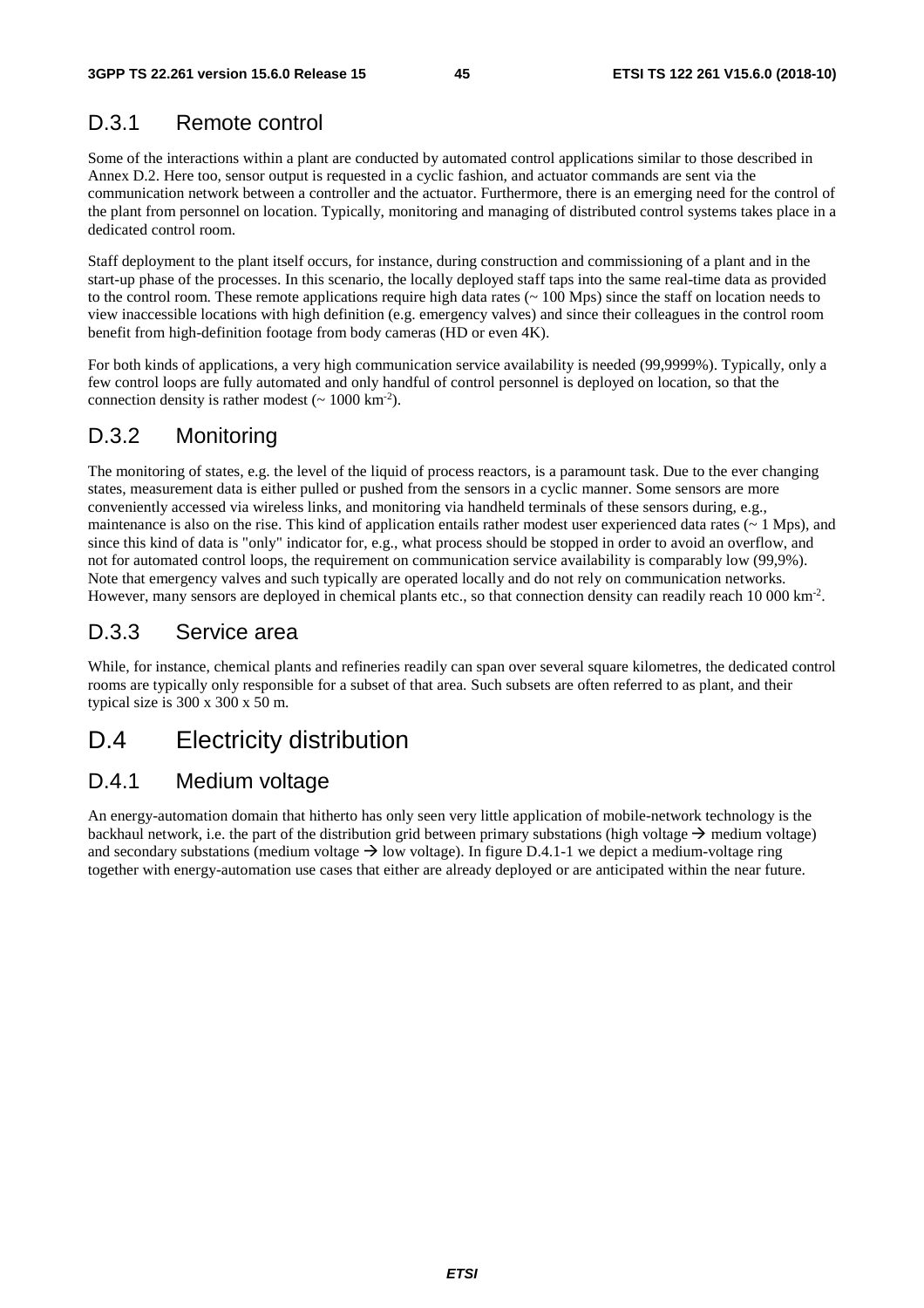## D.3.1 Remote control

Some of the interactions within a plant are conducted by automated control applications similar to those described in Annex D.2. Here too, sensor output is requested in a cyclic fashion, and actuator commands are sent via the communication network between a controller and the actuator. Furthermore, there is an emerging need for the control of the plant from personnel on location. Typically, monitoring and managing of distributed control systems takes place in a dedicated control room.

Staff deployment to the plant itself occurs, for instance, during construction and commissioning of a plant and in the start-up phase of the processes. In this scenario, the locally deployed staff taps into the same real-time data as provided to the control room. These remote applications require high data rates (~ 100 Mps) since the staff on location needs to view inaccessible locations with high definition (e.g. emergency valves) and since their colleagues in the control room benefit from high-definition footage from body cameras (HD or even 4K).

For both kinds of applications, a very high communication service availability is needed (99,9999%). Typically, only a few control loops are fully automated and only handful of control personnel is deployed on location, so that the connection density is rather modest (~ 1000 $km^{-2}$).

## D.3.2 Monitoring

The monitoring of states, e.g. the level of the liquid of process reactors, is a paramount task. Due to the ever changing states, measurement data is either pulled or pushed from the sensors in a cyclic manner. Some sensors are more conveniently accessed via wireless links, and monitoring via handheld terminals of these sensors during, e.g., maintenance is also on the rise. This kind of application entails rather modest user experienced data rates (~ 1 Mps), and since this kind of data is "only" indicator for, e.g., what process should be stopped in order to avoid an overflow, and not for automated control loops, the requirement on communication service availability is comparably low (99,9%). Note that emergency valves and such typically are operated locally and do not rely on communication networks. However, many sensors are deployed in chemical plants etc., so that connection density can readily reach 10 000 $km^{-2}$.

## D.3.3 Service area

While, for instance, chemical plants and refineries readily can span over several square kilometres, the dedicated control rooms are typically only responsible for a subset of that area. Such subsets are often referred to as plant, and their typical size is 300 x 300 x 50 m.

# D.4 Electricity distribution

## D.4.1 Medium voltage

An energy-automation domain that hitherto has only seen very little application of mobile-network technology is the backhaul network, i.e. the part of the distribution grid between primary substations (high voltage → medium voltage) and secondary substations (medium voltage → low voltage). In figure D.4.1-1 we depict a medium-voltage ring together with energy-automation use cases that either are already deployed or are anticipated within the near future.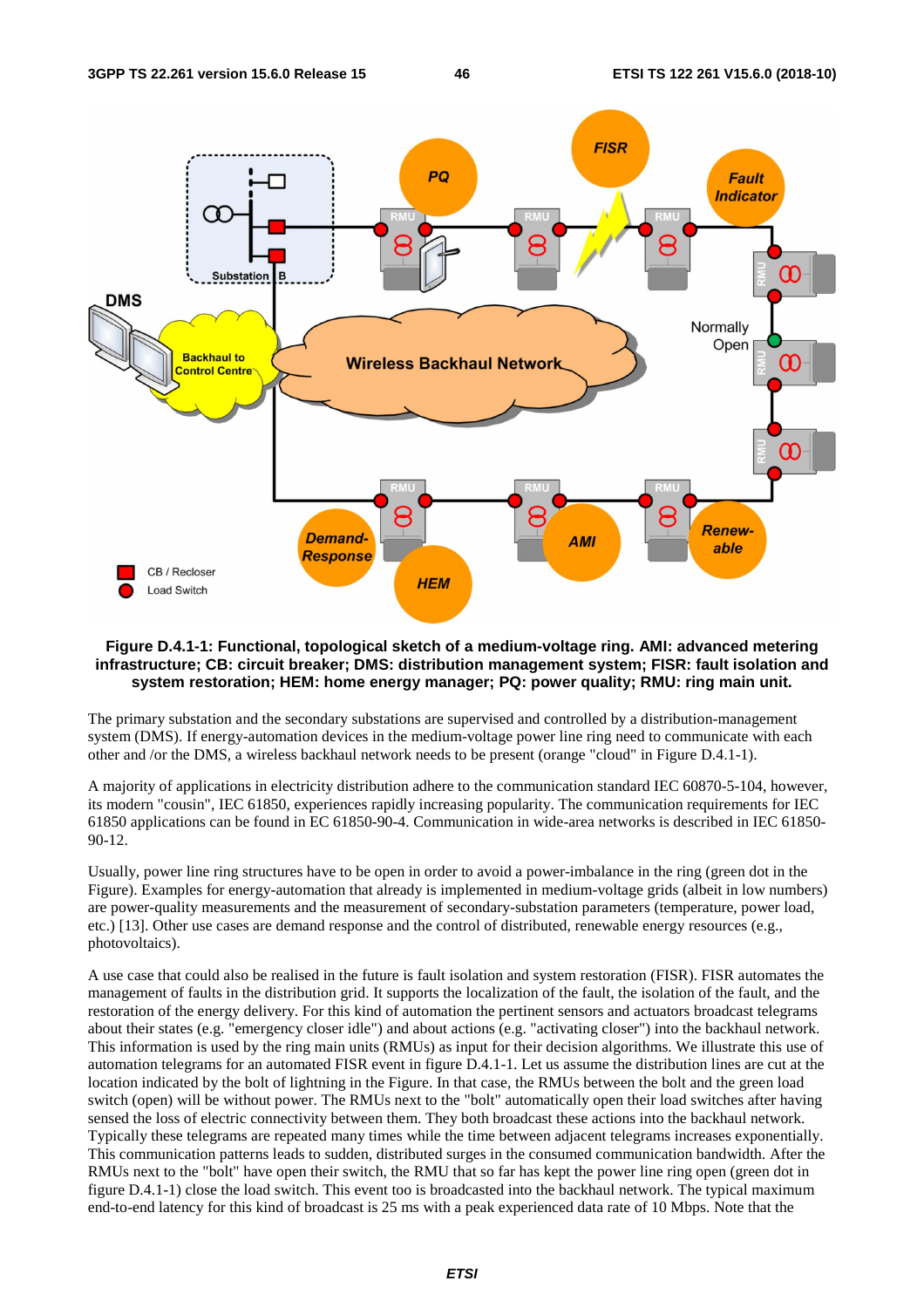**Figure D.4.1-1: Functional, topological sketch of a medium-voltage ring. AMI: advanced metering infrastructure; CB: circuit breaker; DMS: distribution management system; FISR: fault isolation and system restoration; HEM: home energy manager; PQ: power quality; RMU: ring main unit.**

The primary substation and the secondary substations are supervised and controlled by a distribution-management system (DMS). If energy-automation devices in the medium-voltage power line ring need to communicate with each other and /or the DMS, a wireless backhaul network needs to be present (orange "cloud" in Figure D.4.1-1).

A majority of applications in electricity distribution adhere to the communication standard IEC 60870-5-104, however, its modern "cousin", IEC 61850, experiences rapidly increasing popularity. The communication requirements for IEC 61850 applications can be found in EC 61850-90-4. Communication in wide-area networks is described in IEC 61850-90-12.

Usually, power line ring structures have to be open in order to avoid a power-imbalance in the ring (green dot in the Figure). Examples for energy-automation that already is implemented in medium-voltage grids (albeit in low numbers) are power-quality measurements and the measurement of secondary-substation parameters (temperature, power load, etc.) [13]. Other use cases are demand response and the control of distributed, renewable energy resources (e.g., photovoltaics).

A use case that could also be realised in the future is fault isolation and system restoration (FISR). FISR automates the management of faults in the distribution grid. It supports the localization of the fault, the isolation of the fault, and the restoration of the energy delivery. For this kind of automation the pertinent sensors and actuators broadcast telegrams about their states (e.g. "emergency closer idle") and about actions (e.g. "activating closer") into the backhaul network. This information is used by the ring main units (RMUs) as input for their decision algorithms. We illustrate this use of automation telegrams for an automated FISR event in figure D.4.1-1. Let us assume the distribution lines are cut at the location indicated by the bolt of lightning in the Figure. In that case, the RMUs between the bolt and the green load switch (open) will be without power. The RMUs next to the "bolt" automatically open their load switches after having sensed the loss of electric connectivity between them. They both broadcast these actions into the backhaul network. Typically these telegrams are repeated many times while the time between adjacent telegrams increases exponentially. This communication patterns leads to sudden, distributed surges in the consumed communication bandwidth. After the RMUs next to the "bolt" have open their switch, the RMU that so far has kept the power line ring open (green dot in figure D.4.1-1) close the load switch. This event too is broadcasted into the backhaul network. The typical maximum end-to-end latency for this kind of broadcast is 25 ms with a peak experienced data rate of 10 Mbps. Note that the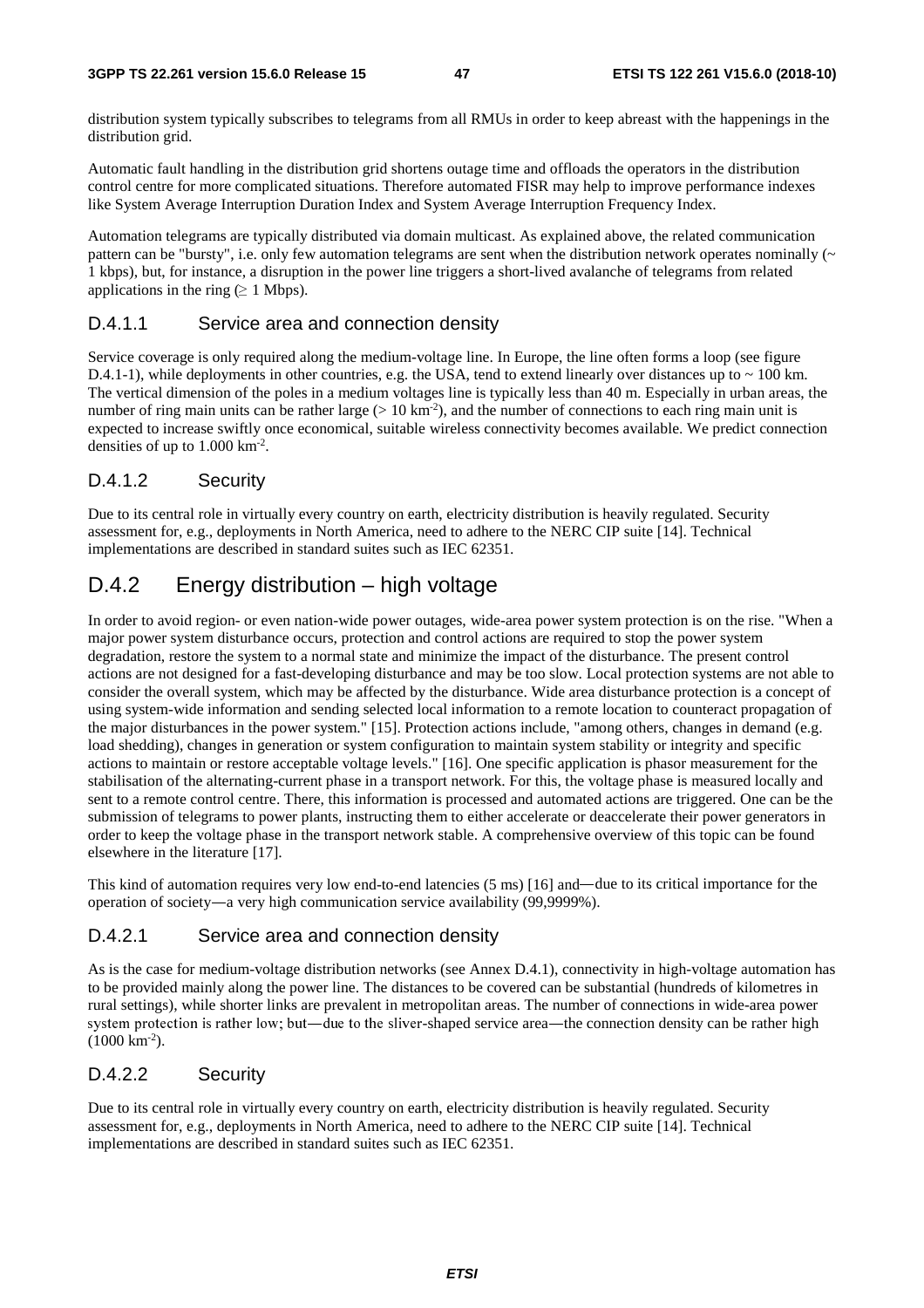distribution system typically subscribes to telegrams from all RMUs in order to keep abreast with the happenings in the distribution grid.

Automatic fault handling in the distribution grid shortens outage time and offloads the operators in the distribution control centre for more complicated situations. Therefore automated FISR may help to improve performance indexes like System Average Interruption Duration Index and System Average Interruption Frequency Index.

Automation telegrams are typically distributed via domain multicast. As explained above, the related communication pattern can be "bursty", i.e. only few automation telegrams are sent when the distribution network operates nominally (~ 1 kbps), but, for instance, a disruption in the power line triggers a short-lived avalanche of telegrams from related applications in the ring (≥ 1 Mbps).

### D.4.1.1 Service area and connection density

Service coverage is only required along the medium-voltage line. In Europe, the line often forms a loop (see figure D.4.1-1), while deployments in other countries, e.g. the USA, tend to extend linearly over distances up to ~ 100 km. The vertical dimension of the poles in a medium voltages line is typically less than 40 m. Especially in urban areas, the number of ring main units can be rather large (> 10 $km^{-2}$), and the number of connections to each ring main unit is expected to increase swiftly once economical, suitable wireless connectivity becomes available. We predict connection densities of up to 1.000 $km^{-2}$.

### D.4.1.2 Security

Due to its central role in virtually every country on earth, electricity distribution is heavily regulated. Security assessment for, e.g., deployments in North America, need to adhere to the NERC CIP suite [14]. Technical implementations are described in standard suites such as IEC 62351.

## D.4.2 Energy distribution – high voltage

In order to avoid region- or even nation-wide power outages, wide-area power system protection is on the rise. "When a major power system disturbance occurs, protection and control actions are required to stop the power system degradation, restore the system to a normal state and minimize the impact of the disturbance. The present control actions are not designed for a fast-developing disturbance and may be too slow. Local protection systems are not able to consider the overall system, which may be affected by the disturbance. Wide area disturbance protection is a concept of using system-wide information and sending selected local information to a remote location to counteract propagation of the major disturbances in the power system." [15]. Protection actions include, "among others, changes in demand (e.g. load shedding), changes in generation or system configuration to maintain system stability or integrity and specific actions to maintain or restore acceptable voltage levels." [16]. One specific application is phasor measurement for the stabilisation of the alternating-current phase in a transport network. For this, the voltage phase is measured locally and sent to a remote control centre. There, this information is processed and automated actions are triggered. One can be the submission of telegrams to power plants, instructing them to either accelerate or deaccelerate their power generators in order to keep the voltage phase in the transport network stable. A comprehensive overview of this topic can be found elsewhere in the literature [17].

This kind of automation requires very low end-to-end latencies (5 ms) [16] and—due to its critical importance for the operation of society—a very high communication service availability (99,9999%).

### D.4.2.1 Service area and connection density

As is the case for medium-voltage distribution networks (see Annex D.4.1), connectivity in high-voltage automation has to be provided mainly along the power line. The distances to be covered can be substantial (hundreds of kilometres in rural settings), while shorter links are prevalent in metropolitan areas. The number of connections in wide-area power system protection is rather low; but—due to the sliver-shaped service area—the connection density can be rather high (1000 $km^{-2}$).

### D.4.2.2 Security

Due to its central role in virtually every country on earth, electricity distribution is heavily regulated. Security assessment for, e.g., deployments in North America, need to adhere to the NERC CIP suite [14]. Technical implementations are described in standard suites such as IEC 62351.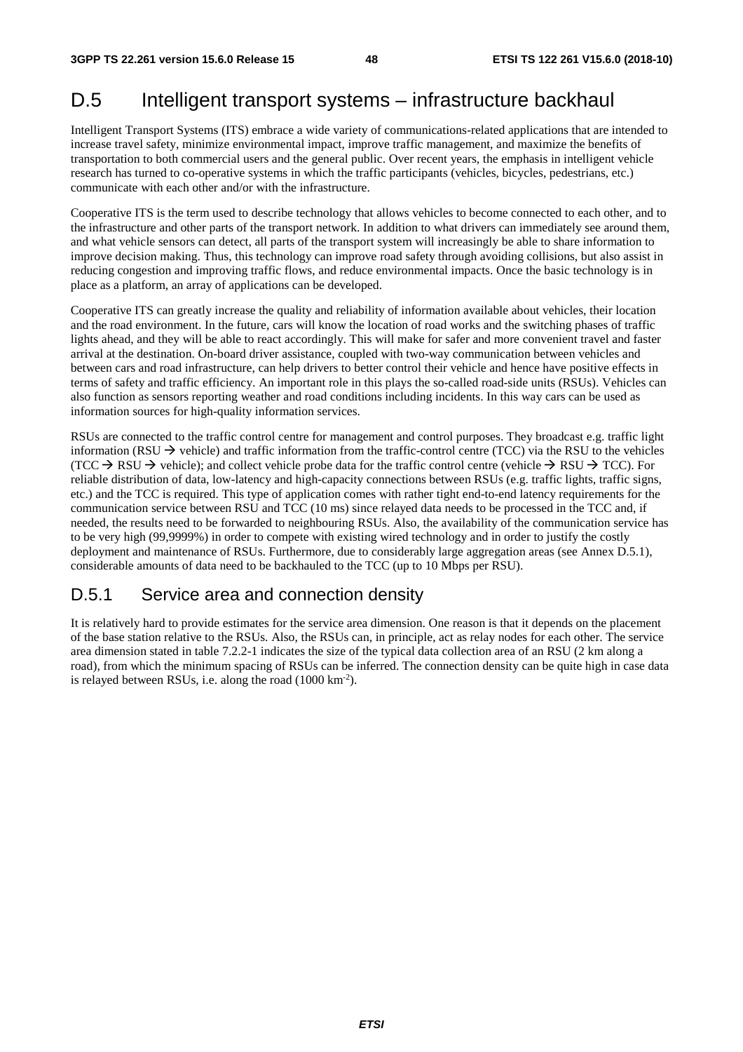# D.5 Intelligent transport systems – infrastructure backhaul

Intelligent Transport Systems (ITS) embrace a wide variety of communications-related applications that are intended to increase travel safety, minimize environmental impact, improve traffic management, and maximize the benefits of transportation to both commercial users and the general public. Over recent years, the emphasis in intelligent vehicle research has turned to co-operative systems in which the traffic participants (vehicles, bicycles, pedestrians, etc.) communicate with each other and/or with the infrastructure.

Cooperative ITS is the term used to describe technology that allows vehicles to become connected to each other, and to the infrastructure and other parts of the transport network. In addition to what drivers can immediately see around them, and what vehicle sensors can detect, all parts of the transport system will increasingly be able to share information to improve decision making. Thus, this technology can improve road safety through avoiding collisions, but also assist in reducing congestion and improving traffic flows, and reduce environmental impacts. Once the basic technology is in place as a platform, an array of applications can be developed.

Cooperative ITS can greatly increase the quality and reliability of information available about vehicles, their location and the road environment. In the future, cars will know the location of road works and the switching phases of traffic lights ahead, and they will be able to react accordingly. This will make for safer and more convenient travel and faster arrival at the destination. On-board driver assistance, coupled with two-way communication between vehicles and between cars and road infrastructure, can help drivers to better control their vehicle and hence have positive effects in terms of safety and traffic efficiency. An important role in this plays the so-called road-side units (RSUs). Vehicles can also function as sensors reporting weather and road conditions including incidents. In this way cars can be used as information sources for high-quality information services.

RSUs are connected to the traffic control centre for management and control purposes. They broadcast e.g. traffic light information (RSU → vehicle) and traffic information from the traffic-control centre (TCC) via the RSU to the vehicles (TCC → RSU → vehicle); and collect vehicle probe data for the traffic control centre (vehicle → RSU → TCC). For reliable distribution of data, low-latency and high-capacity connections between RSUs (e.g. traffic lights, traffic signs, etc.) and the TCC is required. This type of application comes with rather tight end-to-end latency requirements for the communication service between RSU and TCC (10 ms) since relayed data needs to be processed in the TCC and, if needed, the results need to be forwarded to neighbouring RSUs. Also, the availability of the communication service has to be very high (99,9999%) in order to compete with existing wired technology and in order to justify the costly deployment and maintenance of RSUs. Furthermore, due to considerably large aggregation areas (see Annex D.5.1), considerable amounts of data need to be backhauled to the TCC (up to 10 Mbps per RSU).

## D.5.1 Service area and connection density

It is relatively hard to provide estimates for the service area dimension. One reason is that it depends on the placement of the base station relative to the RSUs. Also, the RSUs can, in principle, act as relay nodes for each other. The service area dimension stated in table 7.2.2-1 indicates the size of the typical data collection area of an RSU (2 km along a road), from which the minimum spacing of RSUs can be inferred. The connection density can be quite high in case data is relayed between RSUs, i.e. along the road (1000 $km^{-2}$).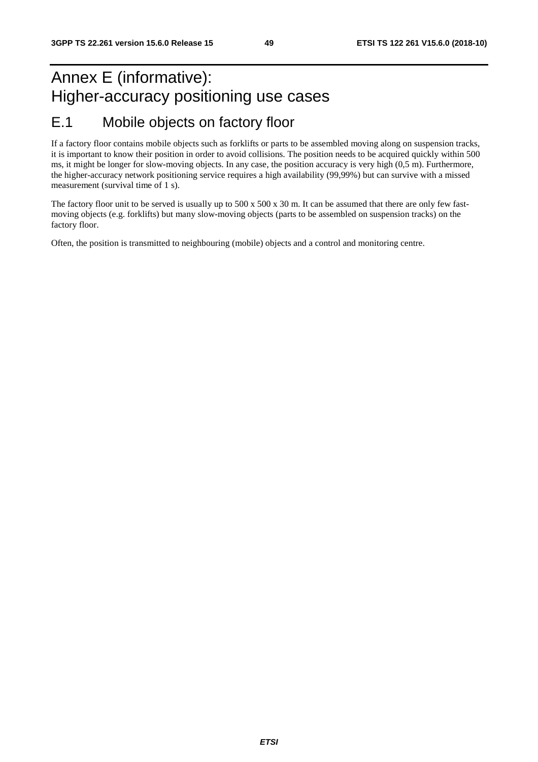# Annex E (informative): Higher-accuracy positioning use cases

## E.1 Mobile objects on factory floor

If a factory floor contains mobile objects such as forklifts or parts to be assembled moving along on suspension tracks, it is important to know their position in order to avoid collisions. The position needs to be acquired quickly within 500 ms, it might be longer for slow-moving objects. In any case, the position accuracy is very high (0,5 m). Furthermore, the higher-accuracy network positioning service requires a high availability (99,99%) but can survive with a missed measurement (survival time of 1 s).

The factory floor unit to be served is usually up to 500 x 500 x 30 m. It can be assumed that there are only few fast-moving objects (e.g. forklifts) but many slow-moving objects (parts to be assembled on suspension tracks) on the factory floor.

Often, the position is transmitted to neighbouring (mobile) objects and a control and monitoring centre.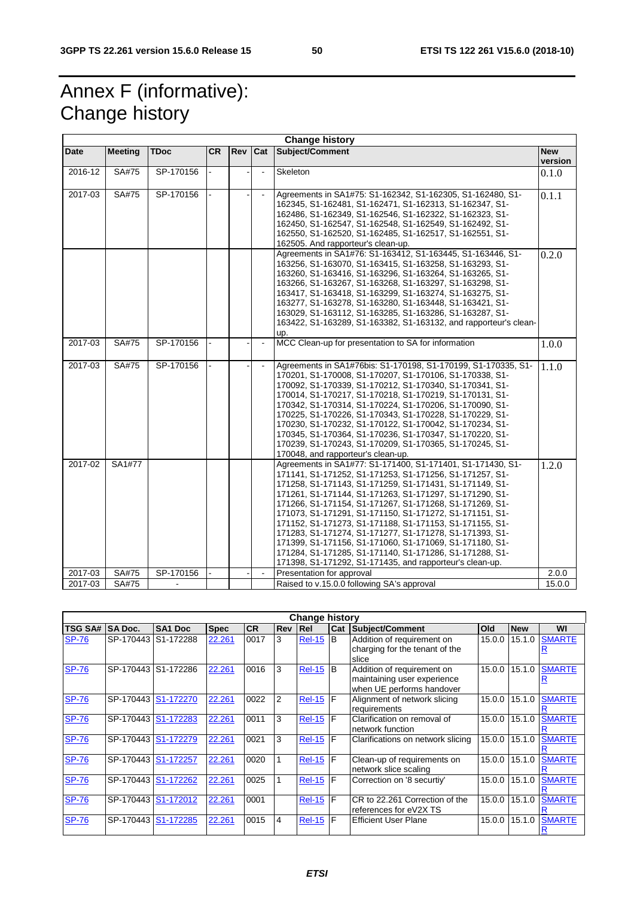# Annex F (informative): Change history

| Change history | | | | | | | |
|---|---|---|---|---|---|---|---|
| **Date** | **Meeting** | **TDoc** | **CR** | **Rev** | **Cat** | **Subject/Comment** | **New version** |
| 2016-12 | SA#75 | SP-170156 | - | - | - | Skeleton | 0.1.0 |
| 2017-03 | SA#75 | SP-170156 | - | - | - | Agreements in SA1#75: S1-162342, S1-162305, S1-162480, S1-162345, S1-162481, S1-162471, S1-162313, S1-162347, S1-162486, S1-162349, S1-162546, S1-162322, S1-162323, S1-162450, S1-162547, S1-162548, S1-162549, S1-162492, S1-162550, S1-162520, S1-162485, S1-162517, S1-162551, S1-162505. And rapporteur's clean-up. | 0.1.1 |
| | | | | | | Agreements in SA1#76: S1-163412, S1-163445, S1-163446, S1-163256, S1-163070, S1-163415, S1-163258, S1-163293, S1-163260, S1-163416, S1-163296, S1-163264, S1-163265, S1-163266, S1-163267, S1-163268, S1-163297, S1-163298, S1-163417, S1-163418, S1-163299, S1-163274, S1-163275, S1-163277, S1-163278, S1-163280, S1-163448, S1-163421, S1-163029, S1-163112, S1-163285, S1-163286, S1-163287, S1-163422, S1-163289, S1-163382, S1-163132, and rapporteur's clean-up. | 0.2.0 |
| 2017-03 | SA#75 | SP-170156 | - | - | - | MCC Clean-up for presentation to SA for information | 1.0.0 |
| 2017-03 | SA#75 | SP-170156 | - | - | - | Agreements in SA1#76bis: S1-170198, S1-170199, S1-170335, S1-170201, S1-170008, S1-170207, S1-170106, S1-170338, S1-170092, S1-170339, S1-170212, S1-170340, S1-170341, S1-170014, S1-170217, S1-170218, S1-170219, S1-170131, S1-170342, S1-170314, S1-170224, S1-170206, S1-170090, S1-170225, S1-170226, S1-170343, S1-170228, S1-170229, S1-170230, S1-170232, S1-170122, S1-170042, S1-170234, S1-170345, S1-170364, S1-170236, S1-170347, S1-170220, S1-170239, S1-170243, S1-170209, S1-170365, S1-170245, S1-170048, and rapporteur's clean-up. | 1.1.0 |
| 2017-02 | SA1#77 | | | | | Agreements in SA1#77: S1-171400, S1-171401, S1-171430, S1-171141, S1-171252, S1-171253, S1-171256, S1-171257, S1-171258, S1-171143, S1-171259, S1-171431, S1-171149, S1-171261, S1-171144, S1-171263, S1-171297, S1-171290, S1-171266, S1-171154, S1-171267, S1-171268, S1-171269, S1-171073, S1-171291, S1-171150, S1-171272, S1-171151, S1-171152, S1-171273, S1-171188, S1-171153, S1-171155, S1-171283, S1-171274, S1-171277, S1-171278, S1-171393, S1-171399, S1-171156, S1-171060, S1-171069, S1-171180, S1-171284, S1-171285, S1-171140, S1-171286, S1-171288, S1-171398, S1-171292, S1-171435, and rapporteur's clean-up. | 1.2.0 |
| 2017-03 | SA#75 | SP-170156 | - | - | - | Presentation for approval | 2.0.0 |
| 2017-03 | SA#75 | - | | | | Raised to v.15.0.0 following SA's approval | 15.0.0 |

| Change history | | | | | | | | | | | |
|---|---|---|---|---|---|---|---|---|---|---|---|
| **TSG SA#** | **SA Doc.** | **SA1 Doc** | **Spec** | **CR** | **Rev** | **Rel** | **Cat** | **Subject/Comment** | **Old** | **New** | **WI** |
| SP-76 | SP-170443 | S1-172288 | 22.261 | 0017 | 3 | Rel-15 | B | Addition of requirement on charging for the tenant of the slice | 15.0.0 | 15.1.0 | SMARTER |
| SP-76 | SP-170443 | S1-172286 | 22.261 | 0016 | 3 | Rel-15 | B | Addition of requirement on maintaining user experience when UE performs handover | 15.0.0 | 15.1.0 | SMARTER |
| SP-76 | SP-170443 | S1-172270 | 22.261 | 0022 | 2 | Rel-15 | F | Alignment of network slicing requirements | 15.0.0 | 15.1.0 | SMARTER |
| SP-76 | SP-170443 | S1-172283 | 22.261 | 0011 | 3 | Rel-15 | F | Clarification on removal of network function | 15.0.0 | 15.1.0 | SMARTER |
| SP-76 | SP-170443 | S1-172279 | 22.261 | 0021 | 3 | Rel-15 | F | Clarifications on network slicing | 15.0.0 | 15.1.0 | SMARTER |
| SP-76 | SP-170443 | S1-172257 | 22.261 | 0020 | 1 | Rel-15 | F | Clean-up of requirements on network slice scaling | 15.0.0 | 15.1.0 | SMARTER |
| SP-76 | SP-170443 | S1-172262 | 22.261 | 0025 | 1 | Rel-15 | F | Correction on '8 securtiy' | 15.0.0 | 15.1.0 | SMARTER |
| SP-76 | SP-170443 | S1-172012 | 22.261 | 0001 | | Rel-15 | F | CR to 22.261 Correction of the references for eV2X TS | 15.0.0 | 15.1.0 | SMARTER |
| SP-76 | SP-170443 | S1-172285 | 22.261 | 0015 | 4 | Rel-15 | F | Efficient User Plane | 15.0.0 | 15.1.0 | SMARTER |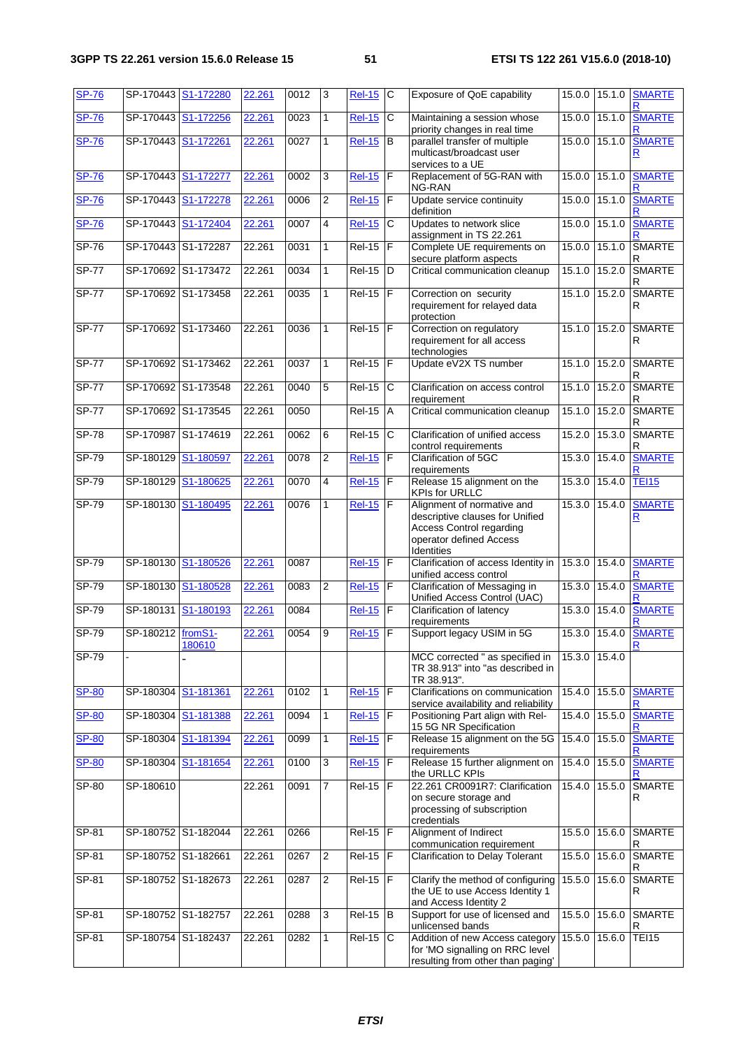| SP-76 | SP-170443 | S1-172280 | 22.261 | 0012 | 3 | Rel-15 | C | Exposure of QoE capability | 15.0.0 | 15.1.0 | SMARTER |
|---|---|---|---|---|---|---|---|---|---|---|---|
| SP-76 | SP-170443 | S1-172256 | 22.261 | 0023 | 1 | Rel-15 | C | Maintaining a session whose priority changes in real time | 15.0.0 | 15.1.0 | SMARTER |
| SP-76 | SP-170443 | S1-172261 | 22.261 | 0027 | 1 | Rel-15 | B | parallel transfer of multiple multicast/broadcast user services to a UE | 15.0.0 | 15.1.0 | SMARTER |
| SP-76 | SP-170443 | S1-172277 | 22.261 | 0002 | 3 | Rel-15 | F | Replacement of 5G-RAN with NG-RAN | 15.0.0 | 15.1.0 | SMARTER |
| SP-76 | SP-170443 | S1-172278 | 22.261 | 0006 | 2 | Rel-15 | F | Update service continuity definition | 15.0.0 | 15.1.0 | SMARTER |
| SP-76 | SP-170443 | S1-172404 | 22.261 | 0007 | 4 | Rel-15 | C | Updates to network slice assignment in TS 22.261 | 15.0.0 | 15.1.0 | SMARTER |
| SP-76 | SP-170443 | S1-172287 | 22.261 | 0031 | 1 | Rel-15 | F | Complete UE requirements on secure platform aspects | 15.0.0 | 15.1.0 | SMARTER |
| SP-77 | SP-170692 | S1-173472 | 22.261 | 0034 | 1 | Rel-15 | D | Critical communication cleanup | 15.1.0 | 15.2.0 | SMARTER |
| SP-77 | SP-170692 | S1-173458 | 22.261 | 0035 | 1 | Rel-15 | F | Correction on security requirement for relayed data protection | 15.1.0 | 15.2.0 | SMARTER |
| SP-77 | SP-170692 | S1-173460 | 22.261 | 0036 | 1 | Rel-15 | F | Correction on regulatory requirement for all access technologies | 15.1.0 | 15.2.0 | SMARTER |
| SP-77 | SP-170692 | S1-173462 | 22.261 | 0037 | 1 | Rel-15 | F | Update eV2X TS number | 15.1.0 | 15.2.0 | SMARTER |
| SP-77 | SP-170692 | S1-173548 | 22.261 | 0040 | 5 | Rel-15 | C | Clarification on access control requirement | 15.1.0 | 15.2.0 | SMARTER |
| SP-77 | SP-170692 | S1-173545 | 22.261 | 0050 | | Rel-15 | A | Critical communication cleanup | 15.1.0 | 15.2.0 | SMARTER |
| SP-78 | SP-170987 | S1-174619 | 22.261 | 0062 | 6 | Rel-15 | C | Clarification of unified access control requirements | 15.2.0 | 15.3.0 | SMARTER |
| SP-79 | SP-180129 | S1-180597 | 22.261 | 0078 | 2 | Rel-15 | F | Clarification of 5GC requirements | 15.3.0 | 15.4.0 | SMARTER |
| SP-79 | SP-180129 | S1-180625 | 22.261 | 0070 | 4 | Rel-15 | F | Release 15 alignment on the KPIs for URLLC | 15.3.0 | 15.4.0 | TEI15 |
| SP-79 | SP-180130 | S1-180495 | 22.261 | 0076 | 1 | Rel-15 | F | Alignment of normative and descriptive clauses for Unified Access Control regarding operator defined Access Identities | 15.3.0 | 15.4.0 | SMARTER |
| SP-79 | SP-180130 | S1-180526 | 22.261 | 0087 | | Rel-15 | F | Clarification of access Identity in unified access control | 15.3.0 | 15.4.0 | SMARTER |
| SP-79 | SP-180130 | S1-180528 | 22.261 | 0083 | 2 | Rel-15 | F | Clarification of Messaging in Unified Access Control (UAC) | 15.3.0 | 15.4.0 | SMARTER |
| SP-79 | SP-180131 | S1-180193 | 22.261 | 0084 | | Rel-15 | F | Clarification of latency requirements | 15.3.0 | 15.4.0 | SMARTER |
| SP-79 | SP-180212 | fromS1-180610 | 22.261 | 0054 | 9 | Rel-15 | F | Support legacy USIM in 5G | 15.3.0 | 15.4.0 | SMARTER |
| SP-79 | - | - | | | | | | MCC corrected " as specified in TR 38.913" into "as described in TR 38.913". | 15.3.0 | 15.4.0 | |
| SP-80 | SP-180304 | S1-181361 | 22.261 | 0102 | 1 | Rel-15 | F | Clarifications on communication service availability and reliability | 15.4.0 | 15.5.0 | SMARTER |
| SP-80 | SP-180304 | S1-181388 | 22.261 | 0094 | 1 | Rel-15 | F | Positioning Part align with Rel-15 5G NR Specification | 15.4.0 | 15.5.0 | SMARTER |
| SP-80 | SP-180304 | S1-181394 | 22.261 | 0099 | 1 | Rel-15 | F | Release 15 alignment on the 5G requirements | 15.4.0 | 15.5.0 | SMARTER |
| SP-80 | SP-180304 | S1-181654 | 22.261 | 0100 | 3 | Rel-15 | F | Release 15 further alignment on the URLLC KPIs | 15.4.0 | 15.5.0 | SMARTER |
| SP-80 | SP-180610 | | 22.261 | 0091 | 7 | Rel-15 | F | 22.261 CR0091R7: Clarification on secure storage and processing of subscription credentials | 15.4.0 | 15.5.0 | SMARTER |
| SP-81 | SP-180752 | S1-182044 | 22.261 | 0266 | | Rel-15 | F | Alignment of Indirect communication requirement | 15.5.0 | 15.6.0 | SMARTER |
| SP-81 | SP-180752 | S1-182661 | 22.261 | 0267 | 2 | Rel-15 | F | Clarification to Delay Tolerant | 15.5.0 | 15.6.0 | SMARTER |
| SP-81 | SP-180752 | S1-182673 | 22.261 | 0287 | 2 | Rel-15 | F | Clarify the method of configuring the UE to use Access Identity 1 and Access Identity 2 | 15.5.0 | 15.6.0 | SMARTER |
| SP-81 | SP-180752 | S1-182757 | 22.261 | 0288 | 3 | Rel-15 | B | Support for use of licensed and unlicensed bands | 15.5.0 | 15.6.0 | SMARTER |
| SP-81 | SP-180754 | S1-182437 | 22.261 | 0282 | 1 | Rel-15 | C | Addition of new Access category for 'MO signalling on RRC level resulting from other than paging' | 15.5.0 | 15.6.0 | TEI15 |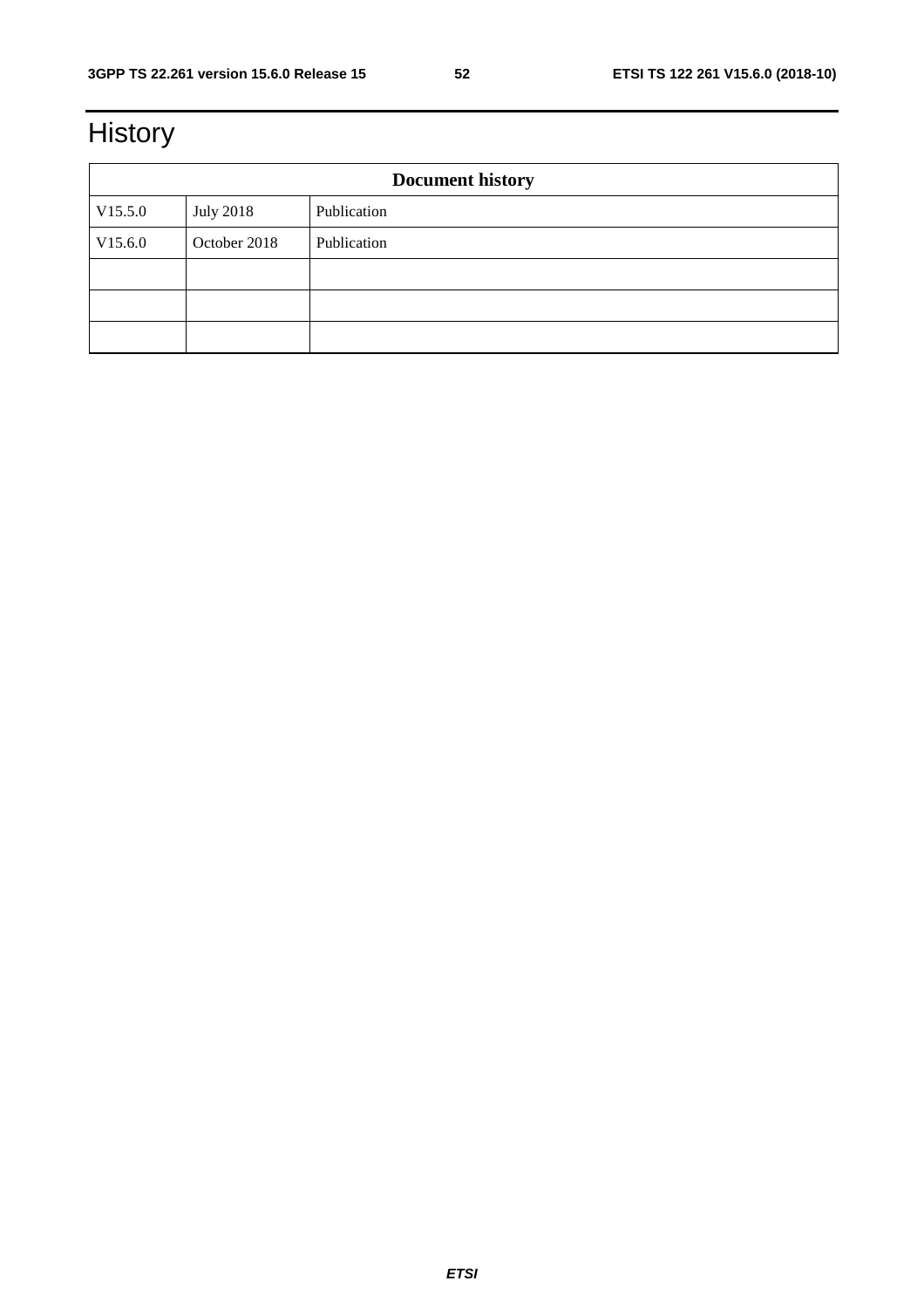# History

| Document history | | |
|---|---|---|
| V15.5.0 | July 2018 | Publication |
| V15.6.0 | October 2018 | Publication |
| | | |
| | | |
| | | |